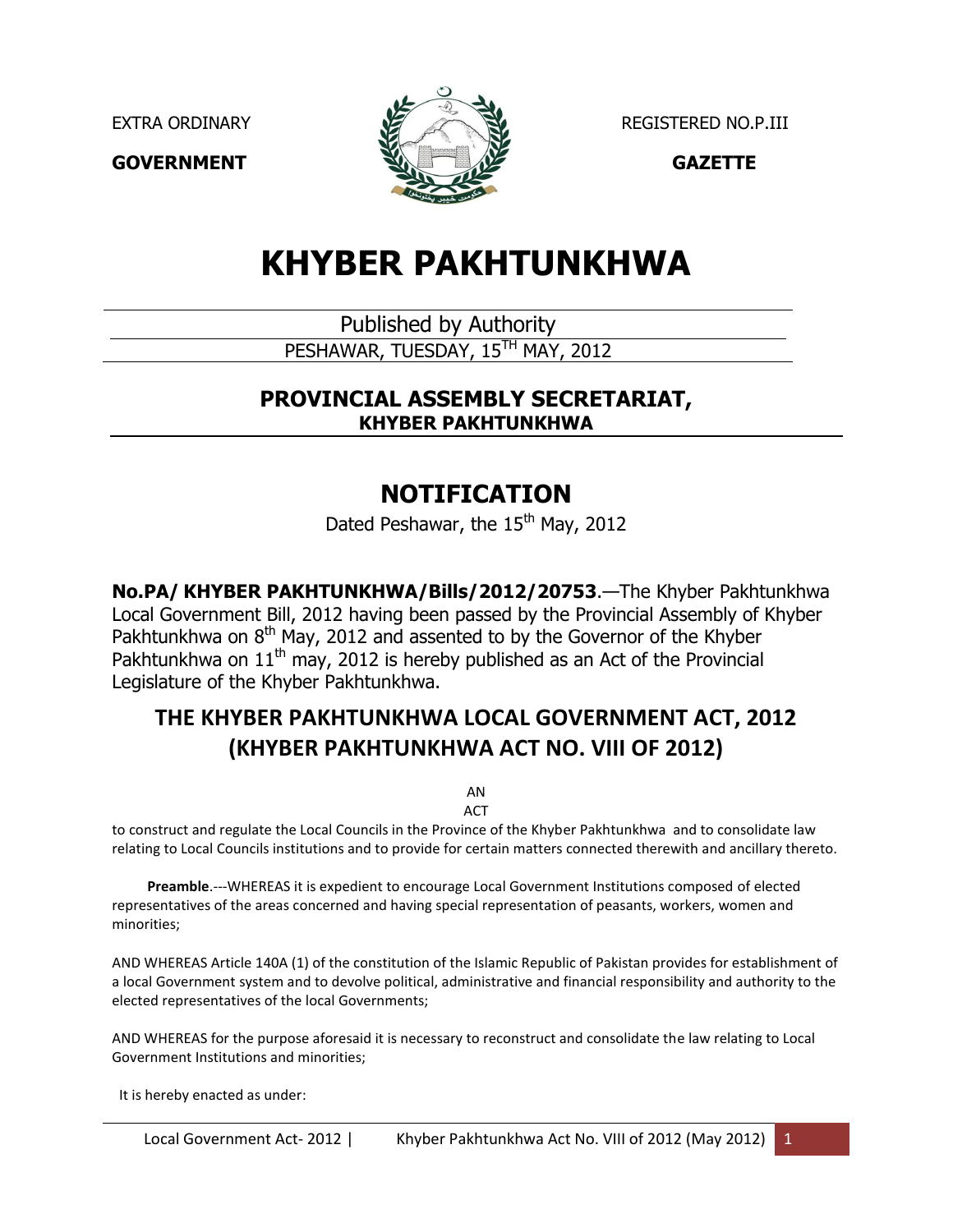EXTRA ORDINARY REGISTERED NO.P.III

**GOVERNMENT GAZETTE**

# KHYBER PAKHTUNKHWA

Published by Authority

PESHAWAR, TUESDAY, 15TH MAY, 2012

## PROVINCIAL ASSEMBLY SECRETARIAT, KHYBER PAKHTUNKHWA

## NOTIFICATION

Dated Peshawar, the 15th May, 2012

**No.PA/ KHYBER PAKHTUNKHWA/Bills/2012/20753**.—The Khyber Pakhtunkhwa Local Government Bill, 2012 having been passed by the Provincial Assembly of Khyber Pakhtunkhwa on 8th May, 2012 and assented to by the Governor of the Khyber Pakhtunkhwa on 11th may, 2012 is hereby published as an Act of the Provincial Legislature of the Khyber Pakhtunkhwa.

## THE KHYBER PAKHTUNKHWA LOCAL GOVERNMENT ACT, 2012 (KHYBER PAKHTUNKHWA ACT NO. VIII OF 2012)

AN
ACT

to construct and regulate the Local Councils in the Province of the Khyber Pakhtunkhwa and to consolidate law relating to Local Councils institutions and to provide for certain matters connected therewith and ancillary thereto.

**Preamble**.---WHEREAS it is expedient to encourage Local Government Institutions composed of elected representatives of the areas concerned and having special representation of peasants, workers, women and minorities;

AND WHEREAS Article 140A (1) of the constitution of the Islamic Republic of Pakistan provides for establishment of a local Government system and to devolve political, administrative and financial responsibility and authority to the elected representatives of the local Governments;

AND WHEREAS for the purpose aforesaid it is necessary to reconstruct and consolidate the law relating to Local Government Institutions and minorities;

It is hereby enacted as under: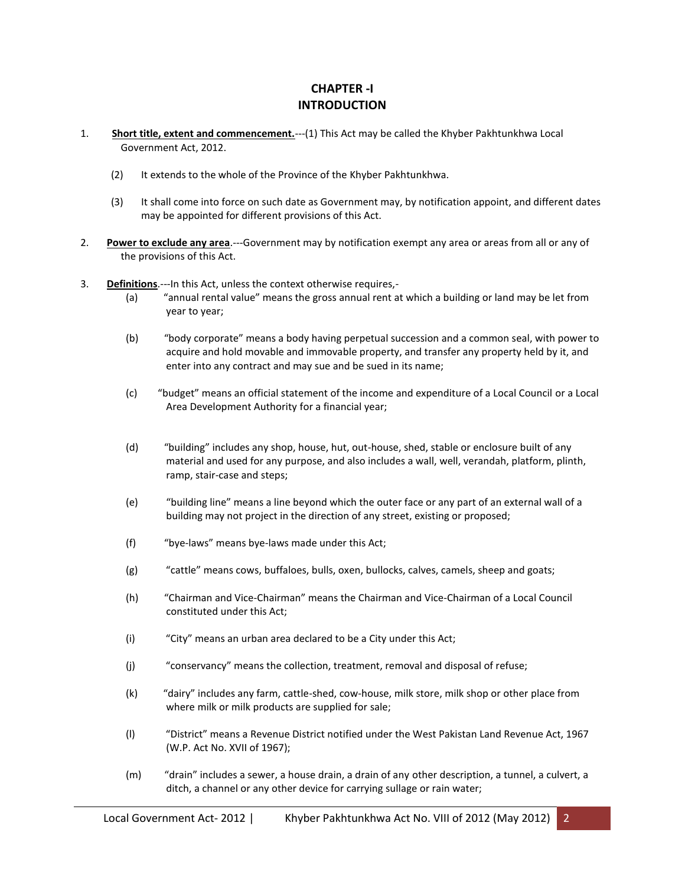# CHAPTER -I
# INTRODUCTION

1. **Short title, extent and commencement.**---(1) This Act may be called the Khyber Pakhtunkhwa Local Government Act, 2012.

   (2) It extends to the whole of the Province of the Khyber Pakhtunkhwa.

   (3) It shall come into force on such date as Government may, by notification appoint, and different dates may be appointed for different provisions of this Act.

2. **Power to exclude any area**.---Government may by notification exempt any area or areas from all or any of the provisions of this Act.

3. **Definitions**.---In this Act, unless the context otherwise requires,-

   (a) "annual rental value" means the gross annual rent at which a building or land may be let from year to year;

   (b) "body corporate" means a body having perpetual succession and a common seal, with power to acquire and hold movable and immovable property, and transfer any property held by it, and enter into any contract and may sue and be sued in its name;

   (c) "budget" means an official statement of the income and expenditure of a Local Council or a Local Area Development Authority for a financial year;

   (d) "building" includes any shop, house, hut, out-house, shed, stable or enclosure built of any material and used for any purpose, and also includes a wall, well, verandah, platform, plinth, ramp, stair-case and steps;

   (e) "building line" means a line beyond which the outer face or any part of an external wall of a building may not project in the direction of any street, existing or proposed;

   (f) "bye-laws" means bye-laws made under this Act;

   (g) "cattle" means cows, buffaloes, bulls, oxen, bullocks, calves, camels, sheep and goats;

   (h) "Chairman and Vice-Chairman" means the Chairman and Vice-Chairman of a Local Council constituted under this Act;

   (i) "City" means an urban area declared to be a City under this Act;

   (j) "conservancy" means the collection, treatment, removal and disposal of refuse;

   (k) "dairy" includes any farm, cattle-shed, cow-house, milk store, milk shop or other place from where milk or milk products are supplied for sale;

   (l) "District" means a Revenue District notified under the West Pakistan Land Revenue Act, 1967 (W.P. Act No. XVII of 1967);

   (m) "drain" includes a sewer, a house drain, a drain of any other description, a tunnel, a culvert, a ditch, a channel or any other device for carrying sullage or rain water;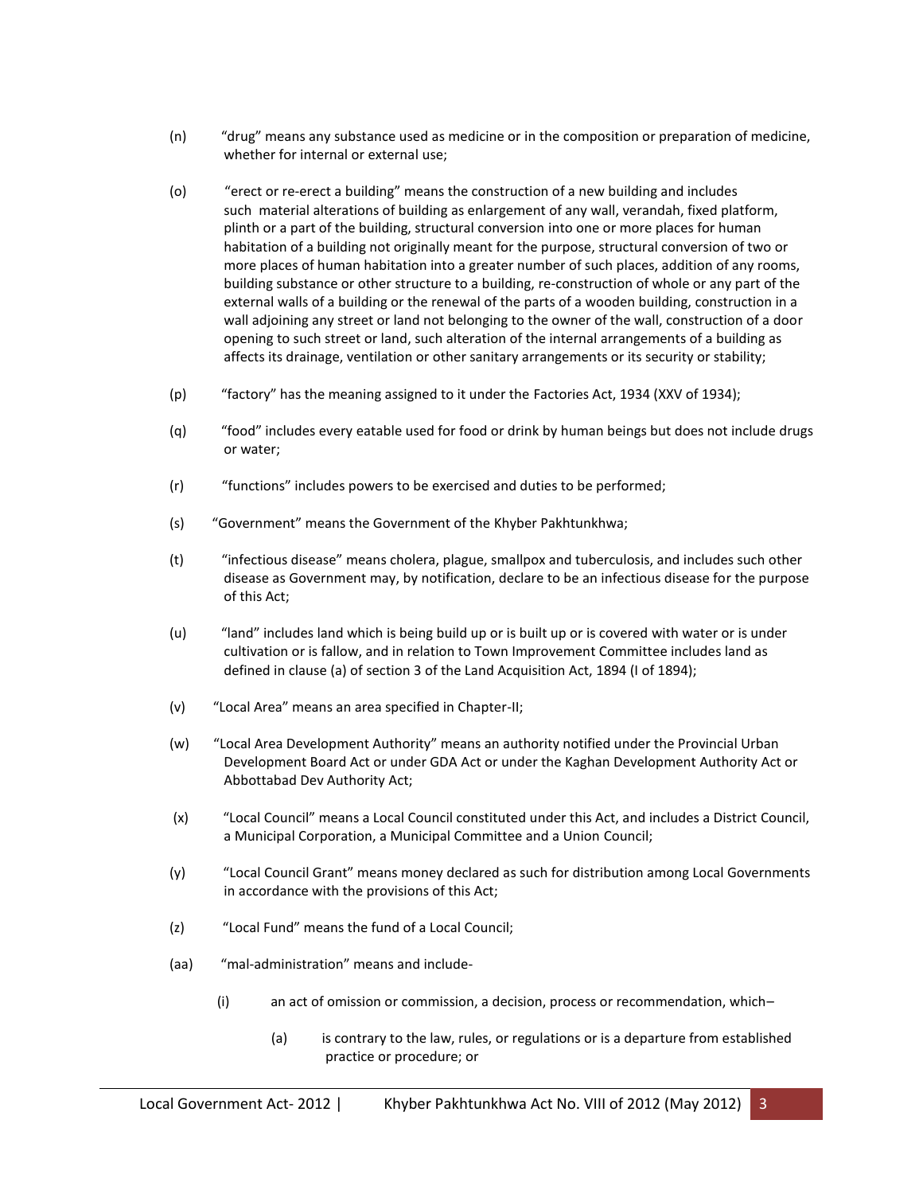(n) "drug" means any substance used as medicine or in the composition or preparation of medicine, whether for internal or external use;

(o) "erect or re-erect a building" means the construction of a new building and includes such material alterations of building as enlargement of any wall, verandah, fixed platform, plinth or a part of the building, structural conversion into one or more places for human habitation of a building not originally meant for the purpose, structural conversion of two or more places of human habitation into a greater number of such places, addition of any rooms, building substance or other structure to a building, re-construction of whole or any part of the external walls of a building or the renewal of the parts of a wooden building, construction in a wall adjoining any street or land not belonging to the owner of the wall, construction of a door opening to such street or land, such alteration of the internal arrangements of a building as affects its drainage, ventilation or other sanitary arrangements or its security or stability;

(p) "factory" has the meaning assigned to it under the Factories Act, 1934 (XXV of 1934);

(q) "food" includes every eatable used for food or drink by human beings but does not include drugs or water;

(r) "functions" includes powers to be exercised and duties to be performed;

(s) "Government" means the Government of the Khyber Pakhtunkhwa;

(t) "infectious disease" means cholera, plague, smallpox and tuberculosis, and includes such other disease as Government may, by notification, declare to be an infectious disease for the purpose of this Act;

(u) "land" includes land which is being build up or is built up or is covered with water or is under cultivation or is fallow, and in relation to Town Improvement Committee includes land as defined in clause (a) of section 3 of the Land Acquisition Act, 1894 (I of 1894);

(v) "Local Area" means an area specified in Chapter-II;

(w) "Local Area Development Authority" means an authority notified under the Provincial Urban Development Board Act or under GDA Act or under the Kaghan Development Authority Act or Abbottabad Dev Authority Act;

(x) "Local Council" means a Local Council constituted under this Act, and includes a District Council, a Municipal Corporation, a Municipal Committee and a Union Council;

(y) "Local Council Grant" means money declared as such for distribution among Local Governments in accordance with the provisions of this Act;

(z) "Local Fund" means the fund of a Local Council;

(aa) "mal-administration" means and include-

 (i) an act of omission or commission, a decision, process or recommendation, which–

  (a) is contrary to the law, rules, or regulations or is a departure from established practice or procedure; or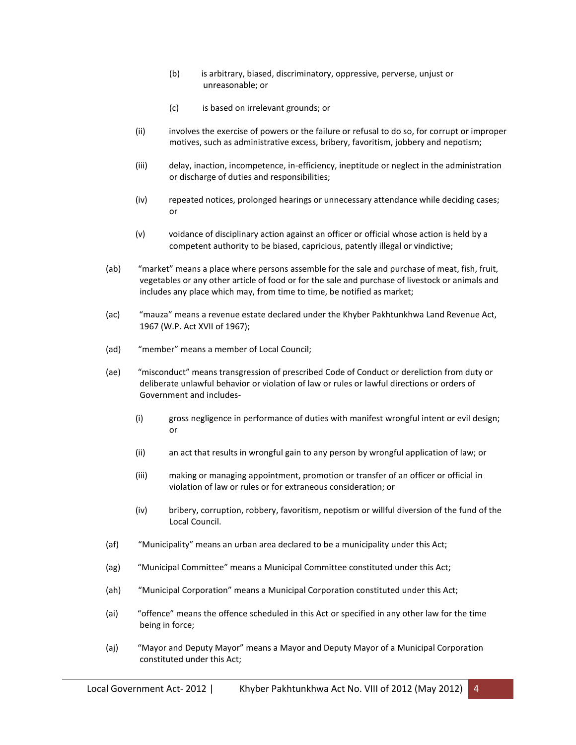(b) is arbitrary, biased, discriminatory, oppressive, perverse, unjust or unreasonable; or

(c) is based on irrelevant grounds; or

(ii) involves the exercise of powers or the failure or refusal to do so, for corrupt or improper motives, such as administrative excess, bribery, favoritism, jobbery and nepotism;

(iii) delay, inaction, incompetence, in-efficiency, ineptitude or neglect in the administration or discharge of duties and responsibilities;

(iv) repeated notices, prolonged hearings or unnecessary attendance while deciding cases; or

(v) voidance of disciplinary action against an officer or official whose action is held by a competent authority to be biased, capricious, patently illegal or vindictive;

(ab) "market" means a place where persons assemble for the sale and purchase of meat, fish, fruit, vegetables or any other article of food or for the sale and purchase of livestock or animals and includes any place which may, from time to time, be notified as market;

(ac) "mauza" means a revenue estate declared under the Khyber Pakhtunkhwa Land Revenue Act, 1967 (W.P. Act XVII of 1967);

(ad) "member" means a member of Local Council;

(ae) "misconduct" means transgression of prescribed Code of Conduct or dereliction from duty or deliberate unlawful behavior or violation of law or rules or lawful directions or orders of Government and includes-

(i) gross negligence in performance of duties with manifest wrongful intent or evil design; or

(ii) an act that results in wrongful gain to any person by wrongful application of law; or

(iii) making or managing appointment, promotion or transfer of an officer or official in violation of law or rules or for extraneous consideration; or

(iv) bribery, corruption, robbery, favoritism, nepotism or willful diversion of the fund of the Local Council.

(af) "Municipality" means an urban area declared to be a municipality under this Act;

(ag) "Municipal Committee" means a Municipal Committee constituted under this Act;

(ah) "Municipal Corporation" means a Municipal Corporation constituted under this Act;

(ai) "offence" means the offence scheduled in this Act or specified in any other law for the time being in force;

(aj) "Mayor and Deputy Mayor" means a Mayor and Deputy Mayor of a Municipal Corporation constituted under this Act;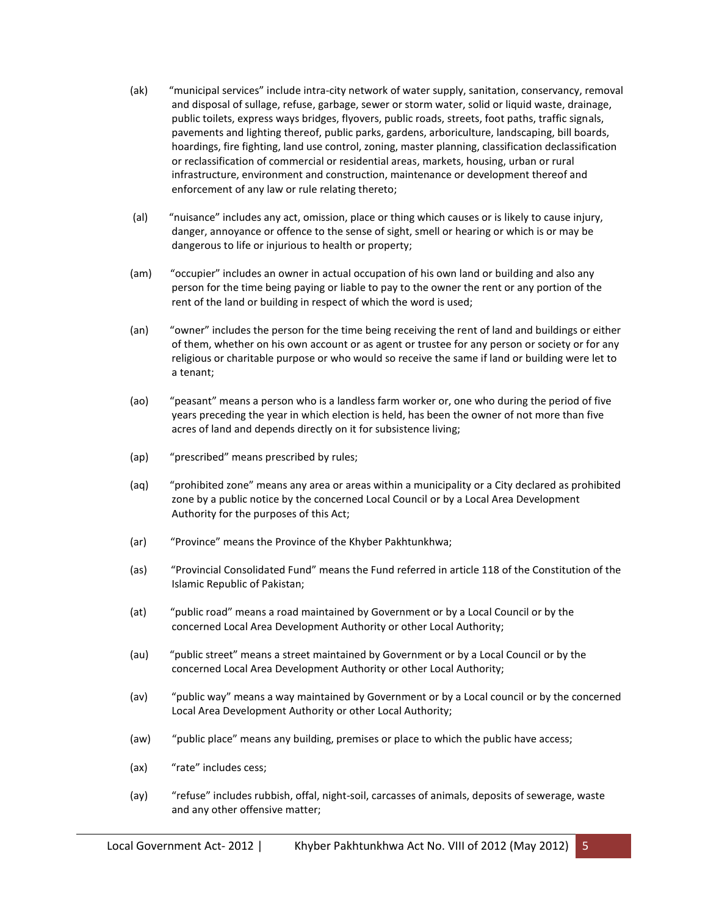(ak) "municipal services" include intra-city network of water supply, sanitation, conservancy, removal and disposal of sullage, refuse, garbage, sewer or storm water, solid or liquid waste, drainage, public toilets, express ways bridges, flyovers, public roads, streets, foot paths, traffic signals, pavements and lighting thereof, public parks, gardens, arboriculture, landscaping, bill boards, hoardings, fire fighting, land use control, zoning, master planning, classification declassification or reclassification of commercial or residential areas, markets, housing, urban or rural infrastructure, environment and construction, maintenance or development thereof and enforcement of any law or rule relating thereto;

(al) "nuisance" includes any act, omission, place or thing which causes or is likely to cause injury, danger, annoyance or offence to the sense of sight, smell or hearing or which is or may be dangerous to life or injurious to health or property;

(am) "occupier" includes an owner in actual occupation of his own land or building and also any person for the time being paying or liable to pay to the owner the rent or any portion of the rent of the land or building in respect of which the word is used;

(an) "owner" includes the person for the time being receiving the rent of land and buildings or either of them, whether on his own account or as agent or trustee for any person or society or for any religious or charitable purpose or who would so receive the same if land or building were let to a tenant;

(ao) "peasant" means a person who is a landless farm worker or, one who during the period of five years preceding the year in which election is held, has been the owner of not more than five acres of land and depends directly on it for subsistence living;

(ap) "prescribed" means prescribed by rules;

(aq) "prohibited zone" means any area or areas within a municipality or a City declared as prohibited zone by a public notice by the concerned Local Council or by a Local Area Development Authority for the purposes of this Act;

(ar) "Province" means the Province of the Khyber Pakhtunkhwa;

(as) "Provincial Consolidated Fund" means the Fund referred in article 118 of the Constitution of the Islamic Republic of Pakistan;

(at) "public road" means a road maintained by Government or by a Local Council or by the concerned Local Area Development Authority or other Local Authority;

(au) "public street" means a street maintained by Government or by a Local Council or by the concerned Local Area Development Authority or other Local Authority;

(av) "public way" means a way maintained by Government or by a Local council or by the concerned Local Area Development Authority or other Local Authority;

(aw) "public place" means any building, premises or place to which the public have access;

(ax) "rate" includes cess;

(ay) "refuse" includes rubbish, offal, night-soil, carcasses of animals, deposits of sewerage, waste and any other offensive matter;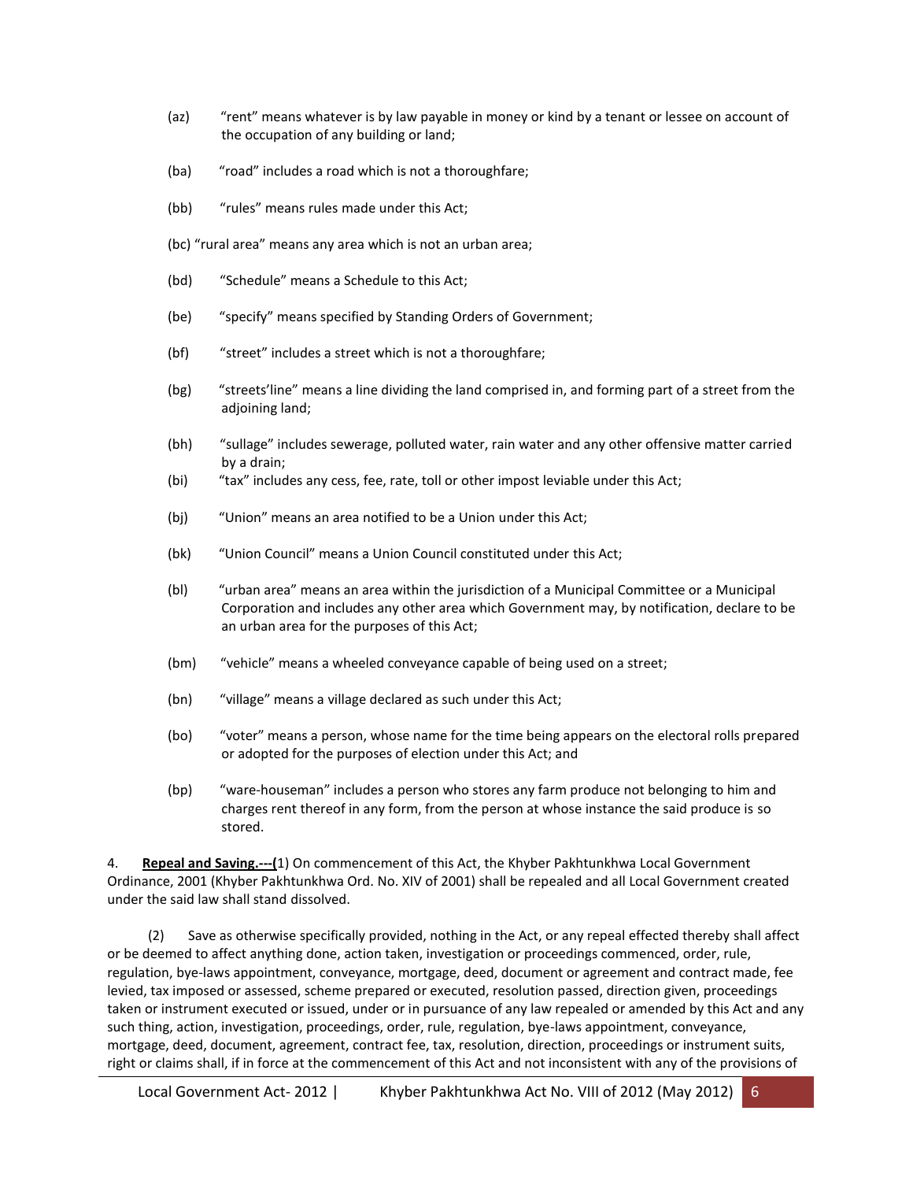(az) "rent" means whatever is by law payable in money or kind by a tenant or lessee on account of the occupation of any building or land;

(ba) "road" includes a road which is not a thoroughfare;

(bb) "rules" means rules made under this Act;

(bc) "rural area" means any area which is not an urban area;

(bd) "Schedule" means a Schedule to this Act;

(be) "specify" means specified by Standing Orders of Government;

(bf) "street" includes a street which is not a thoroughfare;

(bg) "streets'line" means a line dividing the land comprised in, and forming part of a street from the adjoining land;

(bh) "sullage" includes sewerage, polluted water, rain water and any other offensive matter carried by a drain;

(bi) "tax" includes any cess, fee, rate, toll or other impost leviable under this Act;

(bj) "Union" means an area notified to be a Union under this Act;

(bk) "Union Council" means a Union Council constituted under this Act;

(bl) "urban area" means an area within the jurisdiction of a Municipal Committee or a Municipal Corporation and includes any other area which Government may, by notification, declare to be an urban area for the purposes of this Act;

(bm) "vehicle" means a wheeled conveyance capable of being used on a street;

(bn) "village" means a village declared as such under this Act;

(bo) "voter" means a person, whose name for the time being appears on the electoral rolls prepared or adopted for the purposes of election under this Act; and

(bp) "ware-houseman" includes a person who stores any farm produce not belonging to him and charges rent thereof in any form, from the person at whose instance the said produce is so stored.

4. **Repeal and Saving.---(**1) On commencement of this Act, the Khyber Pakhtunkhwa Local Government Ordinance, 2001 (Khyber Pakhtunkhwa Ord. No. XIV of 2001) shall be repealed and all Local Government created under the said law shall stand dissolved.

(2) Save as otherwise specifically provided, nothing in the Act, or any repeal effected thereby shall affect or be deemed to affect anything done, action taken, investigation or proceedings commenced, order, rule, regulation, bye-laws appointment, conveyance, mortgage, deed, document or agreement and contract made, fee levied, tax imposed or assessed, scheme prepared or executed, resolution passed, direction given, proceedings taken or instrument executed or issued, under or in pursuance of any law repealed or amended by this Act and any such thing, action, investigation, proceedings, order, rule, regulation, bye-laws appointment, conveyance, mortgage, deed, document, agreement, contract fee, tax, resolution, direction, proceedings or instrument suits, right or claims shall, if in force at the commencement of this Act and not inconsistent with any of the provisions of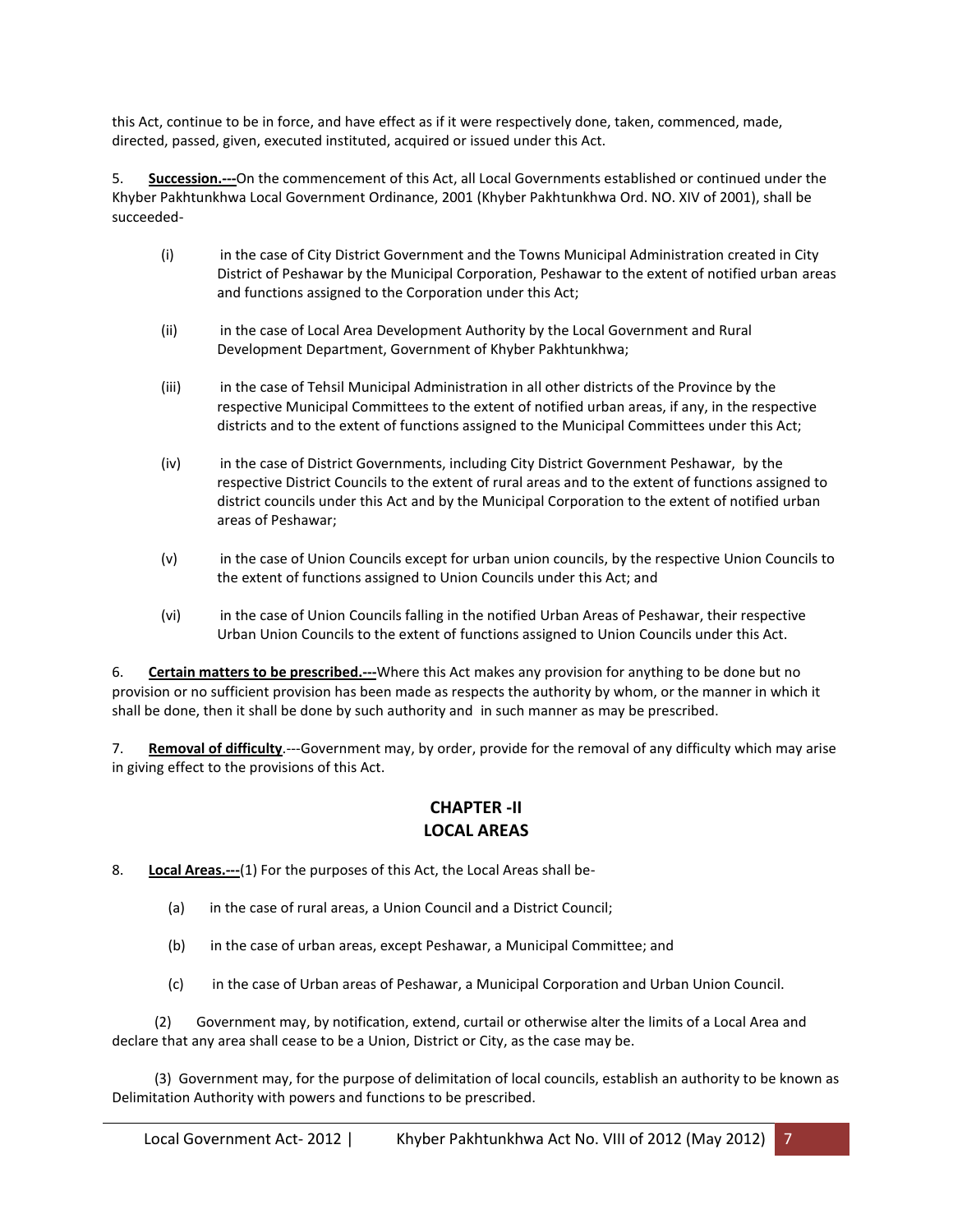this Act, continue to be in force, and have effect as if it were respectively done, taken, commenced, made, directed, passed, given, executed instituted, acquired or issued under this Act.

5. **Succession.---**On the commencement of this Act, all Local Governments established or continued under the Khyber Pakhtunkhwa Local Government Ordinance, 2001 (Khyber Pakhtunkhwa Ord. NO. XIV of 2001), shall be succeeded-

(i) in the case of City District Government and the Towns Municipal Administration created in City District of Peshawar by the Municipal Corporation, Peshawar to the extent of notified urban areas and functions assigned to the Corporation under this Act;

(ii) in the case of Local Area Development Authority by the Local Government and Rural Development Department, Government of Khyber Pakhtunkhwa;

(iii) in the case of Tehsil Municipal Administration in all other districts of the Province by the respective Municipal Committees to the extent of notified urban areas, if any, in the respective districts and to the extent of functions assigned to the Municipal Committees under this Act;

(iv) in the case of District Governments, including City District Government Peshawar, by the respective District Councils to the extent of rural areas and to the extent of functions assigned to district councils under this Act and by the Municipal Corporation to the extent of notified urban areas of Peshawar;

(v) in the case of Union Councils except for urban union councils, by the respective Union Councils to the extent of functions assigned to Union Councils under this Act; and

(vi) in the case of Union Councils falling in the notified Urban Areas of Peshawar, their respective Urban Union Councils to the extent of functions assigned to Union Councils under this Act.

6. **Certain matters to be prescribed.---**Where this Act makes any provision for anything to be done but no provision or no sufficient provision has been made as respects the authority by whom, or the manner in which it shall be done, then it shall be done by such authority and in such manner as may be prescribed.

7. **Removal of difficulty**.---Government may, by order, provide for the removal of any difficulty which may arise in giving effect to the provisions of this Act.

## CHAPTER -II
## LOCAL AREAS

8. **Local Areas.---**(1) For the purposes of this Act, the Local Areas shall be-

(a) in the case of rural areas, a Union Council and a District Council;

(b) in the case of urban areas, except Peshawar, a Municipal Committee; and

(c) in the case of Urban areas of Peshawar, a Municipal Corporation and Urban Union Council.

(2) Government may, by notification, extend, curtail or otherwise alter the limits of a Local Area and declare that any area shall cease to be a Union, District or City, as the case may be.

(3) Government may, for the purpose of delimitation of local councils, establish an authority to be known as Delimitation Authority with powers and functions to be prescribed.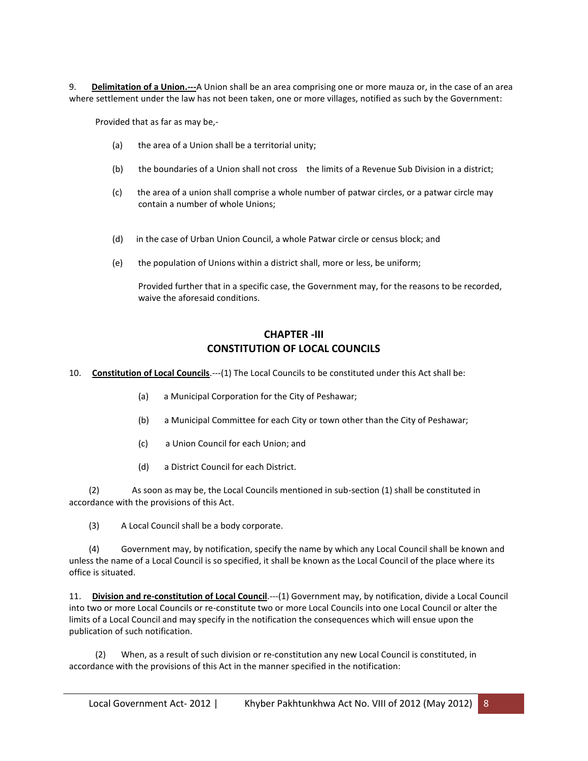9. **Delimitation of a Union.---**A Union shall be an area comprising one or more mauza or, in the case of an area where settlement under the law has not been taken, one or more villages, notified as such by the Government:

Provided that as far as may be,-

(a) the area of a Union shall be a territorial unity;

(b) the boundaries of a Union shall not cross the limits of a Revenue Sub Division in a district;

(c) the area of a union shall comprise a whole number of patwar circles, or a patwar circle may contain a number of whole Unions;

(d) in the case of Urban Union Council, a whole Patwar circle or census block; and

(e) the population of Unions within a district shall, more or less, be uniform;

Provided further that in a specific case, the Government may, for the reasons to be recorded, waive the aforesaid conditions.

## CHAPTER -III
## CONSTITUTION OF LOCAL COUNCILS

10. **Constitution of Local Councils**.---(1) The Local Councils to be constituted under this Act shall be:

(a) a Municipal Corporation for the City of Peshawar;

(b) a Municipal Committee for each City or town other than the City of Peshawar;

(c) a Union Council for each Union; and

(d) a District Council for each District.

(2) As soon as may be, the Local Councils mentioned in sub-section (1) shall be constituted in accordance with the provisions of this Act.

(3) A Local Council shall be a body corporate.

(4) Government may, by notification, specify the name by which any Local Council shall be known and unless the name of a Local Council is so specified, it shall be known as the Local Council of the place where its office is situated.

11. **Division and re-constitution of Local Council**.---(1) Government may, by notification, divide a Local Council into two or more Local Councils or re-constitute two or more Local Councils into one Local Council or alter the limits of a Local Council and may specify in the notification the consequences which will ensue upon the publication of such notification.

(2) When, as a result of such division or re-constitution any new Local Council is constituted, in accordance with the provisions of this Act in the manner specified in the notification: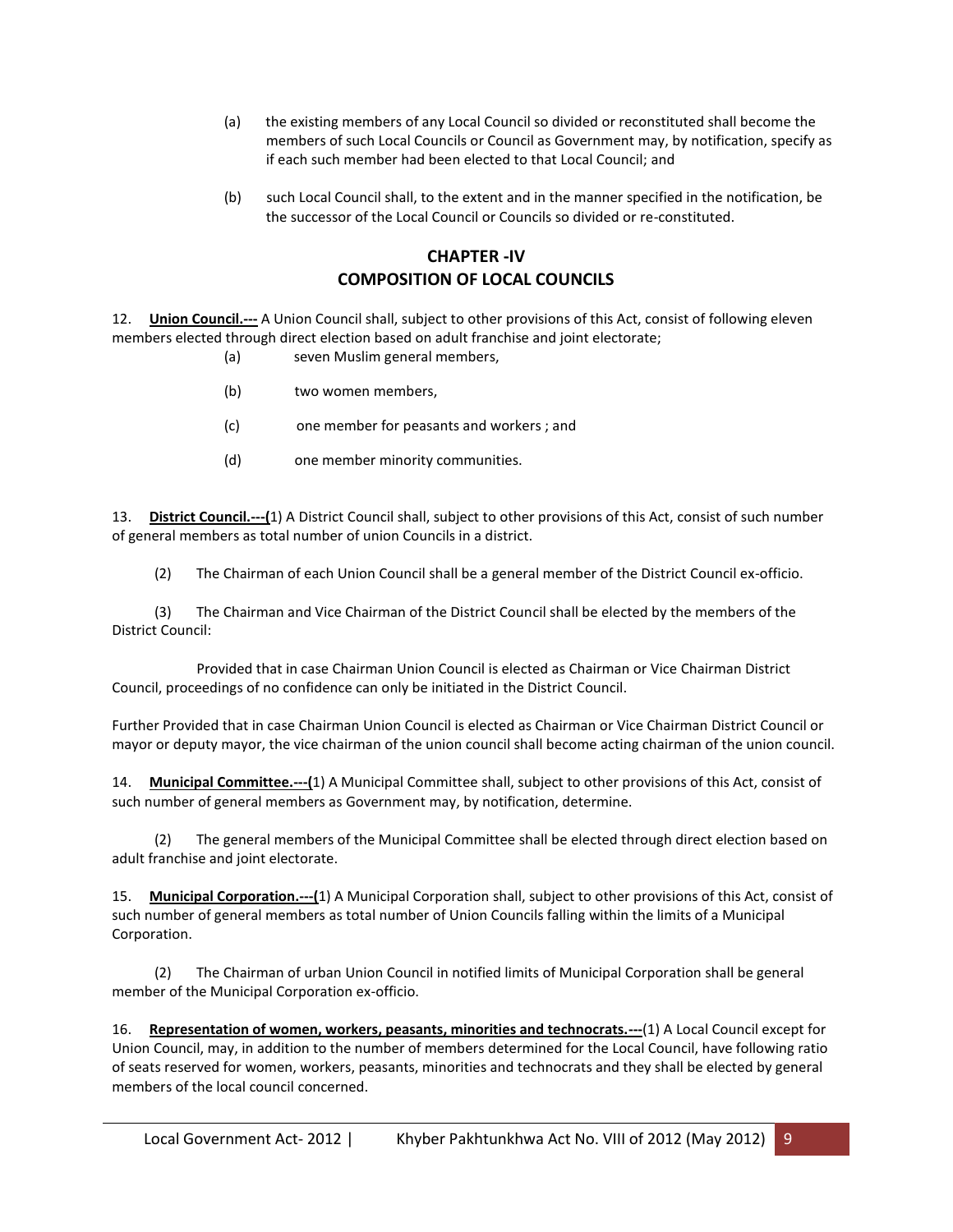(a) the existing members of any Local Council so divided or reconstituted shall become the members of such Local Councils or Council as Government may, by notification, specify as if each such member had been elected to that Local Council; and

(b) such Local Council shall, to the extent and in the manner specified in the notification, be the successor of the Local Council or Councils so divided or re-constituted.

## CHAPTER -IV
## COMPOSITION OF LOCAL COUNCILS

12. **Union Council.---** A Union Council shall, subject to other provisions of this Act, consist of following eleven members elected through direct election based on adult franchise and joint electorate;

(a) seven Muslim general members,

(b) two women members,

(c) one member for peasants and workers ; and

(d) one member minority communities.

13. **District Council.---(**1) A District Council shall, subject to other provisions of this Act, consist of such number of general members as total number of union Councils in a district.

(2) The Chairman of each Union Council shall be a general member of the District Council ex-officio.

(3) The Chairman and Vice Chairman of the District Council shall be elected by the members of the District Council:

Provided that in case Chairman Union Council is elected as Chairman or Vice Chairman District Council, proceedings of no confidence can only be initiated in the District Council.

Further Provided that in case Chairman Union Council is elected as Chairman or Vice Chairman District Council or mayor or deputy mayor, the vice chairman of the union council shall become acting chairman of the union council.

14. **Municipal Committee.---(**1) A Municipal Committee shall, subject to other provisions of this Act, consist of such number of general members as Government may, by notification, determine.

(2) The general members of the Municipal Committee shall be elected through direct election based on adult franchise and joint electorate.

15. **Municipal Corporation.---(**1) A Municipal Corporation shall, subject to other provisions of this Act, consist of such number of general members as total number of Union Councils falling within the limits of a Municipal Corporation.

(2) The Chairman of urban Union Council in notified limits of Municipal Corporation shall be general member of the Municipal Corporation ex-officio.

16. **Representation of women, workers, peasants, minorities and technocrats.---**(1) A Local Council except for Union Council, may, in addition to the number of members determined for the Local Council, have following ratio of seats reserved for women, workers, peasants, minorities and technocrats and they shall be elected by general members of the local council concerned.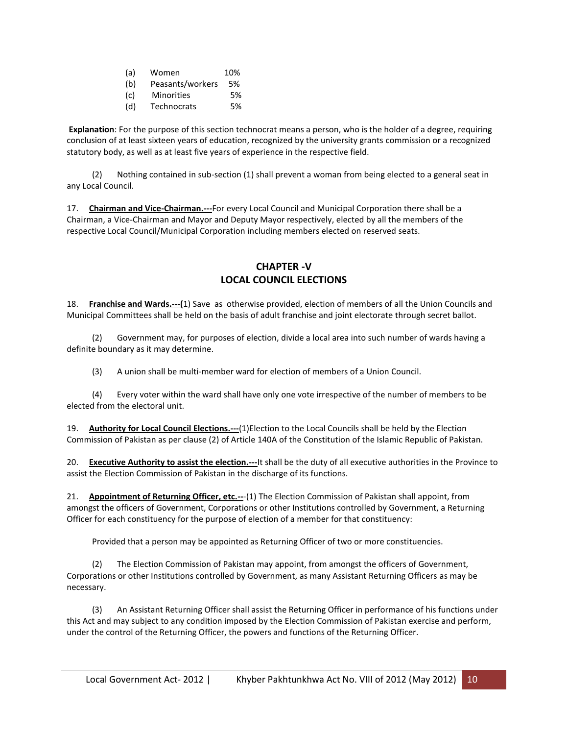| | | |
|---|---|---|
| (a) | Women | 10% |
| (b) | Peasants/workers | 5% |
| (c) | Minorities | 5% |
| (d) | Technocrats | 5% |

**Explanation**: For the purpose of this section technocrat means a person, who is the holder of a degree, requiring conclusion of at least sixteen years of education, recognized by the university grants commission or a recognized statutory body, as well as at least five years of experience in the respective field.

(2) Nothing contained in sub-section (1) shall prevent a woman from being elected to a general seat in any Local Council.

17. **Chairman and Vice-Chairman.---**For every Local Council and Municipal Corporation there shall be a Chairman, a Vice-Chairman and Mayor and Deputy Mayor respectively, elected by all the members of the respective Local Council/Municipal Corporation including members elected on reserved seats.

## CHAPTER -V
## LOCAL COUNCIL ELECTIONS

18. **Franchise and Wards.---(**1) Save as otherwise provided, election of members of all the Union Councils and Municipal Committees shall be held on the basis of adult franchise and joint electorate through secret ballot.

(2) Government may, for purposes of election, divide a local area into such number of wards having a definite boundary as it may determine.

(3) A union shall be multi-member ward for election of members of a Union Council.

(4) Every voter within the ward shall have only one vote irrespective of the number of members to be elected from the electoral unit.

19. **Authority for Local Council Elections.---**(1)Election to the Local Councils shall be held by the Election Commission of Pakistan as per clause (2) of Article 140A of the Constitution of the Islamic Republic of Pakistan.

20. **Executive Authority to assist the election.---**It shall be the duty of all executive authorities in the Province to assist the Election Commission of Pakistan in the discharge of its functions.

21. **Appointment of Returning Officer, etc.---**(1) The Election Commission of Pakistan shall appoint, from amongst the officers of Government, Corporations or other Institutions controlled by Government, a Returning Officer for each constituency for the purpose of election of a member for that constituency:

Provided that a person may be appointed as Returning Officer of two or more constituencies.

(2) The Election Commission of Pakistan may appoint, from amongst the officers of Government, Corporations or other Institutions controlled by Government, as many Assistant Returning Officers as may be necessary.

(3) An Assistant Returning Officer shall assist the Returning Officer in performance of his functions under this Act and may subject to any condition imposed by the Election Commission of Pakistan exercise and perform, under the control of the Returning Officer, the powers and functions of the Returning Officer.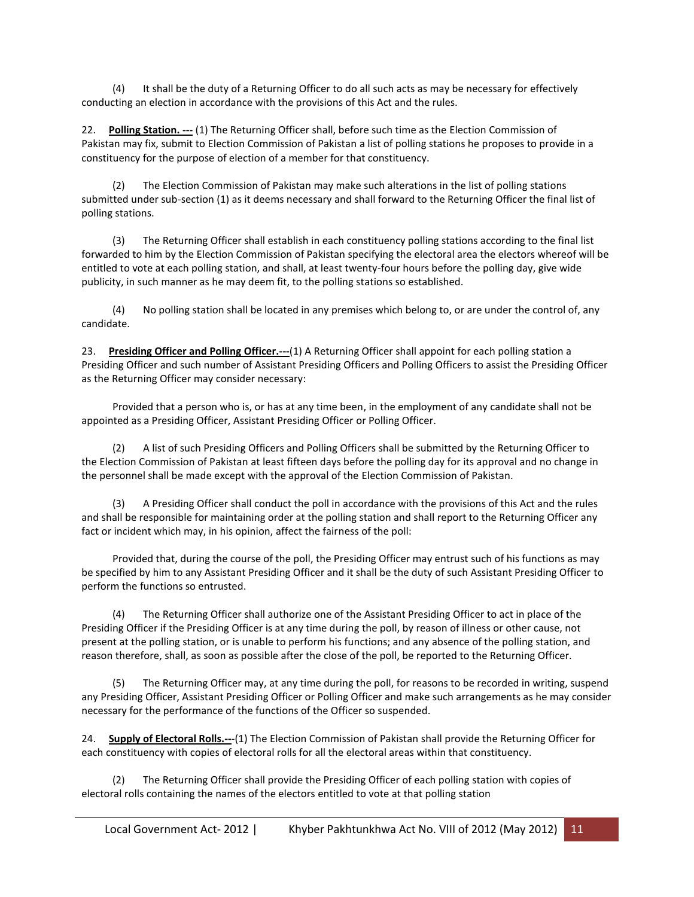(4) It shall be the duty of a Returning Officer to do all such acts as may be necessary for effectively conducting an election in accordance with the provisions of this Act and the rules.

22. **Polling Station. ---** (1) The Returning Officer shall, before such time as the Election Commission of Pakistan may fix, submit to Election Commission of Pakistan a list of polling stations he proposes to provide in a constituency for the purpose of election of a member for that constituency.

(2) The Election Commission of Pakistan may make such alterations in the list of polling stations submitted under sub-section (1) as it deems necessary and shall forward to the Returning Officer the final list of polling stations.

(3) The Returning Officer shall establish in each constituency polling stations according to the final list forwarded to him by the Election Commission of Pakistan specifying the electoral area the electors whereof will be entitled to vote at each polling station, and shall, at least twenty-four hours before the polling day, give wide publicity, in such manner as he may deem fit, to the polling stations so established.

(4) No polling station shall be located in any premises which belong to, or are under the control of, any candidate.

23. **Presiding Officer and Polling Officer.---**(1) A Returning Officer shall appoint for each polling station a Presiding Officer and such number of Assistant Presiding Officers and Polling Officers to assist the Presiding Officer as the Returning Officer may consider necessary:

Provided that a person who is, or has at any time been, in the employment of any candidate shall not be appointed as a Presiding Officer, Assistant Presiding Officer or Polling Officer.

(2) A list of such Presiding Officers and Polling Officers shall be submitted by the Returning Officer to the Election Commission of Pakistan at least fifteen days before the polling day for its approval and no change in the personnel shall be made except with the approval of the Election Commission of Pakistan.

(3) A Presiding Officer shall conduct the poll in accordance with the provisions of this Act and the rules and shall be responsible for maintaining order at the polling station and shall report to the Returning Officer any fact or incident which may, in his opinion, affect the fairness of the poll:

Provided that, during the course of the poll, the Presiding Officer may entrust such of his functions as may be specified by him to any Assistant Presiding Officer and it shall be the duty of such Assistant Presiding Officer to perform the functions so entrusted.

(4) The Returning Officer shall authorize one of the Assistant Presiding Officer to act in place of the Presiding Officer if the Presiding Officer is at any time during the poll, by reason of illness or other cause, not present at the polling station, or is unable to perform his functions; and any absence of the polling station, and reason therefore, shall, as soon as possible after the close of the poll, be reported to the Returning Officer.

(5) The Returning Officer may, at any time during the poll, for reasons to be recorded in writing, suspend any Presiding Officer, Assistant Presiding Officer or Polling Officer and make such arrangements as he may consider necessary for the performance of the functions of the Officer so suspended.

24. **Supply of Electoral Rolls.---**(1) The Election Commission of Pakistan shall provide the Returning Officer for each constituency with copies of electoral rolls for all the electoral areas within that constituency.

(2) The Returning Officer shall provide the Presiding Officer of each polling station with copies of electoral rolls containing the names of the electors entitled to vote at that polling station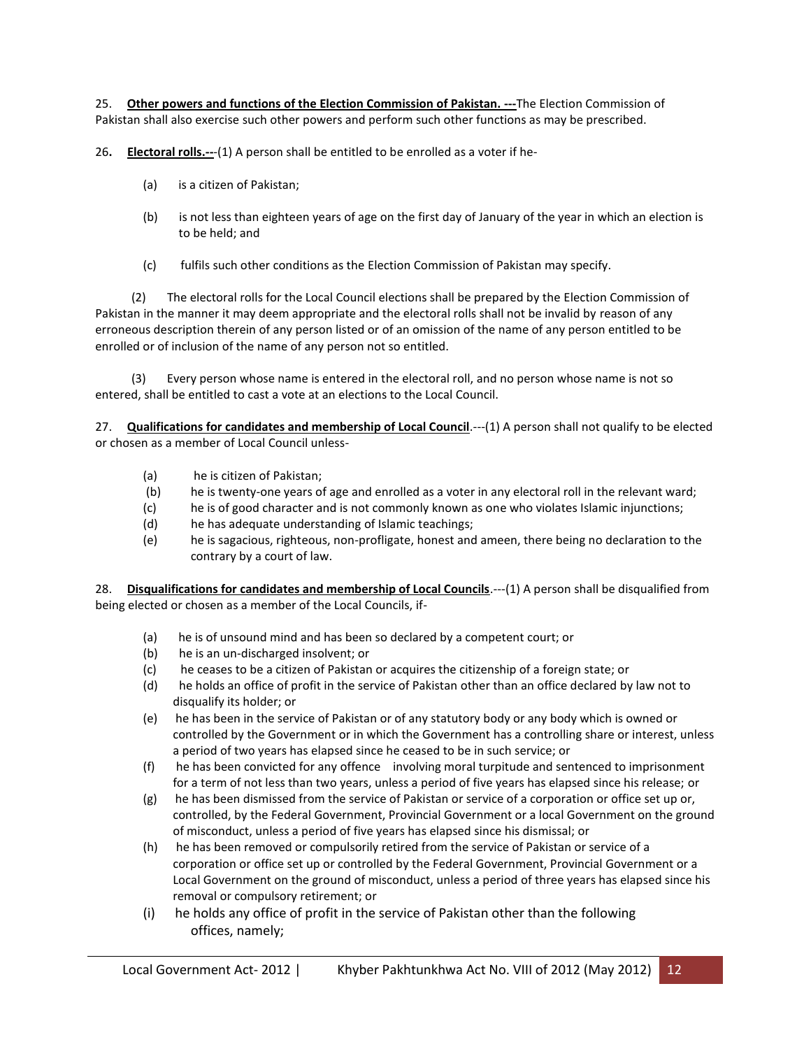25. **Other powers and functions of the Election Commission of Pakistan. ---**The Election Commission of Pakistan shall also exercise such other powers and perform such other functions as may be prescribed.

26**. Electoral rolls.---**(1) A person shall be entitled to be enrolled as a voter if he-

(a) is a citizen of Pakistan;

(b) is not less than eighteen years of age on the first day of January of the year in which an election is to be held; and

(c) fulfils such other conditions as the Election Commission of Pakistan may specify.

(2) The electoral rolls for the Local Council elections shall be prepared by the Election Commission of Pakistan in the manner it may deem appropriate and the electoral rolls shall not be invalid by reason of any erroneous description therein of any person listed or of an omission of the name of any person entitled to be enrolled or of inclusion of the name of any person not so entitled.

(3) Every person whose name is entered in the electoral roll, and no person whose name is not so entered, shall be entitled to cast a vote at an elections to the Local Council.

27. **Qualifications for candidates and membership of Local Council**.---(1) A person shall not qualify to be elected or chosen as a member of Local Council unless-

(a) he is citizen of Pakistan;
(b) he is twenty-one years of age and enrolled as a voter in any electoral roll in the relevant ward;
(c) he is of good character and is not commonly known as one who violates Islamic injunctions;
(d) he has adequate understanding of Islamic teachings;
(e) he is sagacious, righteous, non-profligate, honest and ameen, there being no declaration to the contrary by a court of law.

28. **Disqualifications for candidates and membership of Local Councils**.---(1) A person shall be disqualified from being elected or chosen as a member of the Local Councils, if-

(a) he is of unsound mind and has been so declared by a competent court; or
(b) he is an un-discharged insolvent; or
(c) he ceases to be a citizen of Pakistan or acquires the citizenship of a foreign state; or
(d) he holds an office of profit in the service of Pakistan other than an office declared by law not to disqualify its holder; or
(e) he has been in the service of Pakistan or of any statutory body or any body which is owned or controlled by the Government or in which the Government has a controlling share or interest, unless a period of two years has elapsed since he ceased to be in such service; or
(f) he has been convicted for any offence involving moral turpitude and sentenced to imprisonment for a term of not less than two years, unless a period of five years has elapsed since his release; or
(g) he has been dismissed from the service of Pakistan or service of a corporation or office set up or, controlled, by the Federal Government, Provincial Government or a local Government on the ground of misconduct, unless a period of five years has elapsed since his dismissal; or
(h) he has been removed or compulsorily retired from the service of Pakistan or service of a corporation or office set up or controlled by the Federal Government, Provincial Government or a Local Government on the ground of misconduct, unless a period of three years has elapsed since his removal or compulsory retirement; or
(i) he holds any office of profit in the service of Pakistan other than the following offices, namely;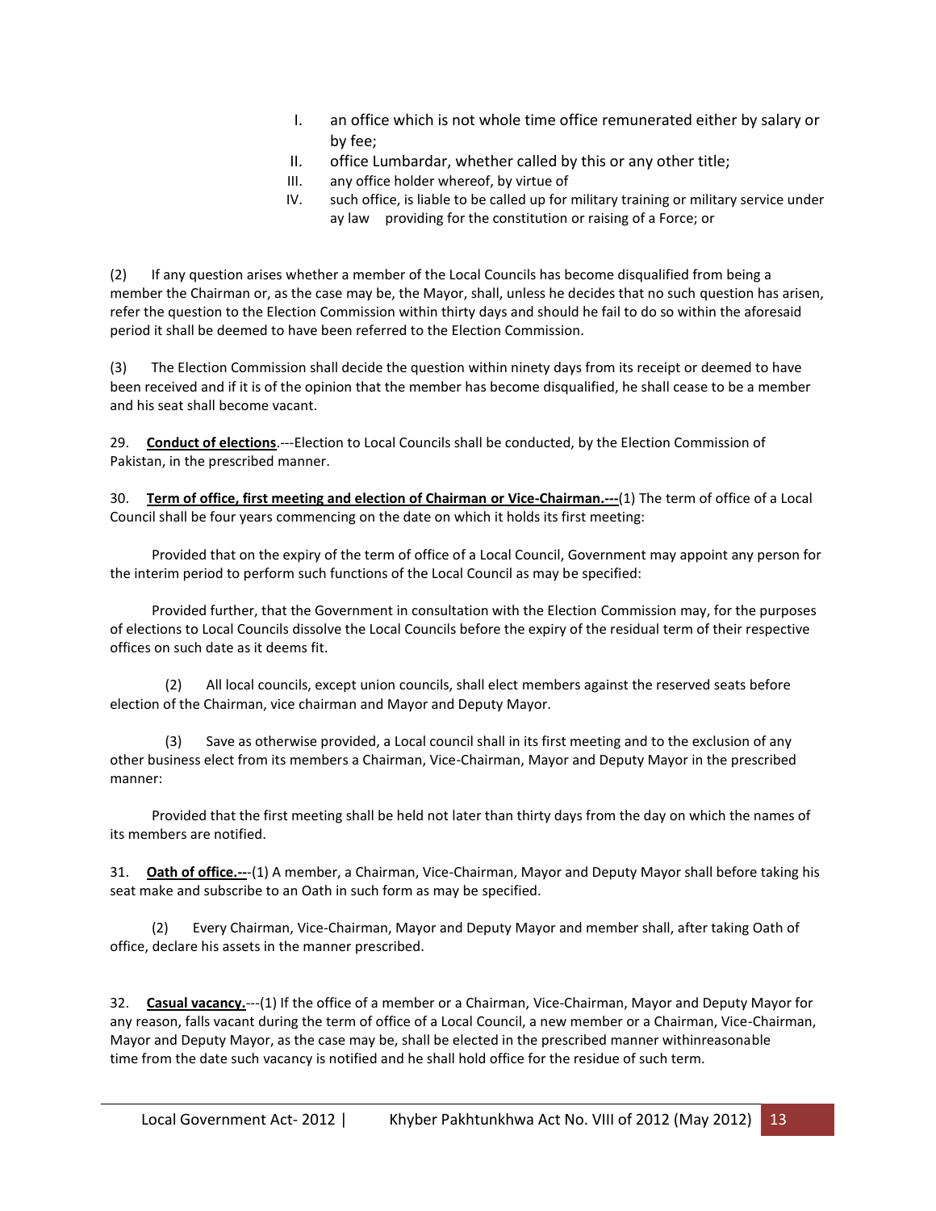I. an office which is not whole time office remunerated either by salary or by fee;
II. office Lumbardar, whether called by this or any other title;
III. any office holder whereof, by virtue of
IV. such office, is liable to be called up for military training or military service under ay law providing for the constitution or raising of a Force; or

(2) If any question arises whether a member of the Local Councils has become disqualified from being a member the Chairman or, as the case may be, the Mayor, shall, unless he decides that no such question has arisen, refer the question to the Election Commission within thirty days and should he fail to do so within the aforesaid period it shall be deemed to have been referred to the Election Commission.

(3) The Election Commission shall decide the question within ninety days from its receipt or deemed to have been received and if it is of the opinion that the member has become disqualified, he shall cease to be a member and his seat shall become vacant.

29. **Conduct of elections**.---Election to Local Councils shall be conducted, by the Election Commission of Pakistan, in the prescribed manner.

30. **Term of office, first meeting and election of Chairman or Vice-Chairman.---**(1) The term of office of a Local Council shall be four years commencing on the date on which it holds its first meeting:

Provided that on the expiry of the term of office of a Local Council, Government may appoint any person for the interim period to perform such functions of the Local Council as may be specified:

Provided further, that the Government in consultation with the Election Commission may, for the purposes of elections to Local Councils dissolve the Local Councils before the expiry of the residual term of their respective offices on such date as it deems fit.

(2) All local councils, except union councils, shall elect members against the reserved seats before election of the Chairman, vice chairman and Mayor and Deputy Mayor.

(3) Save as otherwise provided, a Local council shall in its first meeting and to the exclusion of any other business elect from its members a Chairman, Vice-Chairman, Mayor and Deputy Mayor in the prescribed manner:

Provided that the first meeting shall be held not later than thirty days from the day on which the names of its members are notified.

31. **Oath of office.---**(1) A member, a Chairman, Vice-Chairman, Mayor and Deputy Mayor shall before taking his seat make and subscribe to an Oath in such form as may be specified.

(2) Every Chairman, Vice-Chairman, Mayor and Deputy Mayor and member shall, after taking Oath of office, declare his assets in the manner prescribed.

32. **Casual vacancy.**---(1) If the office of a member or a Chairman, Vice-Chairman, Mayor and Deputy Mayor for any reason, falls vacant during the term of office of a Local Council, a new member or a Chairman, Vice-Chairman, Mayor and Deputy Mayor, as the case may be, shall be elected in the prescribed manner withinreasonable time from the date such vacancy is notified and he shall hold office for the residue of such term.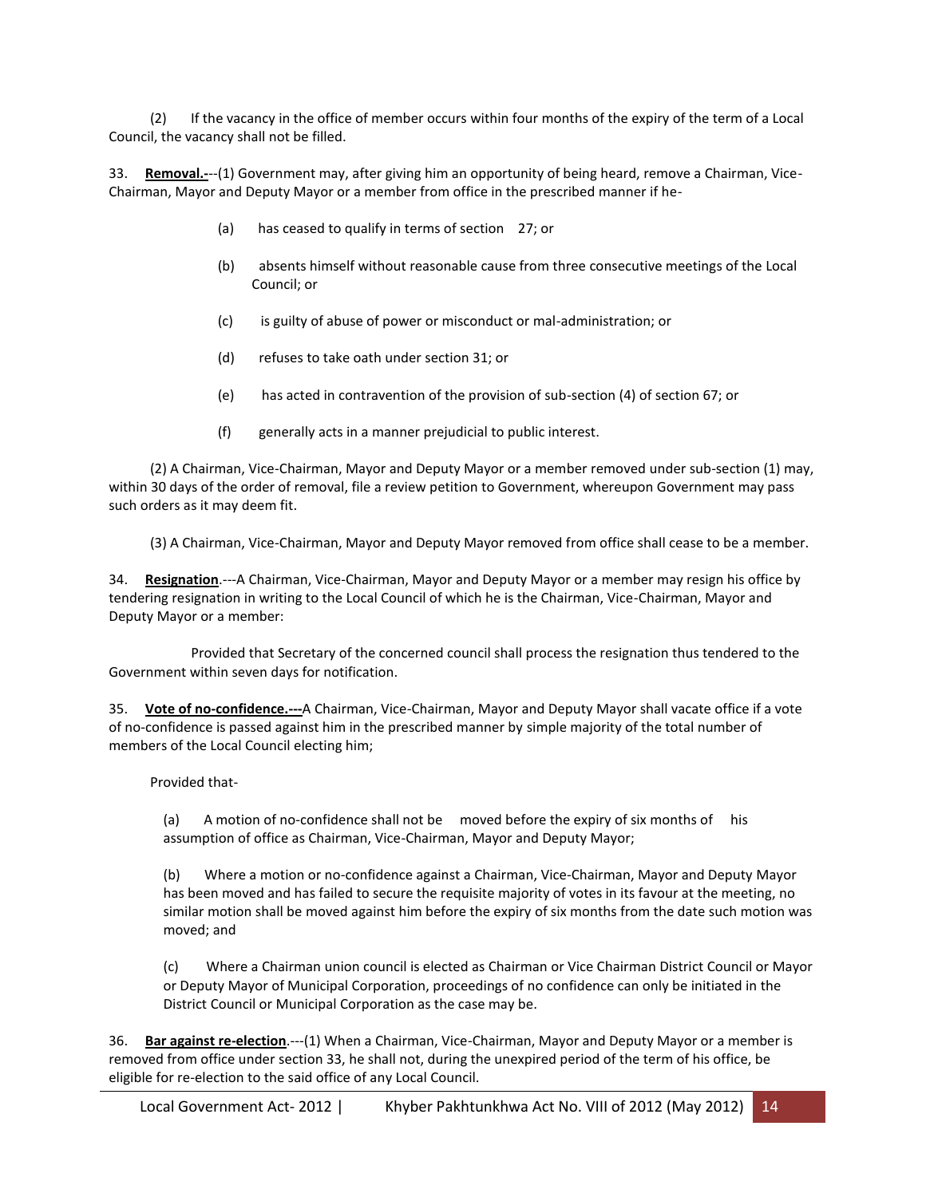(2) If the vacancy in the office of member occurs within four months of the expiry of the term of a Local Council, the vacancy shall not be filled.

33. **Removal.-**--(1) Government may, after giving him an opportunity of being heard, remove a Chairman, Vice-Chairman, Mayor and Deputy Mayor or a member from office in the prescribed manner if he-

(a) has ceased to qualify in terms of section 27; or

(b) absents himself without reasonable cause from three consecutive meetings of the Local Council; or

(c) is guilty of abuse of power or misconduct or mal-administration; or

(d) refuses to take oath under section 31; or

(e) has acted in contravention of the provision of sub-section (4) of section 67; or

(f) generally acts in a manner prejudicial to public interest.

(2) A Chairman, Vice-Chairman, Mayor and Deputy Mayor or a member removed under sub-section (1) may, within 30 days of the order of removal, file a review petition to Government, whereupon Government may pass such orders as it may deem fit.

(3) A Chairman, Vice-Chairman, Mayor and Deputy Mayor removed from office shall cease to be a member.

34. **Resignation**.---A Chairman, Vice-Chairman, Mayor and Deputy Mayor or a member may resign his office by tendering resignation in writing to the Local Council of which he is the Chairman, Vice-Chairman, Mayor and Deputy Mayor or a member:

Provided that Secretary of the concerned council shall process the resignation thus tendered to the Government within seven days for notification.

35. **Vote of no-confidence.---**A Chairman, Vice-Chairman, Mayor and Deputy Mayor shall vacate office if a vote of no-confidence is passed against him in the prescribed manner by simple majority of the total number of members of the Local Council electing him;

Provided that-

(a) A motion of no-confidence shall not be moved before the expiry of six months of his assumption of office as Chairman, Vice-Chairman, Mayor and Deputy Mayor;

(b) Where a motion or no-confidence against a Chairman, Vice-Chairman, Mayor and Deputy Mayor has been moved and has failed to secure the requisite majority of votes in its favour at the meeting, no similar motion shall be moved against him before the expiry of six months from the date such motion was moved; and

(c) Where a Chairman union council is elected as Chairman or Vice Chairman District Council or Mayor or Deputy Mayor of Municipal Corporation, proceedings of no confidence can only be initiated in the District Council or Municipal Corporation as the case may be.

36. **Bar against re-election**.---(1) When a Chairman, Vice-Chairman, Mayor and Deputy Mayor or a member is removed from office under section 33, he shall not, during the unexpired period of the term of his office, be eligible for re-election to the said office of any Local Council.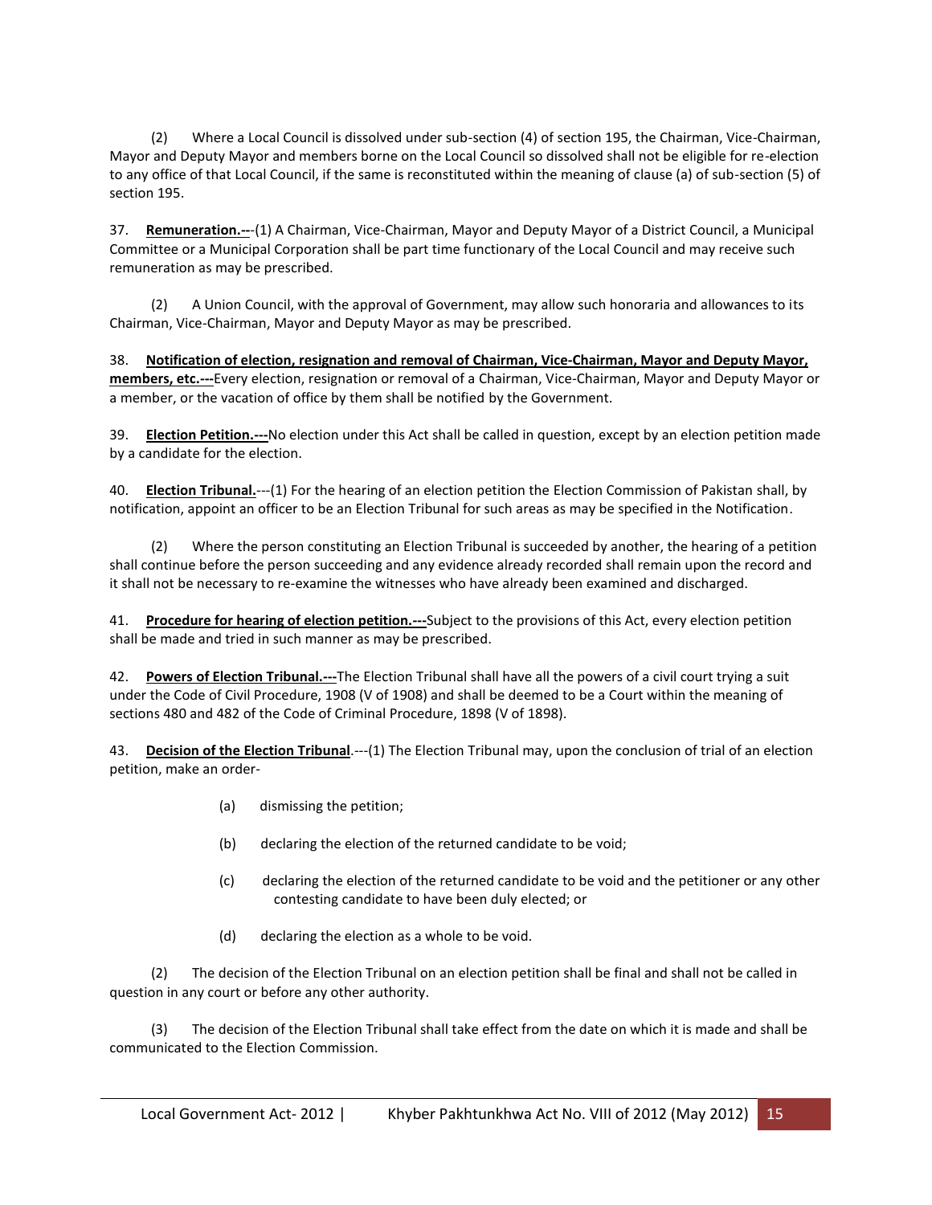(2) Where a Local Council is dissolved under sub-section (4) of section 195, the Chairman, Vice-Chairman, Mayor and Deputy Mayor and members borne on the Local Council so dissolved shall not be eligible for re-election to any office of that Local Council, if the same is reconstituted within the meaning of clause (a) of sub-section (5) of section 195.

37. **Remuneration.--**-(1) A Chairman, Vice-Chairman, Mayor and Deputy Mayor of a District Council, a Municipal Committee or a Municipal Corporation shall be part time functionary of the Local Council and may receive such remuneration as may be prescribed.

(2) A Union Council, with the approval of Government, may allow such honoraria and allowances to its Chairman, Vice-Chairman, Mayor and Deputy Mayor as may be prescribed.

38. **Notification of election, resignation and removal of Chairman, Vice-Chairman, Mayor and Deputy Mayor, members, etc.---**Every election, resignation or removal of a Chairman, Vice-Chairman, Mayor and Deputy Mayor or a member, or the vacation of office by them shall be notified by the Government.

39. **Election Petition.---**No election under this Act shall be called in question, except by an election petition made by a candidate for the election.

40. **Election Tribunal.**---(1) For the hearing of an election petition the Election Commission of Pakistan shall, by notification, appoint an officer to be an Election Tribunal for such areas as may be specified in the Notification.

(2) Where the person constituting an Election Tribunal is succeeded by another, the hearing of a petition shall continue before the person succeeding and any evidence already recorded shall remain upon the record and it shall not be necessary to re-examine the witnesses who have already been examined and discharged.

41. **Procedure for hearing of election petition.---**Subject to the provisions of this Act, every election petition shall be made and tried in such manner as may be prescribed.

42. **Powers of Election Tribunal.---**The Election Tribunal shall have all the powers of a civil court trying a suit under the Code of Civil Procedure, 1908 (V of 1908) and shall be deemed to be a Court within the meaning of sections 480 and 482 of the Code of Criminal Procedure, 1898 (V of 1898).

43. **Decision of the Election Tribunal**.---(1) The Election Tribunal may, upon the conclusion of trial of an election petition, make an order-

(a) dismissing the petition;

(b) declaring the election of the returned candidate to be void;

(c) declaring the election of the returned candidate to be void and the petitioner or any other contesting candidate to have been duly elected; or

(d) declaring the election as a whole to be void.

(2) The decision of the Election Tribunal on an election petition shall be final and shall not be called in question in any court or before any other authority.

(3) The decision of the Election Tribunal shall take effect from the date on which it is made and shall be communicated to the Election Commission.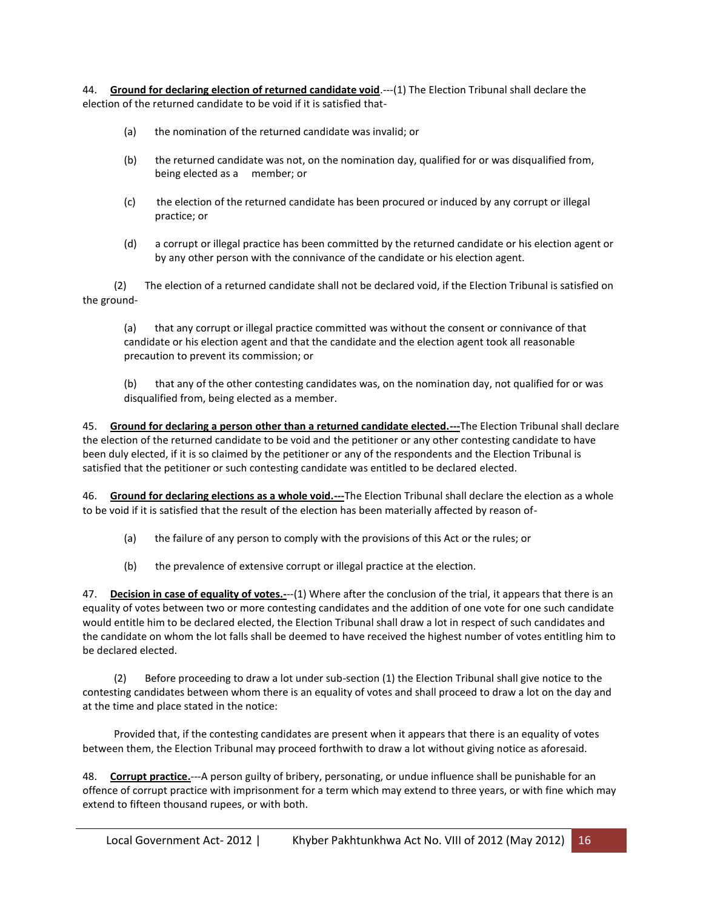44. **Ground for declaring election of returned candidate void**.---(1) The Election Tribunal shall declare the election of the returned candidate to be void if it is satisfied that-

(a) the nomination of the returned candidate was invalid; or

(b) the returned candidate was not, on the nomination day, qualified for or was disqualified from, being elected as a member; or

(c) the election of the returned candidate has been procured or induced by any corrupt or illegal practice; or

(d) a corrupt or illegal practice has been committed by the returned candidate or his election agent or by any other person with the connivance of the candidate or his election agent.

(2) The election of a returned candidate shall not be declared void, if the Election Tribunal is satisfied on the ground-

(a) that any corrupt or illegal practice committed was without the consent or connivance of that candidate or his election agent and that the candidate and the election agent took all reasonable precaution to prevent its commission; or

(b) that any of the other contesting candidates was, on the nomination day, not qualified for or was disqualified from, being elected as a member.

45. **Ground for declaring a person other than a returned candidate elected.---**The Election Tribunal shall declare the election of the returned candidate to be void and the petitioner or any other contesting candidate to have been duly elected, if it is so claimed by the petitioner or any of the respondents and the Election Tribunal is satisfied that the petitioner or such contesting candidate was entitled to be declared elected.

46. **Ground for declaring elections as a whole void.---**The Election Tribunal shall declare the election as a whole to be void if it is satisfied that the result of the election has been materially affected by reason of-

(a) the failure of any person to comply with the provisions of this Act or the rules; or

(b) the prevalence of extensive corrupt or illegal practice at the election.

47. **Decision in case of equality of votes.-**--(1) Where after the conclusion of the trial, it appears that there is an equality of votes between two or more contesting candidates and the addition of one vote for one such candidate would entitle him to be declared elected, the Election Tribunal shall draw a lot in respect of such candidates and the candidate on whom the lot falls shall be deemed to have received the highest number of votes entitling him to be declared elected.

(2) Before proceeding to draw a lot under sub-section (1) the Election Tribunal shall give notice to the contesting candidates between whom there is an equality of votes and shall proceed to draw a lot on the day and at the time and place stated in the notice:

Provided that, if the contesting candidates are present when it appears that there is an equality of votes between them, the Election Tribunal may proceed forthwith to draw a lot without giving notice as aforesaid.

48. **Corrupt practice.**---A person guilty of bribery, personating, or undue influence shall be punishable for an offence of corrupt practice with imprisonment for a term which may extend to three years, or with fine which may extend to fifteen thousand rupees, or with both.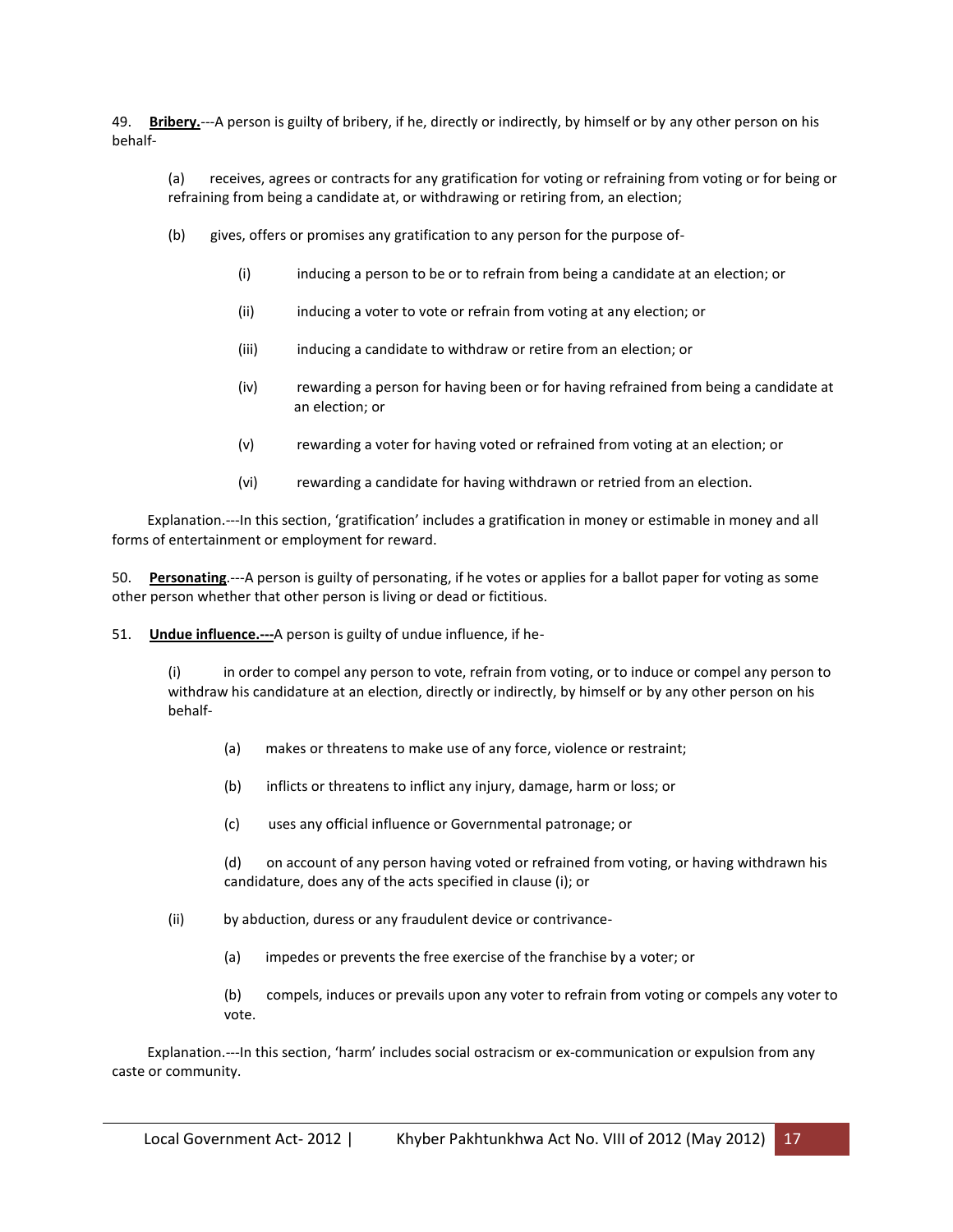49. **Bribery.**---A person is guilty of bribery, if he, directly or indirectly, by himself or by any other person on his behalf-

(a) receives, agrees or contracts for any gratification for voting or refraining from voting or for being or refraining from being a candidate at, or withdrawing or retiring from, an election;

(b) gives, offers or promises any gratification to any person for the purpose of-

(i) inducing a person to be or to refrain from being a candidate at an election; or

(ii) inducing a voter to vote or refrain from voting at any election; or

(iii) inducing a candidate to withdraw or retire from an election; or

(iv) rewarding a person for having been or for having refrained from being a candidate at an election; or

(v) rewarding a voter for having voted or refrained from voting at an election; or

(vi) rewarding a candidate for having withdrawn or retried from an election.

Explanation.---In this section, 'gratification' includes a gratification in money or estimable in money and all forms of entertainment or employment for reward.

50. **Personating**.---A person is guilty of personating, if he votes or applies for a ballot paper for voting as some other person whether that other person is living or dead or fictitious.

51. **Undue influence.---**A person is guilty of undue influence, if he-

(i) in order to compel any person to vote, refrain from voting, or to induce or compel any person to withdraw his candidature at an election, directly or indirectly, by himself or by any other person on his behalf-

(a) makes or threatens to make use of any force, violence or restraint;

(b) inflicts or threatens to inflict any injury, damage, harm or loss; or

(c) uses any official influence or Governmental patronage; or

(d) on account of any person having voted or refrained from voting, or having withdrawn his candidature, does any of the acts specified in clause (i); or

(ii) by abduction, duress or any fraudulent device or contrivance-

(a) impedes or prevents the free exercise of the franchise by a voter; or

(b) compels, induces or prevails upon any voter to refrain from voting or compels any voter to vote.

Explanation.---In this section, 'harm' includes social ostracism or ex-communication or expulsion from any caste or community.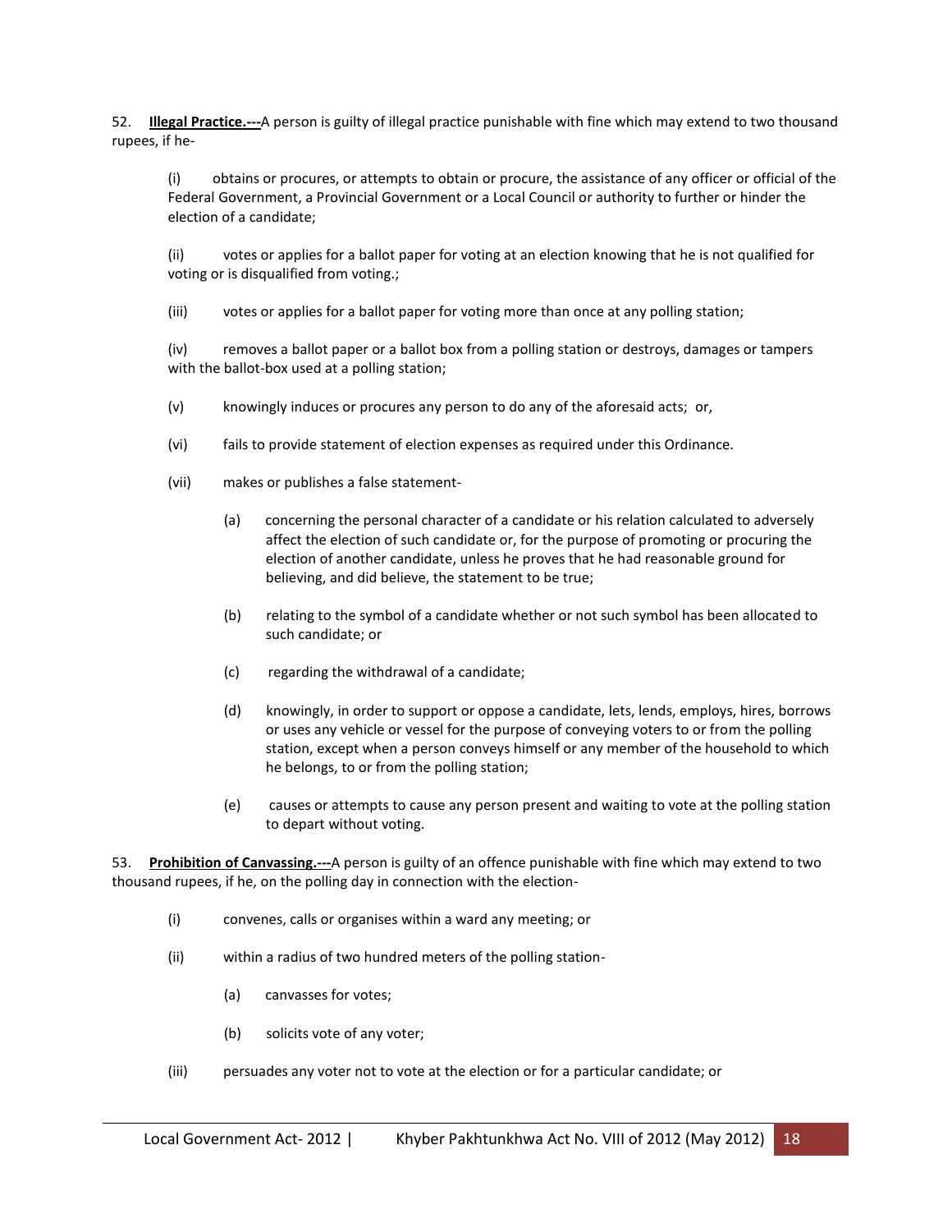52. **Illegal Practice.---**A person is guilty of illegal practice punishable with fine which may extend to two thousand rupees, if he-

(i) obtains or procures, or attempts to obtain or procure, the assistance of any officer or official of the Federal Government, a Provincial Government or a Local Council or authority to further or hinder the election of a candidate;

(ii) votes or applies for a ballot paper for voting at an election knowing that he is not qualified for voting or is disqualified from voting.;

(iii) votes or applies for a ballot paper for voting more than once at any polling station;

(iv) removes a ballot paper or a ballot box from a polling station or destroys, damages or tampers with the ballot-box used at a polling station;

(v) knowingly induces or procures any person to do any of the aforesaid acts; or,

(vi) fails to provide statement of election expenses as required under this Ordinance.

(vii) makes or publishes a false statement-

(a) concerning the personal character of a candidate or his relation calculated to adversely affect the election of such candidate or, for the purpose of promoting or procuring the election of another candidate, unless he proves that he had reasonable ground for believing, and did believe, the statement to be true;

(b) relating to the symbol of a candidate whether or not such symbol has been allocated to such candidate; or

(c) regarding the withdrawal of a candidate;

(d) knowingly, in order to support or oppose a candidate, lets, lends, employs, hires, borrows or uses any vehicle or vessel for the purpose of conveying voters to or from the polling station, except when a person conveys himself or any member of the household to which he belongs, to or from the polling station;

(e) causes or attempts to cause any person present and waiting to vote at the polling station to depart without voting.

53. **Prohibition of Canvassing.---**A person is guilty of an offence punishable with fine which may extend to two thousand rupees, if he, on the polling day in connection with the election-

(i) convenes, calls or organises within a ward any meeting; or

(ii) within a radius of two hundred meters of the polling station-

(a) canvasses for votes;

(b) solicits vote of any voter;

(iii) persuades any voter not to vote at the election or for a particular candidate; or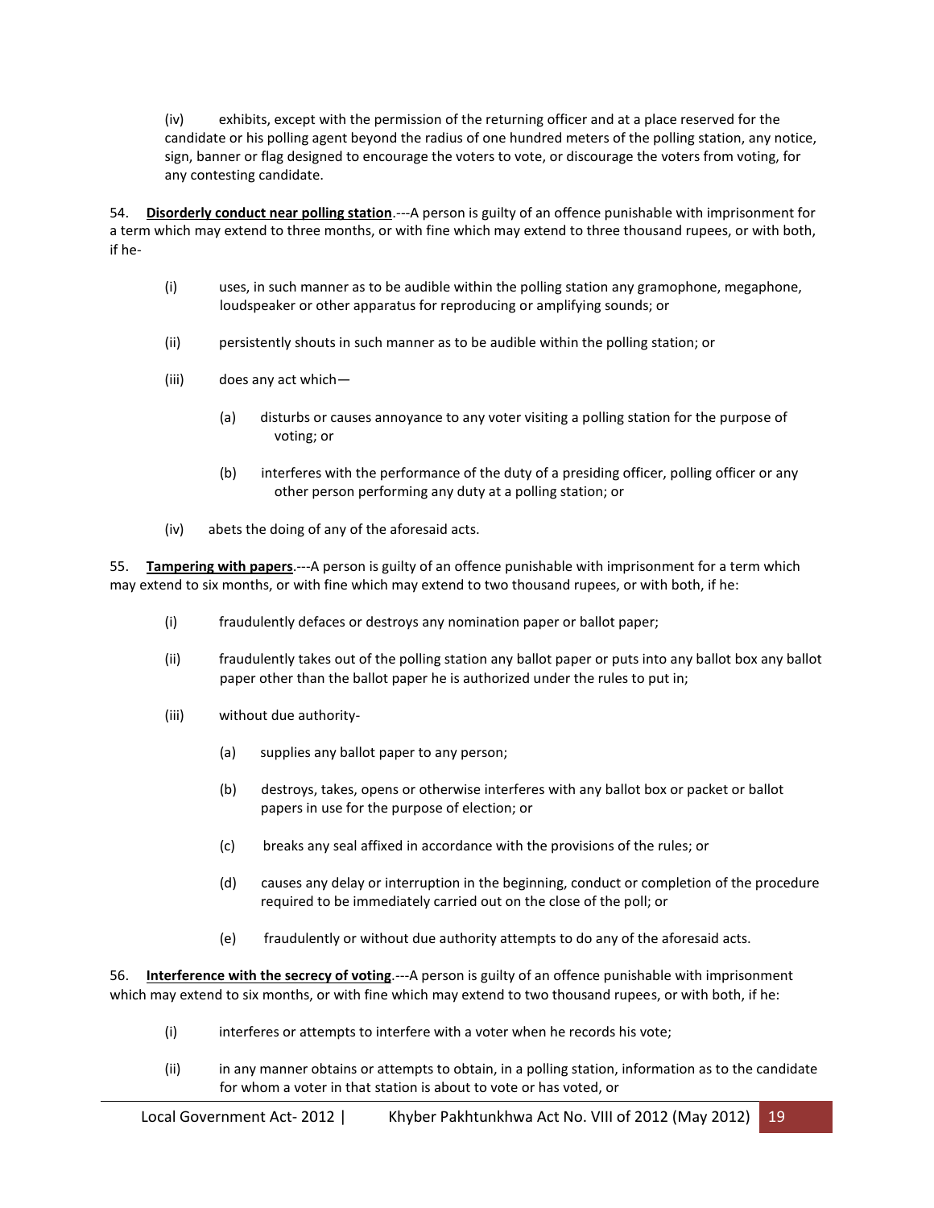(iv) exhibits, except with the permission of the returning officer and at a place reserved for the candidate or his polling agent beyond the radius of one hundred meters of the polling station, any notice, sign, banner or flag designed to encourage the voters to vote, or discourage the voters from voting, for any contesting candidate.

54. **Disorderly conduct near polling station**.---A person is guilty of an offence punishable with imprisonment for a term which may extend to three months, or with fine which may extend to three thousand rupees, or with both, if he-

(i) uses, in such manner as to be audible within the polling station any gramophone, megaphone, loudspeaker or other apparatus for reproducing or amplifying sounds; or

(ii) persistently shouts in such manner as to be audible within the polling station; or

(iii) does any act which—

(a) disturbs or causes annoyance to any voter visiting a polling station for the purpose of voting; or

(b) interferes with the performance of the duty of a presiding officer, polling officer or any other person performing any duty at a polling station; or

(iv) abets the doing of any of the aforesaid acts.

55. **Tampering with papers**.---A person is guilty of an offence punishable with imprisonment for a term which may extend to six months, or with fine which may extend to two thousand rupees, or with both, if he:

(i) fraudulently defaces or destroys any nomination paper or ballot paper;

(ii) fraudulently takes out of the polling station any ballot paper or puts into any ballot box any ballot paper other than the ballot paper he is authorized under the rules to put in;

(iii) without due authority-

(a) supplies any ballot paper to any person;

(b) destroys, takes, opens or otherwise interferes with any ballot box or packet or ballot papers in use for the purpose of election; or

(c) breaks any seal affixed in accordance with the provisions of the rules; or

(d) causes any delay or interruption in the beginning, conduct or completion of the procedure required to be immediately carried out on the close of the poll; or

(e) fraudulently or without due authority attempts to do any of the aforesaid acts.

56. **Interference with the secrecy of voting**.---A person is guilty of an offence punishable with imprisonment which may extend to six months, or with fine which may extend to two thousand rupees, or with both, if he:

(i) interferes or attempts to interfere with a voter when he records his vote;

(ii) in any manner obtains or attempts to obtain, in a polling station, information as to the candidate for whom a voter in that station is about to vote or has voted, or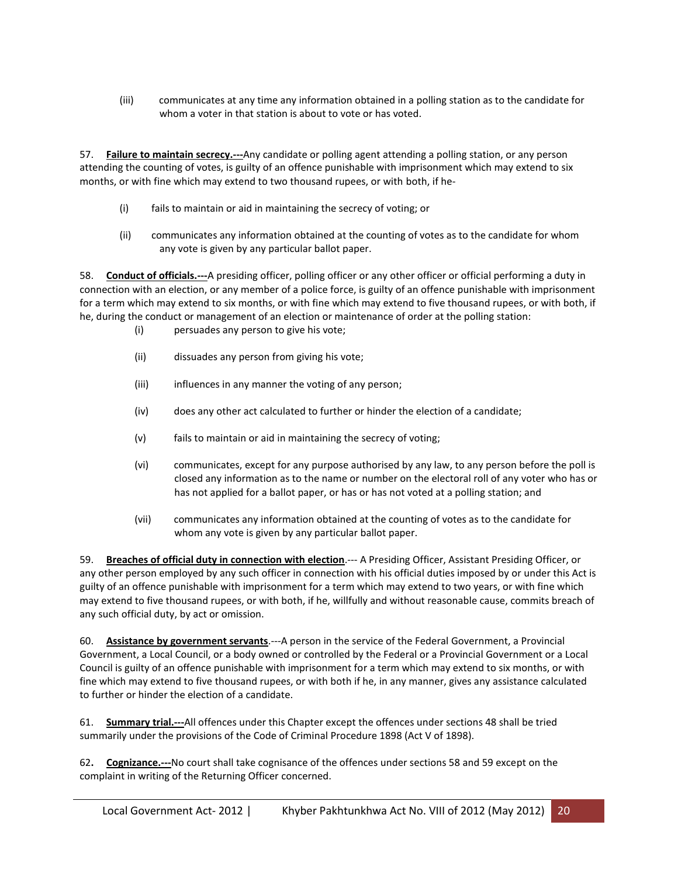(iii) communicates at any time any information obtained in a polling station as to the candidate for whom a voter in that station is about to vote or has voted.

57. **Failure to maintain secrecy.---**Any candidate or polling agent attending a polling station, or any person attending the counting of votes, is guilty of an offence punishable with imprisonment which may extend to six months, or with fine which may extend to two thousand rupees, or with both, if he-

(i) fails to maintain or aid in maintaining the secrecy of voting; or

(ii) communicates any information obtained at the counting of votes as to the candidate for whom any vote is given by any particular ballot paper.

58. **Conduct of officials.---**A presiding officer, polling officer or any other officer or official performing a duty in connection with an election, or any member of a police force, is guilty of an offence punishable with imprisonment for a term which may extend to six months, or with fine which may extend to five thousand rupees, or with both, if he, during the conduct or management of an election or maintenance of order at the polling station:

(i) persuades any person to give his vote;

(ii) dissuades any person from giving his vote;

(iii) influences in any manner the voting of any person;

(iv) does any other act calculated to further or hinder the election of a candidate;

(v) fails to maintain or aid in maintaining the secrecy of voting;

(vi) communicates, except for any purpose authorised by any law, to any person before the poll is closed any information as to the name or number on the electoral roll of any voter who has or has not applied for a ballot paper, or has or has not voted at a polling station; and

(vii) communicates any information obtained at the counting of votes as to the candidate for whom any vote is given by any particular ballot paper.

59. **Breaches of official duty in connection with election**.--- A Presiding Officer, Assistant Presiding Officer, or any other person employed by any such officer in connection with his official duties imposed by or under this Act is guilty of an offence punishable with imprisonment for a term which may extend to two years, or with fine which may extend to five thousand rupees, or with both, if he, willfully and without reasonable cause, commits breach of any such official duty, by act or omission.

60. **Assistance by government servants**.---A person in the service of the Federal Government, a Provincial Government, a Local Council, or a body owned or controlled by the Federal or a Provincial Government or a Local Council is guilty of an offence punishable with imprisonment for a term which may extend to six months, or with fine which may extend to five thousand rupees, or with both if he, in any manner, gives any assistance calculated to further or hinder the election of a candidate.

61. **Summary trial.---**All offences under this Chapter except the offences under sections 48 shall be tried summarily under the provisions of the Code of Criminal Procedure 1898 (Act V of 1898).

62**.** **Cognizance.---**No court shall take cognisance of the offences under sections 58 and 59 except on the complaint in writing of the Returning Officer concerned.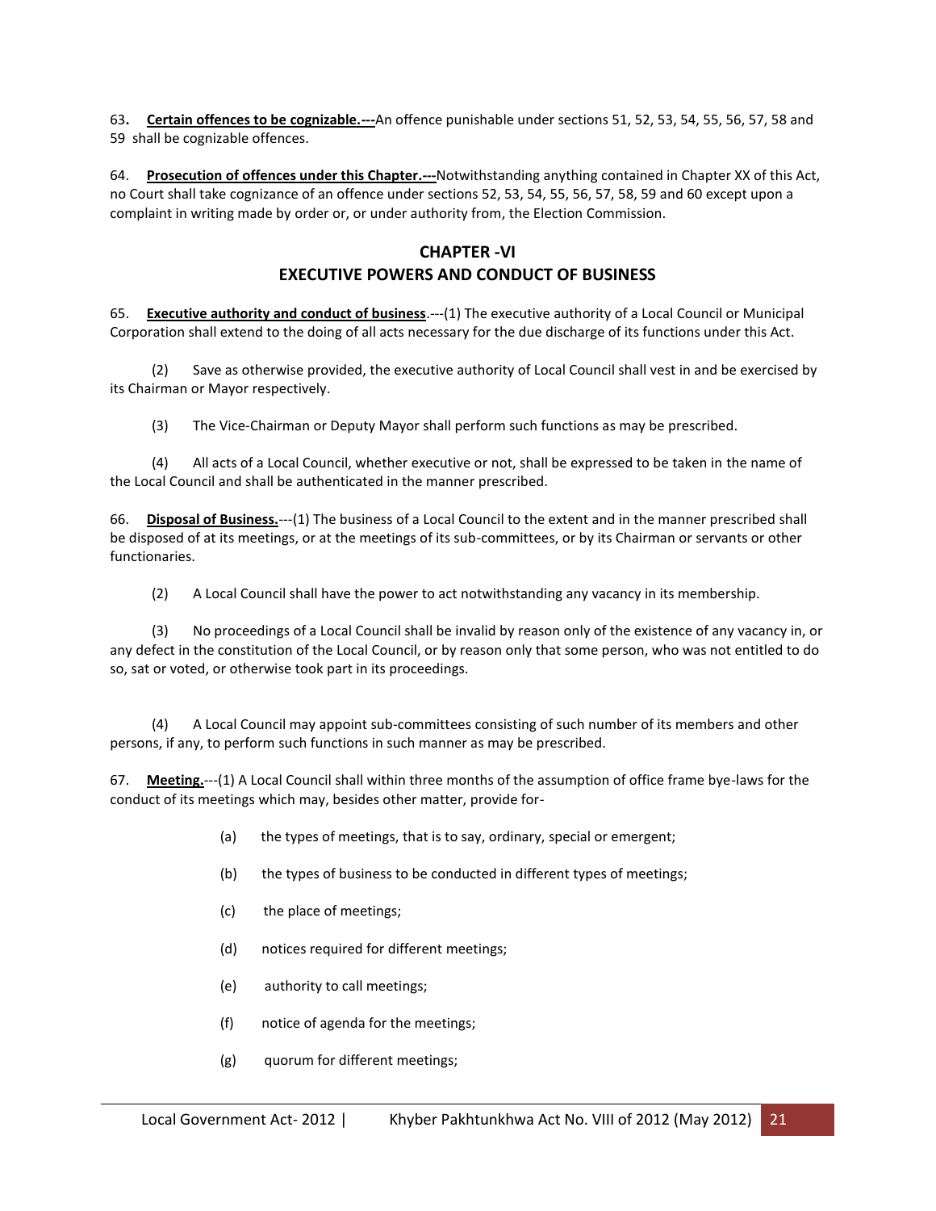63. **Certain offences to be cognizable.---**An offence punishable under sections 51, 52, 53, 54, 55, 56, 57, 58 and 59 shall be cognizable offences.

64. **Prosecution of offences under this Chapter.---**Notwithstanding anything contained in Chapter XX of this Act, no Court shall take cognizance of an offence under sections 52, 53, 54, 55, 56, 57, 58, 59 and 60 except upon a complaint in writing made by order or, or under authority from, the Election Commission.

## CHAPTER -VI
## EXECUTIVE POWERS AND CONDUCT OF BUSINESS

65. **Executive authority and conduct of business**.---(1) The executive authority of a Local Council or Municipal Corporation shall extend to the doing of all acts necessary for the due discharge of its functions under this Act.

(2) Save as otherwise provided, the executive authority of Local Council shall vest in and be exercised by its Chairman or Mayor respectively.

(3) The Vice-Chairman or Deputy Mayor shall perform such functions as may be prescribed.

(4) All acts of a Local Council, whether executive or not, shall be expressed to be taken in the name of the Local Council and shall be authenticated in the manner prescribed.

66. **Disposal of Business.**---(1) The business of a Local Council to the extent and in the manner prescribed shall be disposed of at its meetings, or at the meetings of its sub-committees, or by its Chairman or servants or other functionaries.

(2) A Local Council shall have the power to act notwithstanding any vacancy in its membership.

(3) No proceedings of a Local Council shall be invalid by reason only of the existence of any vacancy in, or any defect in the constitution of the Local Council, or by reason only that some person, who was not entitled to do so, sat or voted, or otherwise took part in its proceedings.

(4) A Local Council may appoint sub-committees consisting of such number of its members and other persons, if any, to perform such functions in such manner as may be prescribed.

67. **Meeting.**---(1) A Local Council shall within three months of the assumption of office frame bye-laws for the conduct of its meetings which may, besides other matter, provide for-

(a) the types of meetings, that is to say, ordinary, special or emergent;

(b) the types of business to be conducted in different types of meetings;

(c) the place of meetings;

(d) notices required for different meetings;

(e) authority to call meetings;

(f) notice of agenda for the meetings;

(g) quorum for different meetings;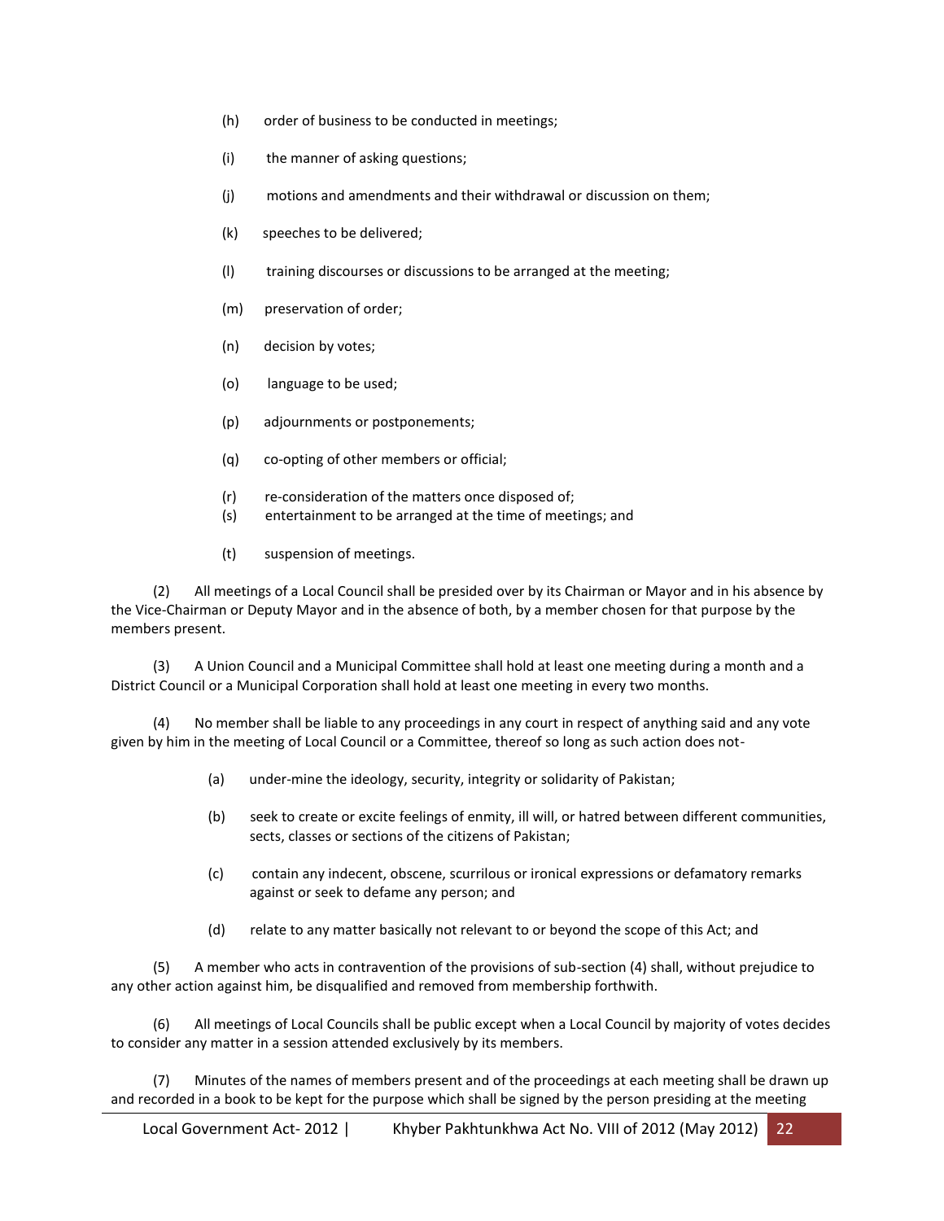(h) order of business to be conducted in meetings;

(i) the manner of asking questions;

(j) motions and amendments and their withdrawal or discussion on them;

(k) speeches to be delivered;

(l) training discourses or discussions to be arranged at the meeting;

(m) preservation of order;

(n) decision by votes;

(o) language to be used;

(p) adjournments or postponements;

(q) co-opting of other members or official;

(r) re-consideration of the matters once disposed of;

(s) entertainment to be arranged at the time of meetings; and

(t) suspension of meetings.

(2) All meetings of a Local Council shall be presided over by its Chairman or Mayor and in his absence by the Vice-Chairman or Deputy Mayor and in the absence of both, by a member chosen for that purpose by the members present.

(3) A Union Council and a Municipal Committee shall hold at least one meeting during a month and a District Council or a Municipal Corporation shall hold at least one meeting in every two months.

(4) No member shall be liable to any proceedings in any court in respect of anything said and any vote given by him in the meeting of Local Council or a Committee, thereof so long as such action does not-

(a) under-mine the ideology, security, integrity or solidarity of Pakistan;

(b) seek to create or excite feelings of enmity, ill will, or hatred between different communities, sects, classes or sections of the citizens of Pakistan;

(c) contain any indecent, obscene, scurrilous or ironical expressions or defamatory remarks against or seek to defame any person; and

(d) relate to any matter basically not relevant to or beyond the scope of this Act; and

(5) A member who acts in contravention of the provisions of sub-section (4) shall, without prejudice to any other action against him, be disqualified and removed from membership forthwith.

(6) All meetings of Local Councils shall be public except when a Local Council by majority of votes decides to consider any matter in a session attended exclusively by its members.

(7) Minutes of the names of members present and of the proceedings at each meeting shall be drawn up and recorded in a book to be kept for the purpose which shall be signed by the person presiding at the meeting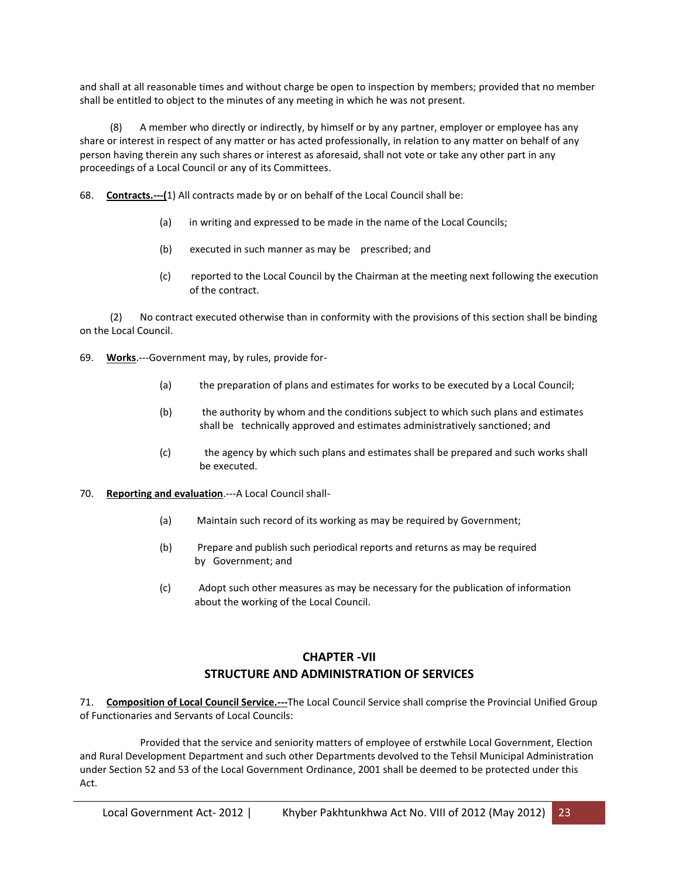and shall at all reasonable times and without charge be open to inspection by members; provided that no member shall be entitled to object to the minutes of any meeting in which he was not present.

(8) A member who directly or indirectly, by himself or by any partner, employer or employee has any share or interest in respect of any matter or has acted professionally, in relation to any matter on behalf of any person having therein any such shares or interest as aforesaid, shall not vote or take any other part in any proceedings of a Local Council or any of its Committees.

68. **Contracts.---(**1) All contracts made by or on behalf of the Local Council shall be:

(a) in writing and expressed to be made in the name of the Local Councils;

(b) executed in such manner as may be prescribed; and

(c) reported to the Local Council by the Chairman at the meeting next following the execution of the contract.

(2) No contract executed otherwise than in conformity with the provisions of this section shall be binding on the Local Council.

69. **Works**.---Government may, by rules, provide for-

(a) the preparation of plans and estimates for works to be executed by a Local Council;

(b) the authority by whom and the conditions subject to which such plans and estimates shall be technically approved and estimates administratively sanctioned; and

(c) the agency by which such plans and estimates shall be prepared and such works shall be executed.

70. **Reporting and evaluation**.---A Local Council shall-

(a) Maintain such record of its working as may be required by Government;

(b) Prepare and publish such periodical reports and returns as may be required by Government; and

(c) Adopt such other measures as may be necessary for the publication of information about the working of the Local Council.

## CHAPTER -VII
## STRUCTURE AND ADMINISTRATION OF SERVICES

71. **Composition of Local Council Service.---**The Local Council Service shall comprise the Provincial Unified Group of Functionaries and Servants of Local Councils:

Provided that the service and seniority matters of employee of erstwhile Local Government, Election and Rural Development Department and such other Departments devolved to the Tehsil Municipal Administration under Section 52 and 53 of the Local Government Ordinance, 2001 shall be deemed to be protected under this Act.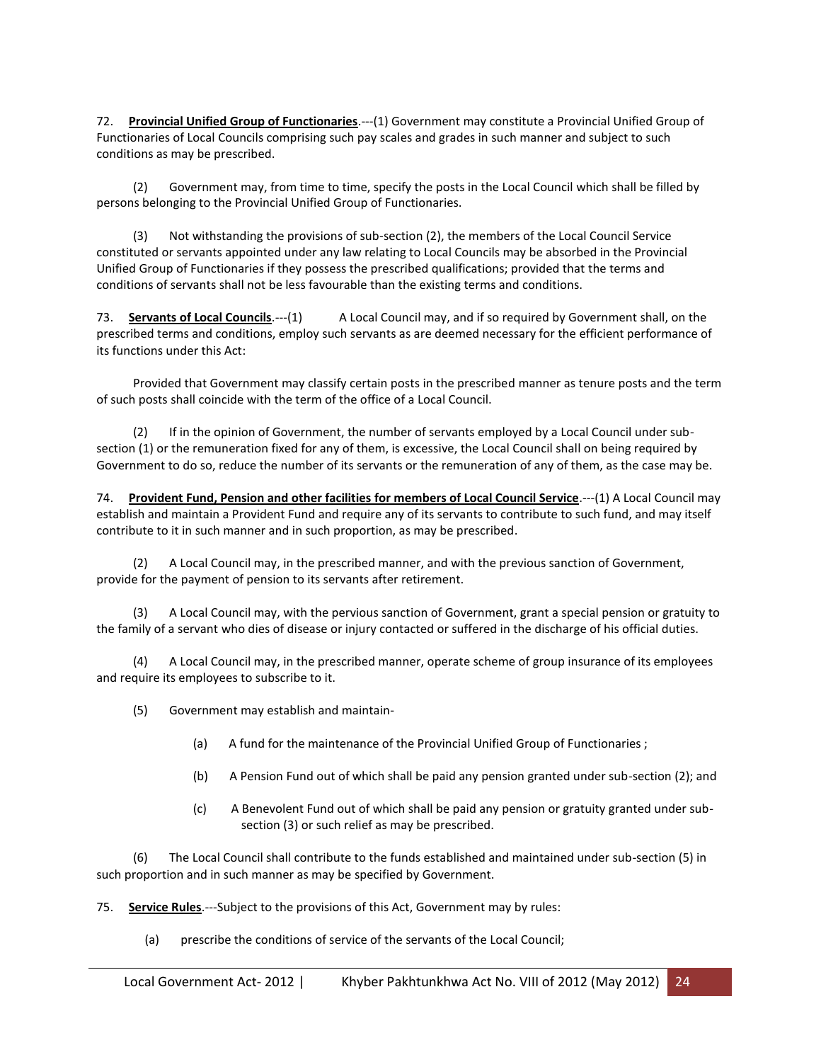72. **<u>Provincial Unified Group of Functionaries</u>**.---(1) Government may constitute a Provincial Unified Group of Functionaries of Local Councils comprising such pay scales and grades in such manner and subject to such conditions as may be prescribed.

(2) Government may, from time to time, specify the posts in the Local Council which shall be filled by persons belonging to the Provincial Unified Group of Functionaries.

(3) Not withstanding the provisions of sub-section (2), the members of the Local Council Service constituted or servants appointed under any law relating to Local Councils may be absorbed in the Provincial Unified Group of Functionaries if they possess the prescribed qualifications; provided that the terms and conditions of servants shall not be less favourable than the existing terms and conditions.

73. **<u>Servants of Local Councils</u>**.---(1) A Local Council may, and if so required by Government shall, on the prescribed terms and conditions, employ such servants as are deemed necessary for the efficient performance of its functions under this Act:

Provided that Government may classify certain posts in the prescribed manner as tenure posts and the term of such posts shall coincide with the term of the office of a Local Council.

(2) If in the opinion of Government, the number of servants employed by a Local Council under sub-section (1) or the remuneration fixed for any of them, is excessive, the Local Council shall on being required by Government to do so, reduce the number of its servants or the remuneration of any of them, as the case may be.

74. **<u>Provident Fund, Pension and other facilities for members of Local Council Service</u>**.---(1) A Local Council may establish and maintain a Provident Fund and require any of its servants to contribute to such fund, and may itself contribute to it in such manner and in such proportion, as may be prescribed.

(2) A Local Council may, in the prescribed manner, and with the previous sanction of Government, provide for the payment of pension to its servants after retirement.

(3) A Local Council may, with the pervious sanction of Government, grant a special pension or gratuity to the family of a servant who dies of disease or injury contacted or suffered in the discharge of his official duties.

(4) A Local Council may, in the prescribed manner, operate scheme of group insurance of its employees and require its employees to subscribe to it.

(5) Government may establish and maintain-

(a) A fund for the maintenance of the Provincial Unified Group of Functionaries ;

(b) A Pension Fund out of which shall be paid any pension granted under sub-section (2); and

(c) A Benevolent Fund out of which shall be paid any pension or gratuity granted under sub-section (3) or such relief as may be prescribed.

(6) The Local Council shall contribute to the funds established and maintained under sub-section (5) in such proportion and in such manner as may be specified by Government.

75. **<u>Service Rules</u>**.---Subject to the provisions of this Act, Government may by rules:

(a) prescribe the conditions of service of the servants of the Local Council;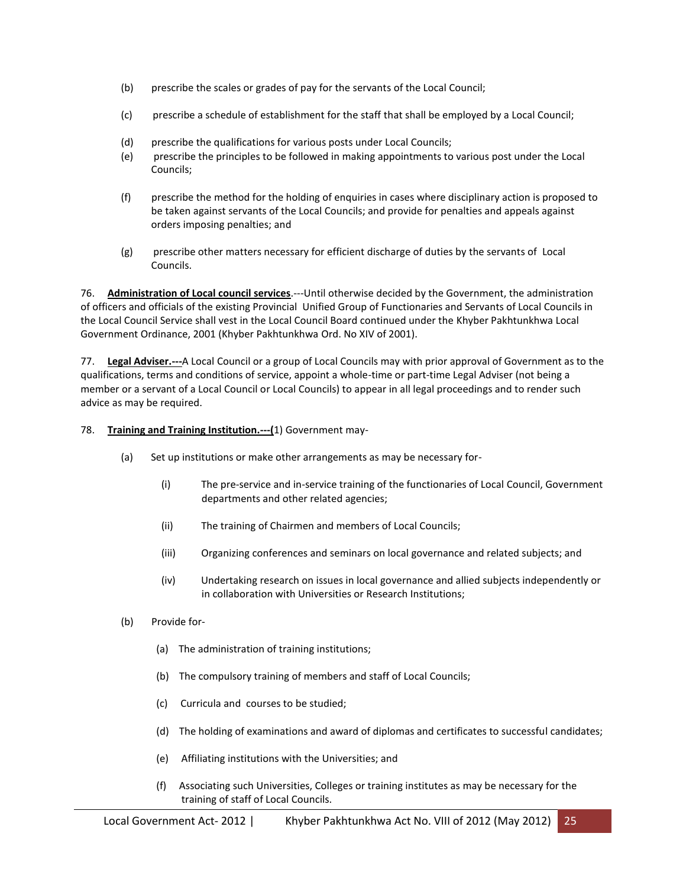(b) prescribe the scales or grades of pay for the servants of the Local Council;

(c) prescribe a schedule of establishment for the staff that shall be employed by a Local Council;

(d) prescribe the qualifications for various posts under Local Councils;

(e) prescribe the principles to be followed in making appointments to various post under the Local Councils;

(f) prescribe the method for the holding of enquiries in cases where disciplinary action is proposed to be taken against servants of the Local Councils; and provide for penalties and appeals against orders imposing penalties; and

(g) prescribe other matters necessary for efficient discharge of duties by the servants of Local Councils.

76. **Administration of Local council services**.---Until otherwise decided by the Government, the administration of officers and officials of the existing Provincial Unified Group of Functionaries and Servants of Local Councils in the Local Council Service shall vest in the Local Council Board continued under the Khyber Pakhtunkhwa Local Government Ordinance, 2001 (Khyber Pakhtunkhwa Ord. No XIV of 2001).

77. **Legal Adviser.---**A Local Council or a group of Local Councils may with prior approval of Government as to the qualifications, terms and conditions of service, appoint a whole-time or part-time Legal Adviser (not being a member or a servant of a Local Council or Local Councils) to appear in all legal proceedings and to render such advice as may be required.

78. **Training and Training Institution.---(**1) Government may-

(a) Set up institutions or make other arrangements as may be necessary for-

(i) The pre-service and in-service training of the functionaries of Local Council, Government departments and other related agencies;

(ii) The training of Chairmen and members of Local Councils;

(iii) Organizing conferences and seminars on local governance and related subjects; and

(iv) Undertaking research on issues in local governance and allied subjects independently or in collaboration with Universities or Research Institutions;

(b) Provide for-

(a) The administration of training institutions;

(b) The compulsory training of members and staff of Local Councils;

(c) Curricula and courses to be studied;

(d) The holding of examinations and award of diplomas and certificates to successful candidates;

(e) Affiliating institutions with the Universities; and

(f) Associating such Universities, Colleges or training institutes as may be necessary for the training of staff of Local Councils.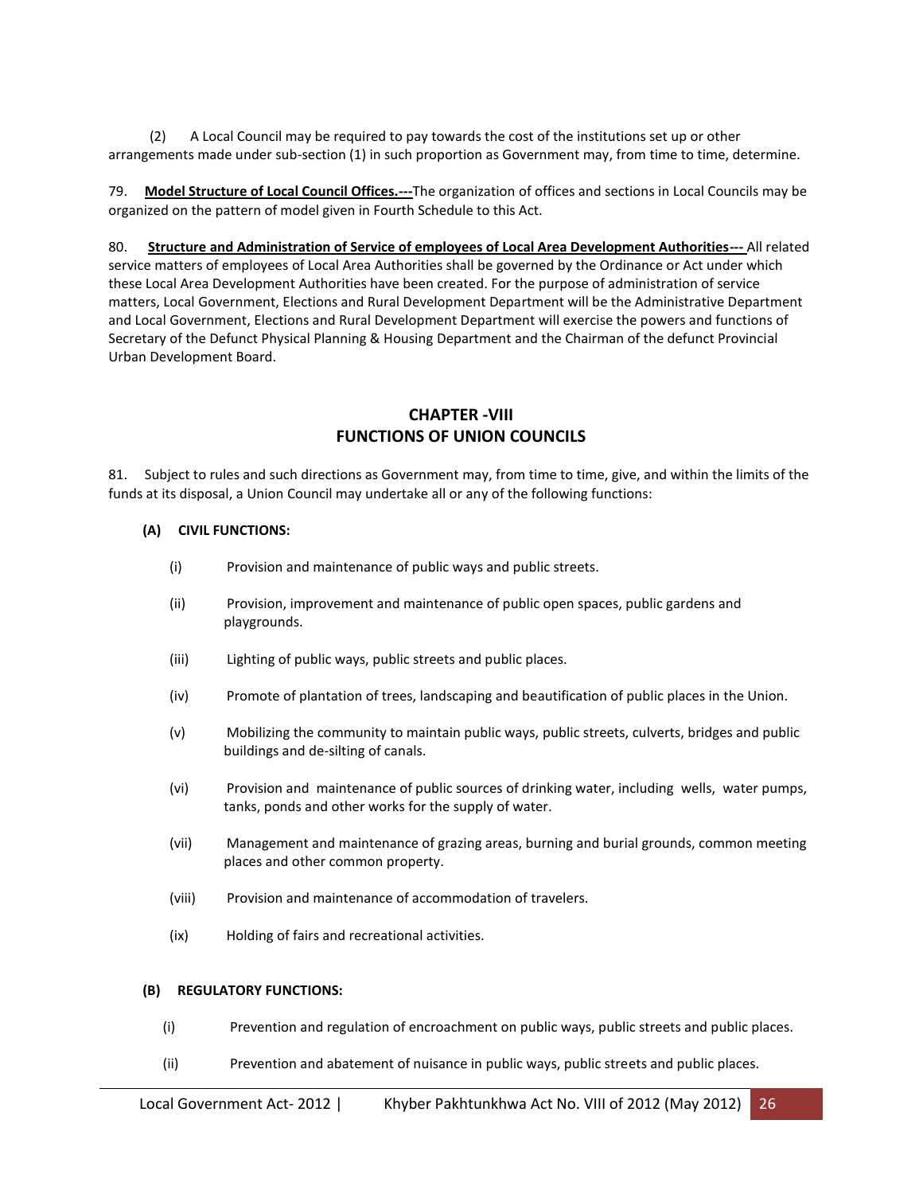(2) A Local Council may be required to pay towards the cost of the institutions set up or other arrangements made under sub-section (1) in such proportion as Government may, from time to time, determine.

79. **Model Structure of Local Council Offices.---**The organization of offices and sections in Local Councils may be organized on the pattern of model given in Fourth Schedule to this Act.

80. **Structure and Administration of Service of employees of Local Area Development Authorities---** All related service matters of employees of Local Area Authorities shall be governed by the Ordinance or Act under which these Local Area Development Authorities have been created. For the purpose of administration of service matters, Local Government, Elections and Rural Development Department will be the Administrative Department and Local Government, Elections and Rural Development Department will exercise the powers and functions of Secretary of the Defunct Physical Planning & Housing Department and the Chairman of the defunct Provincial Urban Development Board.

## CHAPTER -VIII
## FUNCTIONS OF UNION COUNCILS

81. Subject to rules and such directions as Government may, from time to time, give, and within the limits of the funds at its disposal, a Union Council may undertake all or any of the following functions:

**(A) CIVIL FUNCTIONS:**

(i) Provision and maintenance of public ways and public streets.

(ii) Provision, improvement and maintenance of public open spaces, public gardens and playgrounds.

(iii) Lighting of public ways, public streets and public places.

(iv) Promote of plantation of trees, landscaping and beautification of public places in the Union.

(v) Mobilizing the community to maintain public ways, public streets, culverts, bridges and public buildings and de-silting of canals.

(vi) Provision and maintenance of public sources of drinking water, including wells, water pumps, tanks, ponds and other works for the supply of water.

(vii) Management and maintenance of grazing areas, burning and burial grounds, common meeting places and other common property.

(viii) Provision and maintenance of accommodation of travelers.

(ix) Holding of fairs and recreational activities.

**(B) REGULATORY FUNCTIONS:**

(i) Prevention and regulation of encroachment on public ways, public streets and public places.

(ii) Prevention and abatement of nuisance in public ways, public streets and public places.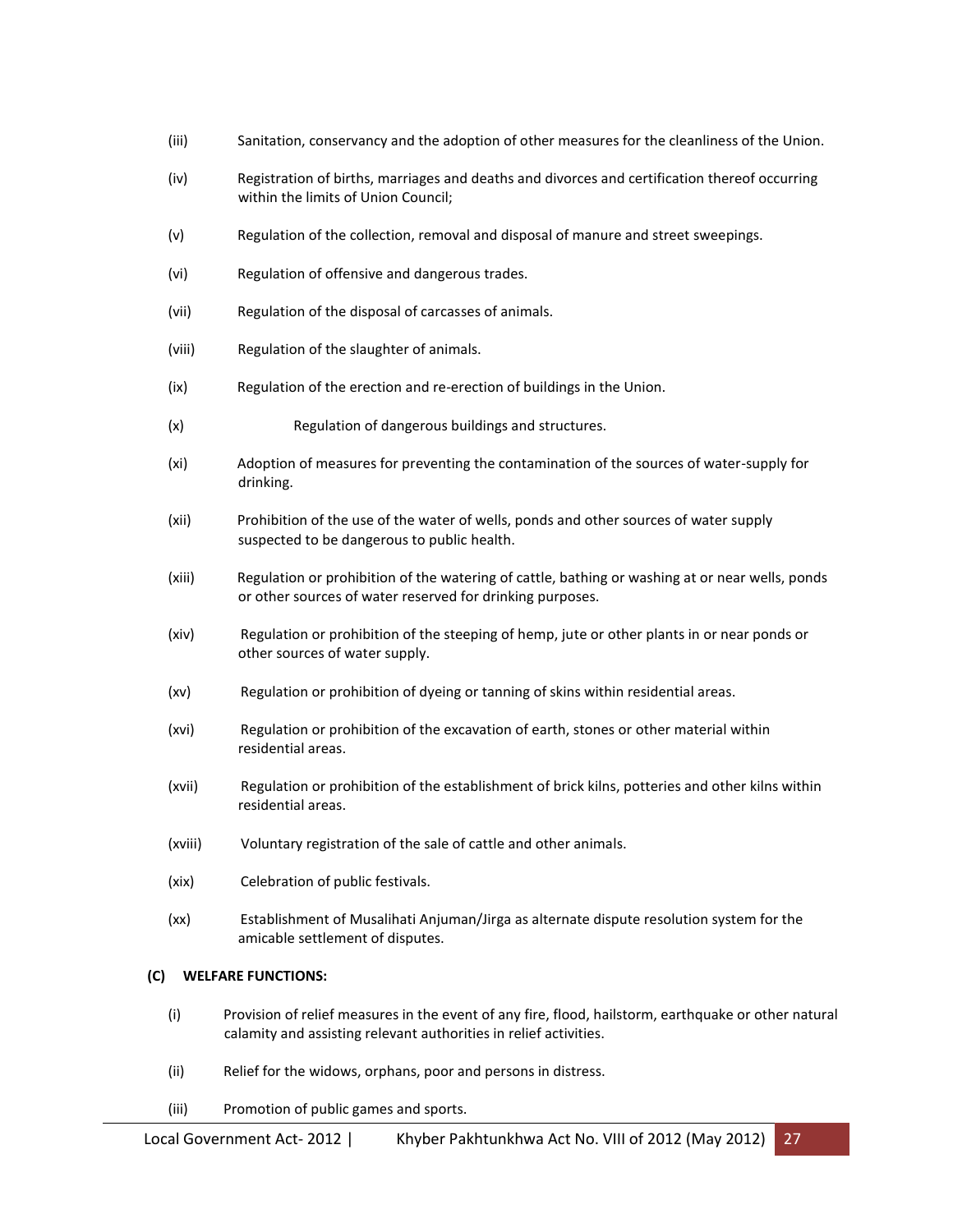(iii) Sanitation, conservancy and the adoption of other measures for the cleanliness of the Union.

(iv) Registration of births, marriages and deaths and divorces and certification thereof occurring within the limits of Union Council;

(v) Regulation of the collection, removal and disposal of manure and street sweepings.

(vi) Regulation of offensive and dangerous trades.

(vii) Regulation of the disposal of carcasses of animals.

(viii) Regulation of the slaughter of animals.

(ix) Regulation of the erection and re-erection of buildings in the Union.

(x) Regulation of dangerous buildings and structures.

(xi) Adoption of measures for preventing the contamination of the sources of water-supply for drinking.

(xii) Prohibition of the use of the water of wells, ponds and other sources of water supply suspected to be dangerous to public health.

(xiii) Regulation or prohibition of the watering of cattle, bathing or washing at or near wells, ponds or other sources of water reserved for drinking purposes.

(xiv) Regulation or prohibition of the steeping of hemp, jute or other plants in or near ponds or other sources of water supply.

(xv) Regulation or prohibition of dyeing or tanning of skins within residential areas.

(xvi) Regulation or prohibition of the excavation of earth, stones or other material within residential areas.

(xvii) Regulation or prohibition of the establishment of brick kilns, potteries and other kilns within residential areas.

(xviii) Voluntary registration of the sale of cattle and other animals.

(xix) Celebration of public festivals.

(xx) Establishment of Musalihati Anjuman/Jirga as alternate dispute resolution system for the amicable settlement of disputes.

**(C) WELFARE FUNCTIONS:**

(i) Provision of relief measures in the event of any fire, flood, hailstorm, earthquake or other natural calamity and assisting relevant authorities in relief activities.

(ii) Relief for the widows, orphans, poor and persons in distress.

(iii) Promotion of public games and sports.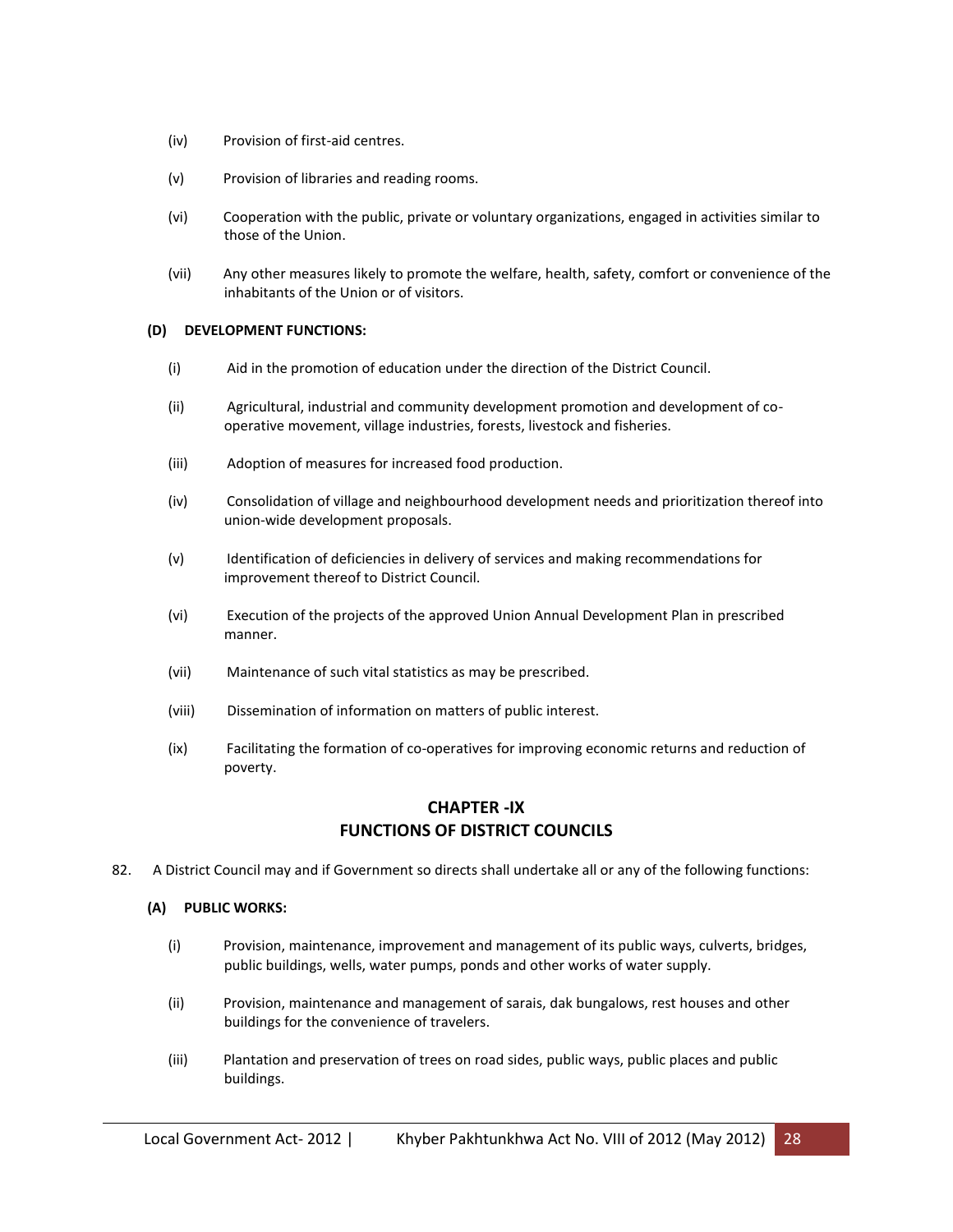(iv) Provision of first-aid centres.

(v) Provision of libraries and reading rooms.

(vi) Cooperation with the public, private or voluntary organizations, engaged in activities similar to those of the Union.

(vii) Any other measures likely to promote the welfare, health, safety, comfort or convenience of the inhabitants of the Union or of visitors.

**(D) DEVELOPMENT FUNCTIONS:**

(i) Aid in the promotion of education under the direction of the District Council.

(ii) Agricultural, industrial and community development promotion and development of co-operative movement, village industries, forests, livestock and fisheries.

(iii) Adoption of measures for increased food production.

(iv) Consolidation of village and neighbourhood development needs and prioritization thereof into union-wide development proposals.

(v) Identification of deficiencies in delivery of services and making recommendations for improvement thereof to District Council.

(vi) Execution of the projects of the approved Union Annual Development Plan in prescribed manner.

(vii) Maintenance of such vital statistics as may be prescribed.

(viii) Dissemination of information on matters of public interest.

(ix) Facilitating the formation of co-operatives for improving economic returns and reduction of poverty.

## CHAPTER -IX
## FUNCTIONS OF DISTRICT COUNCILS

82. A District Council may and if Government so directs shall undertake all or any of the following functions:

**(A) PUBLIC WORKS:**

(i) Provision, maintenance, improvement and management of its public ways, culverts, bridges, public buildings, wells, water pumps, ponds and other works of water supply.

(ii) Provision, maintenance and management of sarais, dak bungalows, rest houses and other buildings for the convenience of travelers.

(iii) Plantation and preservation of trees on road sides, public ways, public places and public buildings.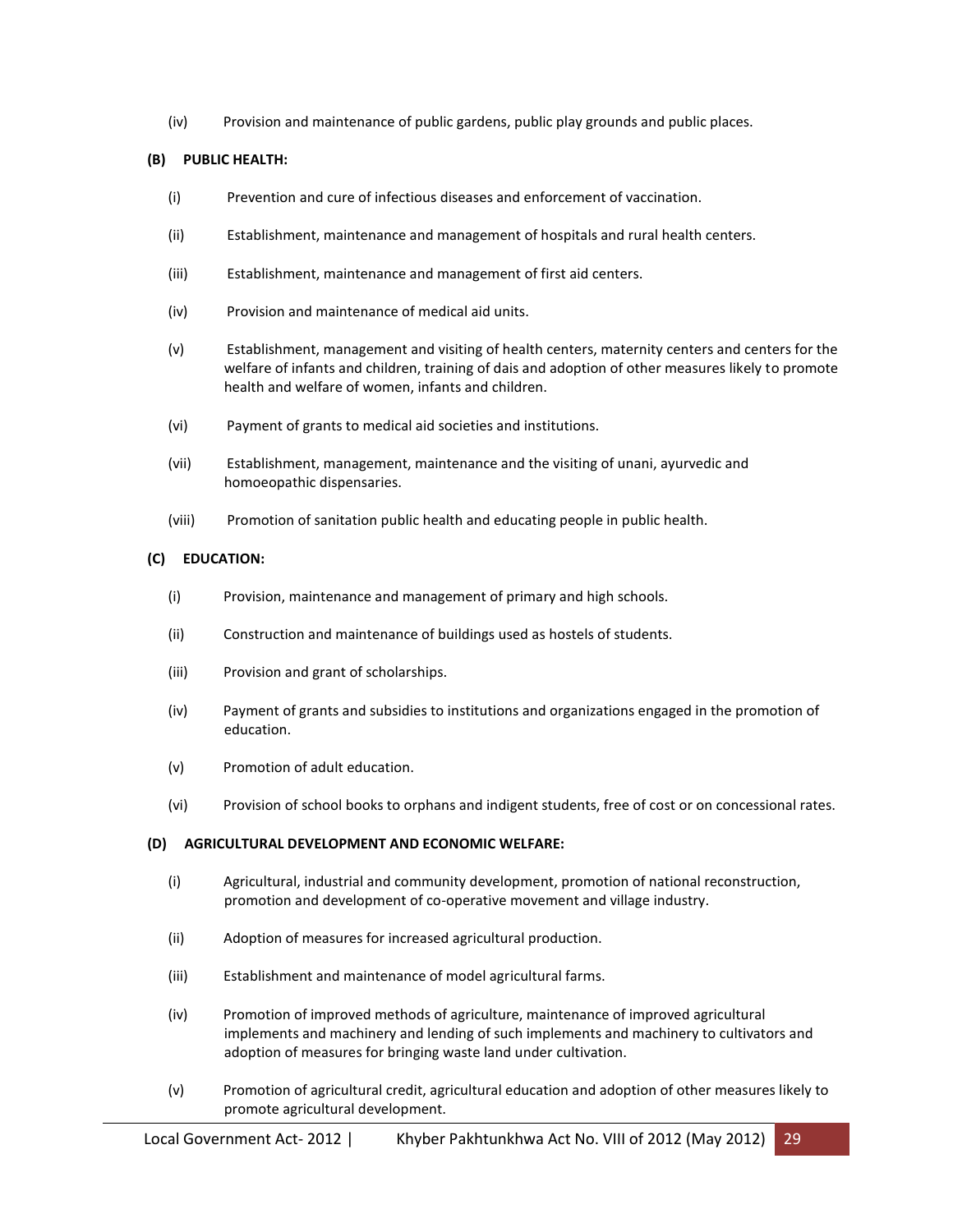(iv) Provision and maintenance of public gardens, public play grounds and public places.

**(B) PUBLIC HEALTH:**

(i) Prevention and cure of infectious diseases and enforcement of vaccination.

(ii) Establishment, maintenance and management of hospitals and rural health centers.

(iii) Establishment, maintenance and management of first aid centers.

(iv) Provision and maintenance of medical aid units.

(v) Establishment, management and visiting of health centers, maternity centers and centers for the welfare of infants and children, training of dais and adoption of other measures likely to promote health and welfare of women, infants and children.

(vi) Payment of grants to medical aid societies and institutions.

(vii) Establishment, management, maintenance and the visiting of unani, ayurvedic and homoeopathic dispensaries.

(viii) Promotion of sanitation public health and educating people in public health.

**(C) EDUCATION:**

(i) Provision, maintenance and management of primary and high schools.

(ii) Construction and maintenance of buildings used as hostels of students.

(iii) Provision and grant of scholarships.

(iv) Payment of grants and subsidies to institutions and organizations engaged in the promotion of education.

(v) Promotion of adult education.

(vi) Provision of school books to orphans and indigent students, free of cost or on concessional rates.

**(D) AGRICULTURAL DEVELOPMENT AND ECONOMIC WELFARE:**

(i) Agricultural, industrial and community development, promotion of national reconstruction, promotion and development of co-operative movement and village industry.

(ii) Adoption of measures for increased agricultural production.

(iii) Establishment and maintenance of model agricultural farms.

(iv) Promotion of improved methods of agriculture, maintenance of improved agricultural implements and machinery and lending of such implements and machinery to cultivators and adoption of measures for bringing waste land under cultivation.

(v) Promotion of agricultural credit, agricultural education and adoption of other measures likely to promote agricultural development.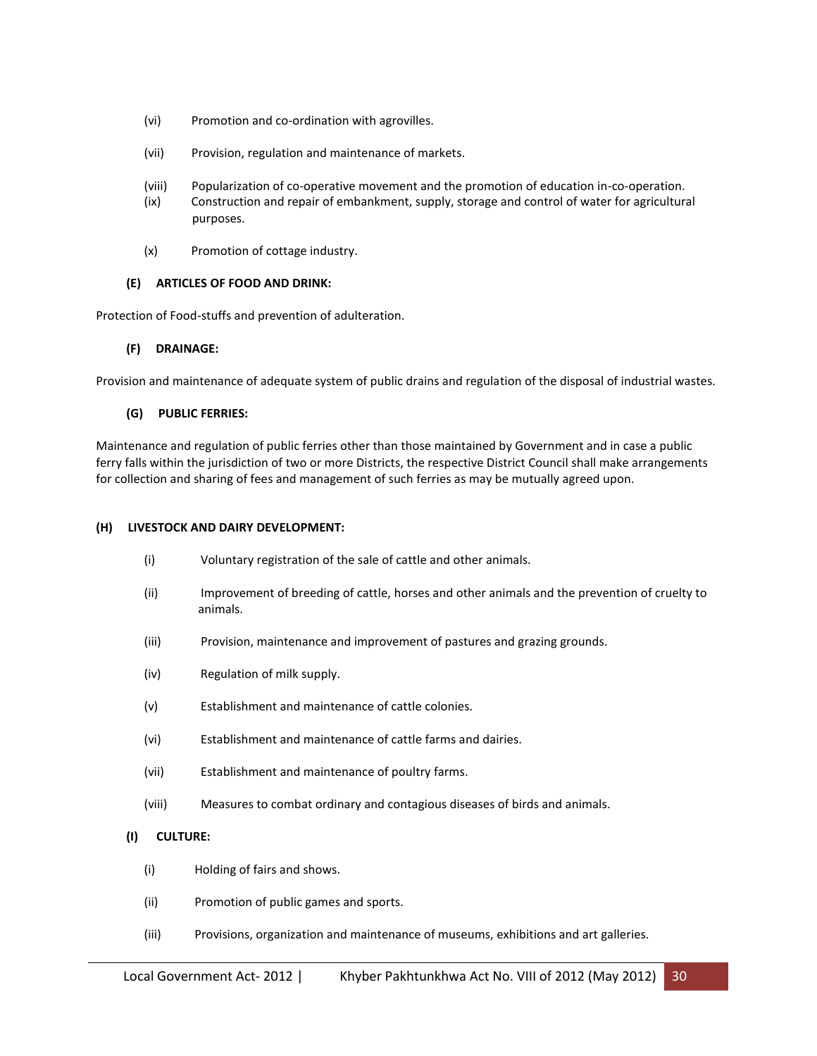(vi) Promotion and co-ordination with agrovilles.

(vii) Provision, regulation and maintenance of markets.

(viii) Popularization of co-operative movement and the promotion of education in-co-operation.

(ix) Construction and repair of embankment, supply, storage and control of water for agricultural purposes.

(x) Promotion of cottage industry.

**(E) ARTICLES OF FOOD AND DRINK:**

Protection of Food-stuffs and prevention of adulteration.

**(F) DRAINAGE:**

Provision and maintenance of adequate system of public drains and regulation of the disposal of industrial wastes.

**(G) PUBLIC FERRIES:**

Maintenance and regulation of public ferries other than those maintained by Government and in case a public ferry falls within the jurisdiction of two or more Districts, the respective District Council shall make arrangements for collection and sharing of fees and management of such ferries as may be mutually agreed upon.

**(H) LIVESTOCK AND DAIRY DEVELOPMENT:**

(i) Voluntary registration of the sale of cattle and other animals.

(ii) Improvement of breeding of cattle, horses and other animals and the prevention of cruelty to animals.

(iii) Provision, maintenance and improvement of pastures and grazing grounds.

(iv) Regulation of milk supply.

(v) Establishment and maintenance of cattle colonies.

(vi) Establishment and maintenance of cattle farms and dairies.

(vii) Establishment and maintenance of poultry farms.

(viii) Measures to combat ordinary and contagious diseases of birds and animals.

**(I) CULTURE:**

(i) Holding of fairs and shows.

(ii) Promotion of public games and sports.

(iii) Provisions, organization and maintenance of museums, exhibitions and art galleries.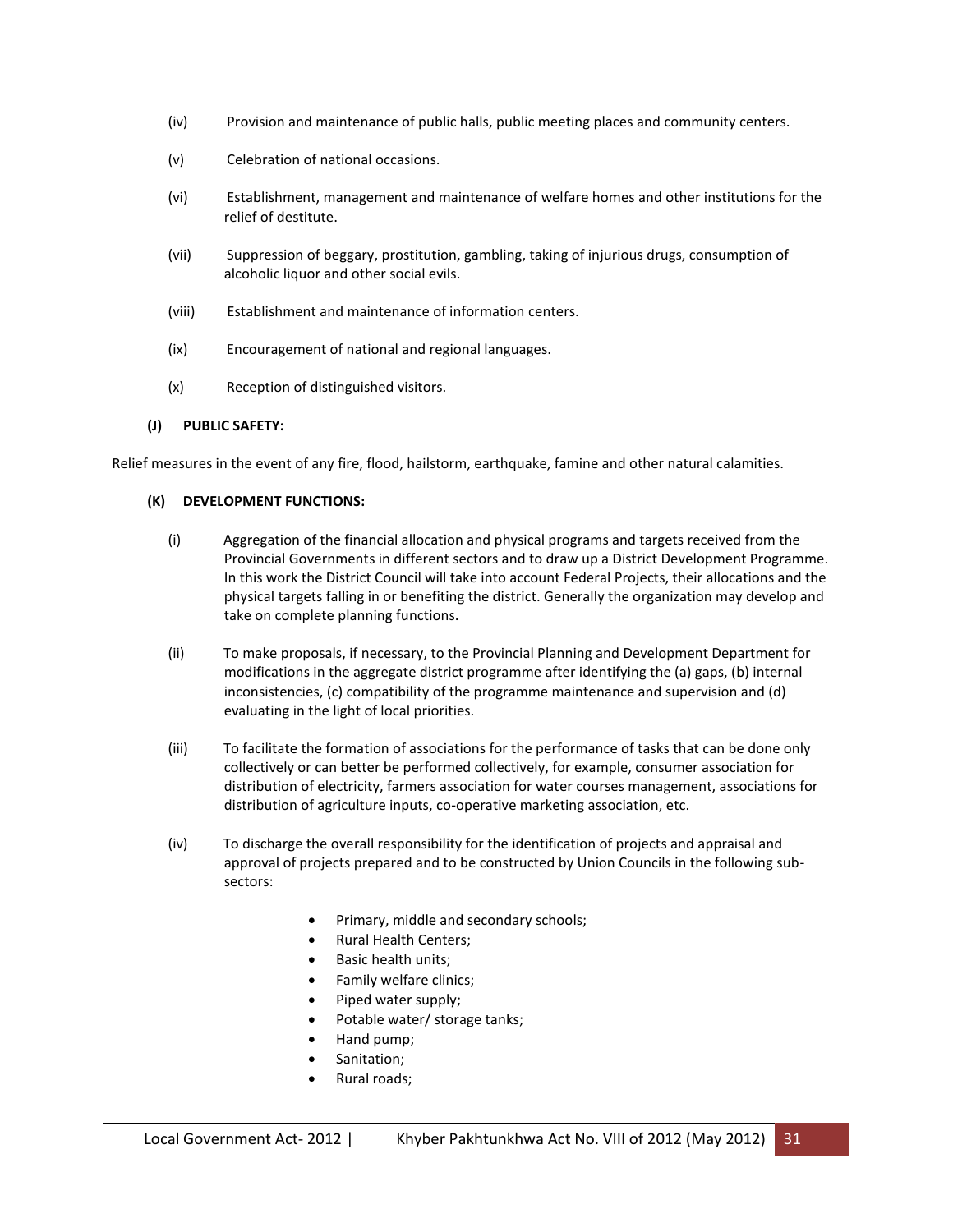(iv) Provision and maintenance of public halls, public meeting places and community centers.

(v) Celebration of national occasions.

(vi) Establishment, management and maintenance of welfare homes and other institutions for the relief of destitute.

(vii) Suppression of beggary, prostitution, gambling, taking of injurious drugs, consumption of alcoholic liquor and other social evils.

(viii) Establishment and maintenance of information centers.

(ix) Encouragement of national and regional languages.

(x) Reception of distinguished visitors.

**(J) PUBLIC SAFETY:**

Relief measures in the event of any fire, flood, hailstorm, earthquake, famine and other natural calamities.

**(K) DEVELOPMENT FUNCTIONS:**

(i) Aggregation of the financial allocation and physical programs and targets received from the Provincial Governments in different sectors and to draw up a District Development Programme. In this work the District Council will take into account Federal Projects, their allocations and the physical targets falling in or benefiting the district. Generally the organization may develop and take on complete planning functions.

(ii) To make proposals, if necessary, to the Provincial Planning and Development Department for modifications in the aggregate district programme after identifying the (a) gaps, (b) internal inconsistencies, (c) compatibility of the programme maintenance and supervision and (d) evaluating in the light of local priorities.

(iii) To facilitate the formation of associations for the performance of tasks that can be done only collectively or can better be performed collectively, for example, consumer association for distribution of electricity, farmers association for water courses management, associations for distribution of agriculture inputs, co-operative marketing association, etc.

(iv) To discharge the overall responsibility for the identification of projects and appraisal and approval of projects prepared and to be constructed by Union Councils in the following sub-sectors:

- Primary, middle and secondary schools;
- Rural Health Centers;
- Basic health units;
- Family welfare clinics;
- Piped water supply;
- Potable water/ storage tanks;
- Hand pump;
- Sanitation;
- Rural roads;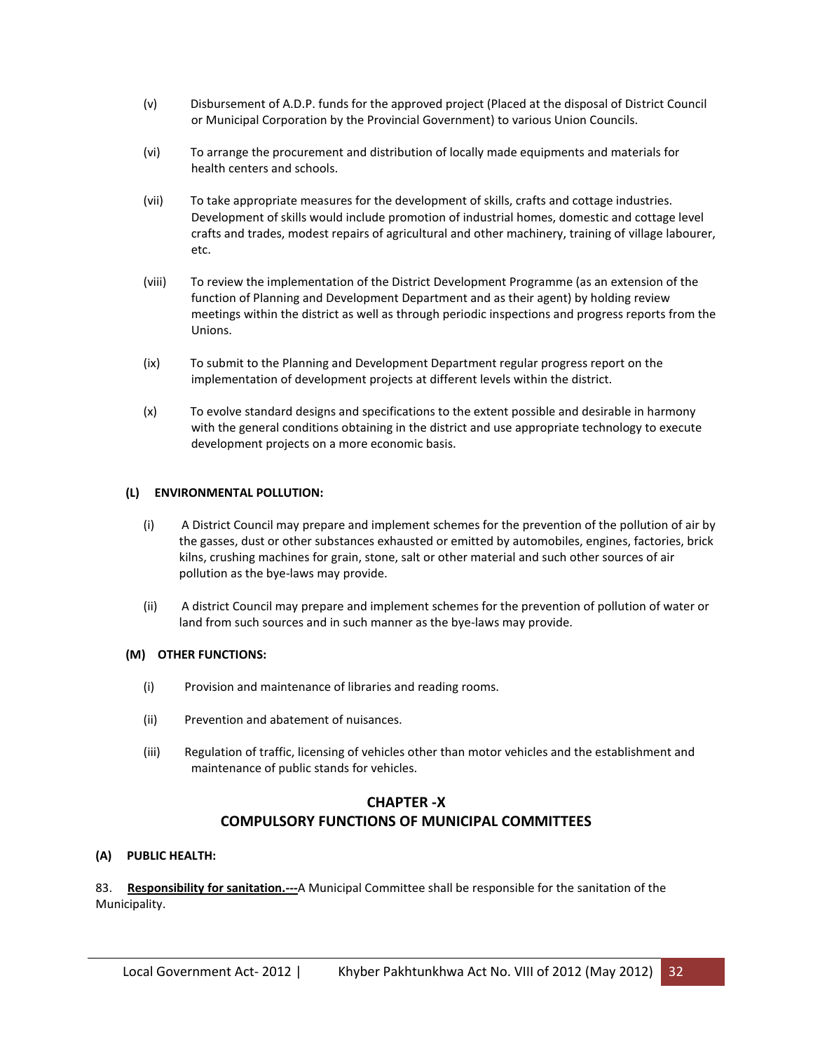(v) Disbursement of A.D.P. funds for the approved project (Placed at the disposal of District Council or Municipal Corporation by the Provincial Government) to various Union Councils.

(vi) To arrange the procurement and distribution of locally made equipments and materials for health centers and schools.

(vii) To take appropriate measures for the development of skills, crafts and cottage industries. Development of skills would include promotion of industrial homes, domestic and cottage level crafts and trades, modest repairs of agricultural and other machinery, training of village labourer, etc.

(viii) To review the implementation of the District Development Programme (as an extension of the function of Planning and Development Department and as their agent) by holding review meetings within the district as well as through periodic inspections and progress reports from the Unions.

(ix) To submit to the Planning and Development Department regular progress report on the implementation of development projects at different levels within the district.

(x) To evolve standard designs and specifications to the extent possible and desirable in harmony with the general conditions obtaining in the district and use appropriate technology to execute development projects on a more economic basis.

**(L) ENVIRONMENTAL POLLUTION:**

(i) A District Council may prepare and implement schemes for the prevention of the pollution of air by the gasses, dust or other substances exhausted or emitted by automobiles, engines, factories, brick kilns, crushing machines for grain, stone, salt or other material and such other sources of air pollution as the bye-laws may provide.

(ii) A district Council may prepare and implement schemes for the prevention of pollution of water or land from such sources and in such manner as the bye-laws may provide.

**(M) OTHER FUNCTIONS:**

(i) Provision and maintenance of libraries and reading rooms.

(ii) Prevention and abatement of nuisances.

(iii) Regulation of traffic, licensing of vehicles other than motor vehicles and the establishment and maintenance of public stands for vehicles.

## CHAPTER -X
## COMPULSORY FUNCTIONS OF MUNICIPAL COMMITTEES

**(A) PUBLIC HEALTH:**

83. **Responsibility for sanitation.---**A Municipal Committee shall be responsible for the sanitation of the Municipality.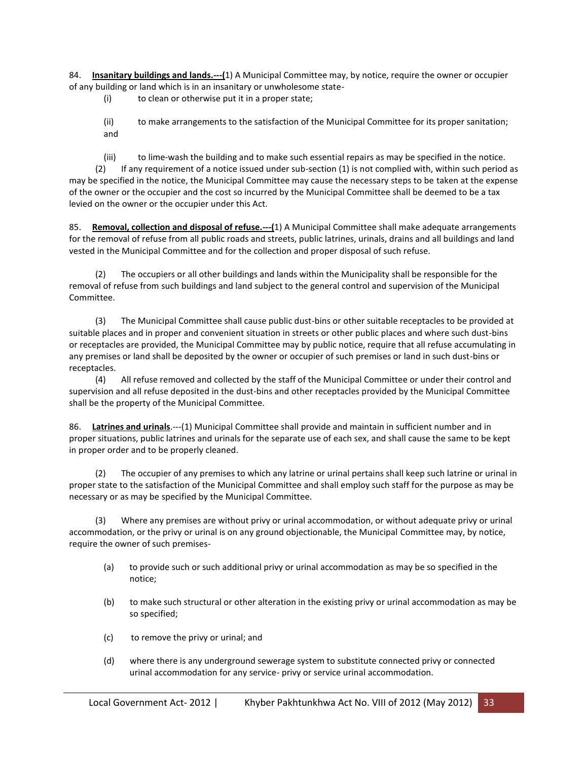84. **Insanitary buildings and lands.---(**1) A Municipal Committee may, by notice, require the owner or occupier of any building or land which is in an insanitary or unwholesome state-

(i) to clean or otherwise put it in a proper state;

(ii) to make arrangements to the satisfaction of the Municipal Committee for its proper sanitation; and

(iii) to lime-wash the building and to make such essential repairs as may be specified in the notice.

(2) If any requirement of a notice issued under sub-section (1) is not complied with, within such period as may be specified in the notice, the Municipal Committee may cause the necessary steps to be taken at the expense of the owner or the occupier and the cost so incurred by the Municipal Committee shall be deemed to be a tax levied on the owner or the occupier under this Act.

85. **Removal, collection and disposal of refuse.---(**1) A Municipal Committee shall make adequate arrangements for the removal of refuse from all public roads and streets, public latrines, urinals, drains and all buildings and land vested in the Municipal Committee and for the collection and proper disposal of such refuse.

(2) The occupiers or all other buildings and lands within the Municipality shall be responsible for the removal of refuse from such buildings and land subject to the general control and supervision of the Municipal Committee.

(3) The Municipal Committee shall cause public dust-bins or other suitable receptacles to be provided at suitable places and in proper and convenient situation in streets or other public places and where such dust-bins or receptacles are provided, the Municipal Committee may by public notice, require that all refuse accumulating in any premises or land shall be deposited by the owner or occupier of such premises or land in such dust-bins or receptacles.

(4) All refuse removed and collected by the staff of the Municipal Committee or under their control and supervision and all refuse deposited in the dust-bins and other receptacles provided by the Municipal Committee shall be the property of the Municipal Committee.

86. **Latrines and urinals**.---(1) Municipal Committee shall provide and maintain in sufficient number and in proper situations, public latrines and urinals for the separate use of each sex, and shall cause the same to be kept in proper order and to be properly cleaned.

(2) The occupier of any premises to which any latrine or urinal pertains shall keep such latrine or urinal in proper state to the satisfaction of the Municipal Committee and shall employ such staff for the purpose as may be necessary or as may be specified by the Municipal Committee.

(3) Where any premises are without privy or urinal accommodation, or without adequate privy or urinal accommodation, or the privy or urinal is on any ground objectionable, the Municipal Committee may, by notice, require the owner of such premises-

(a) to provide such or such additional privy or urinal accommodation as may be so specified in the notice;

(b) to make such structural or other alteration in the existing privy or urinal accommodation as may be so specified;

(c) to remove the privy or urinal; and

(d) where there is any underground sewerage system to substitute connected privy or connected urinal accommodation for any service- privy or service urinal accommodation.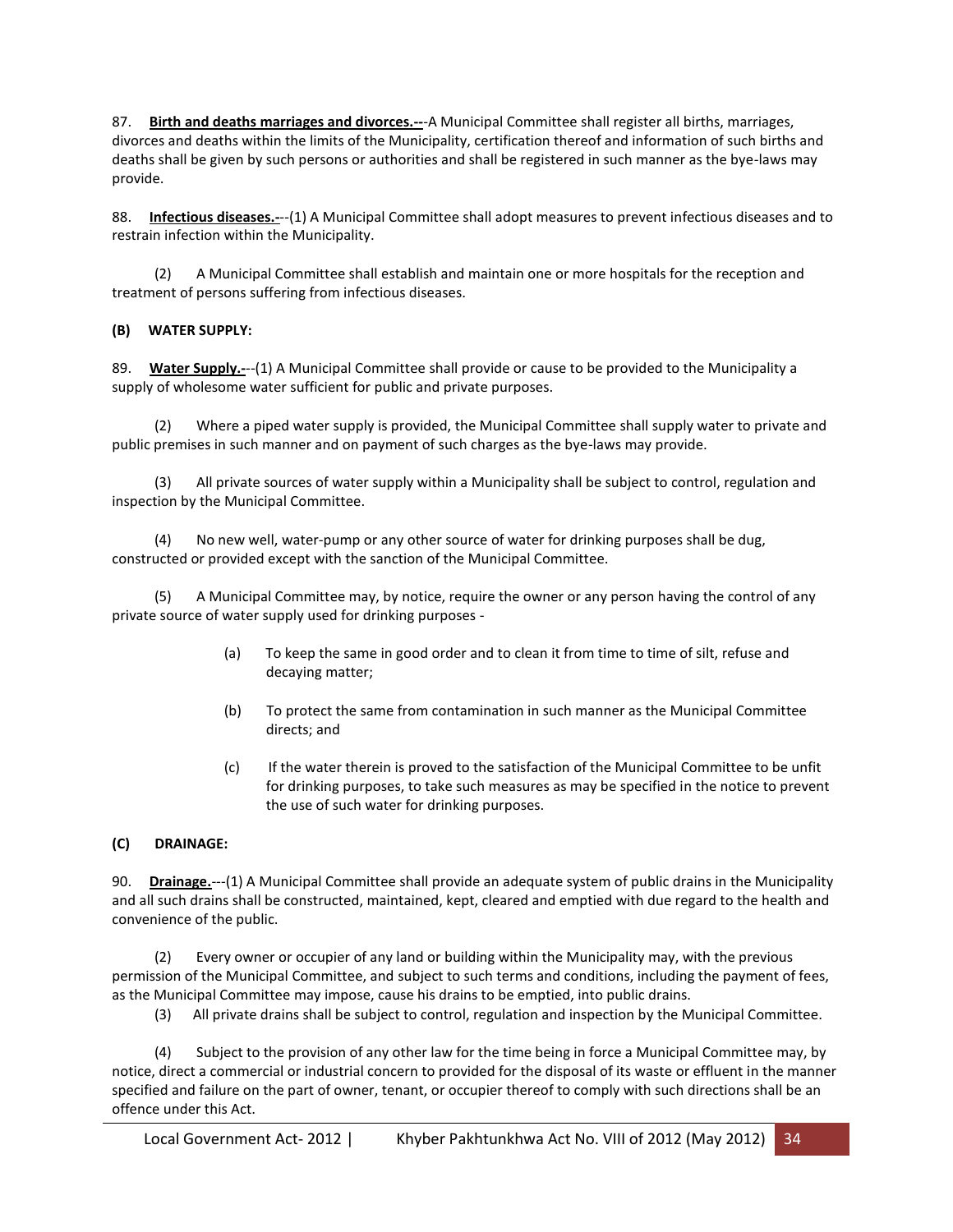87. **<u>Birth and deaths marriages and divorces.--</u>**-A Municipal Committee shall register all births, marriages, divorces and deaths within the limits of the Municipality, certification thereof and information of such births and deaths shall be given by such persons or authorities and shall be registered in such manner as the bye-laws may provide.

88. **<u>Infectious diseases.-</u>**--(1) A Municipal Committee shall adopt measures to prevent infectious diseases and to restrain infection within the Municipality.

(2) A Municipal Committee shall establish and maintain one or more hospitals for the reception and treatment of persons suffering from infectious diseases.

**(B) WATER SUPPLY:**

89. **<u>Water Supply.-</u>**--(1) A Municipal Committee shall provide or cause to be provided to the Municipality a supply of wholesome water sufficient for public and private purposes.

(2) Where a piped water supply is provided, the Municipal Committee shall supply water to private and public premises in such manner and on payment of such charges as the bye-laws may provide.

(3) All private sources of water supply within a Municipality shall be subject to control, regulation and inspection by the Municipal Committee.

(4) No new well, water-pump or any other source of water for drinking purposes shall be dug, constructed or provided except with the sanction of the Municipal Committee.

(5) A Municipal Committee may, by notice, require the owner or any person having the control of any private source of water supply used for drinking purposes -

(a) To keep the same in good order and to clean it from time to time of silt, refuse and decaying matter;

(b) To protect the same from contamination in such manner as the Municipal Committee directs; and

(c) If the water therein is proved to the satisfaction of the Municipal Committee to be unfit for drinking purposes, to take such measures as may be specified in the notice to prevent the use of such water for drinking purposes.

**(C) DRAINAGE:**

90. **<u>Drainage.</u>**---(1) A Municipal Committee shall provide an adequate system of public drains in the Municipality and all such drains shall be constructed, maintained, kept, cleared and emptied with due regard to the health and convenience of the public.

(2) Every owner or occupier of any land or building within the Municipality may, with the previous permission of the Municipal Committee, and subject to such terms and conditions, including the payment of fees, as the Municipal Committee may impose, cause his drains to be emptied, into public drains.

(3) All private drains shall be subject to control, regulation and inspection by the Municipal Committee.

(4) Subject to the provision of any other law for the time being in force a Municipal Committee may, by notice, direct a commercial or industrial concern to provided for the disposal of its waste or effluent in the manner specified and failure on the part of owner, tenant, or occupier thereof to comply with such directions shall be an offence under this Act.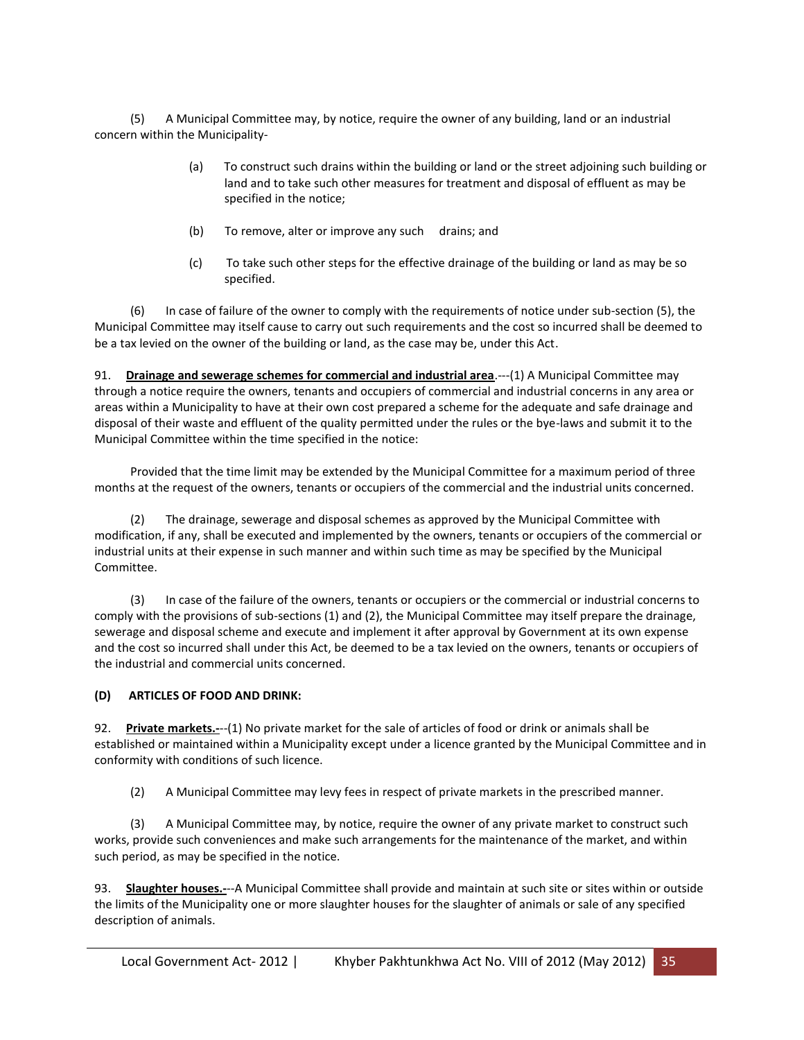(5) A Municipal Committee may, by notice, require the owner of any building, land or an industrial concern within the Municipality-

(a) To construct such drains within the building or land or the street adjoining such building or land and to take such other measures for treatment and disposal of effluent as may be specified in the notice;

(b) To remove, alter or improve any such drains; and

(c) To take such other steps for the effective drainage of the building or land as may be so specified.

(6) In case of failure of the owner to comply with the requirements of notice under sub-section (5), the Municipal Committee may itself cause to carry out such requirements and the cost so incurred shall be deemed to be a tax levied on the owner of the building or land, as the case may be, under this Act.

91. **Drainage and sewerage schemes for commercial and industrial area**.---(1) A Municipal Committee may through a notice require the owners, tenants and occupiers of commercial and industrial concerns in any area or areas within a Municipality to have at their own cost prepared a scheme for the adequate and safe drainage and disposal of their waste and effluent of the quality permitted under the rules or the bye-laws and submit it to the Municipal Committee within the time specified in the notice:

Provided that the time limit may be extended by the Municipal Committee for a maximum period of three months at the request of the owners, tenants or occupiers of the commercial and the industrial units concerned.

(2) The drainage, sewerage and disposal schemes as approved by the Municipal Committee with modification, if any, shall be executed and implemented by the owners, tenants or occupiers of the commercial or industrial units at their expense in such manner and within such time as may be specified by the Municipal Committee.

(3) In case of the failure of the owners, tenants or occupiers or the commercial or industrial concerns to comply with the provisions of sub-sections (1) and (2), the Municipal Committee may itself prepare the drainage, sewerage and disposal scheme and execute and implement it after approval by Government at its own expense and the cost so incurred shall under this Act, be deemed to be a tax levied on the owners, tenants or occupiers of the industrial and commercial units concerned.

**(D) ARTICLES OF FOOD AND DRINK:**

92. **Private markets.-**--(1) No private market for the sale of articles of food or drink or animals shall be established or maintained within a Municipality except under a licence granted by the Municipal Committee and in conformity with conditions of such licence.

(2) A Municipal Committee may levy fees in respect of private markets in the prescribed manner.

(3) A Municipal Committee may, by notice, require the owner of any private market to construct such works, provide such conveniences and make such arrangements for the maintenance of the market, and within such period, as may be specified in the notice.

93. **Slaughter houses.-**--A Municipal Committee shall provide and maintain at such site or sites within or outside the limits of the Municipality one or more slaughter houses for the slaughter of animals or sale of any specified description of animals.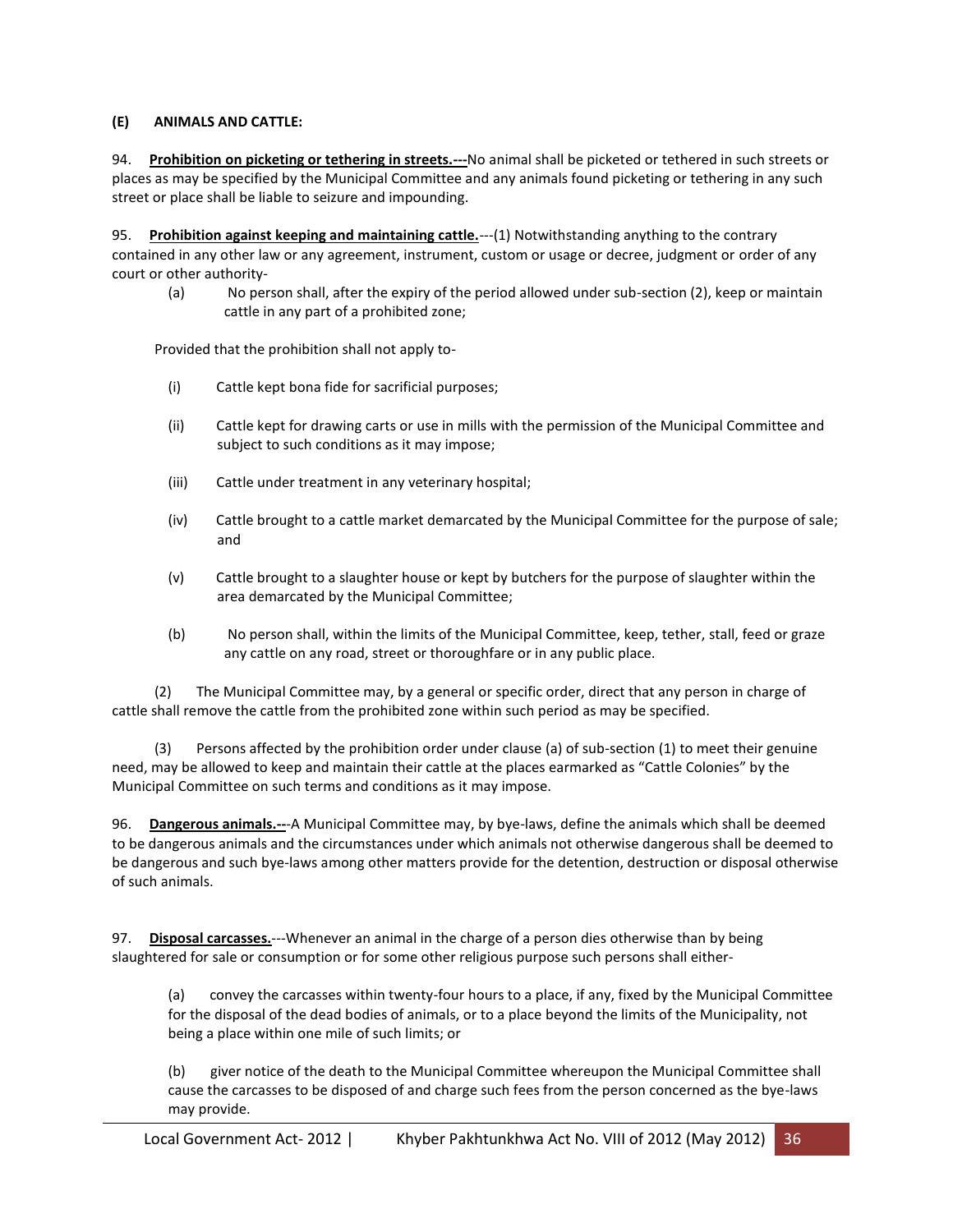### (E) ANIMALS AND CATTLE:

94. **Prohibition on picketing or tethering in streets.---**No animal shall be picketed or tethered in such streets or places as may be specified by the Municipal Committee and any animals found picketing or tethering in any such street or place shall be liable to seizure and impounding.

95. **Prohibition against keeping and maintaining cattle.**---(1) Notwithstanding anything to the contrary contained in any other law or any agreement, instrument, custom or usage or decree, judgment or order of any court or other authority-

(a) No person shall, after the expiry of the period allowed under sub-section (2), keep or maintain cattle in any part of a prohibited zone;

Provided that the prohibition shall not apply to-

(i) Cattle kept bona fide for sacrificial purposes;

(ii) Cattle kept for drawing carts or use in mills with the permission of the Municipal Committee and subject to such conditions as it may impose;

(iii) Cattle under treatment in any veterinary hospital;

(iv) Cattle brought to a cattle market demarcated by the Municipal Committee for the purpose of sale; and

(v) Cattle brought to a slaughter house or kept by butchers for the purpose of slaughter within the area demarcated by the Municipal Committee;

(b) No person shall, within the limits of the Municipal Committee, keep, tether, stall, feed or graze any cattle on any road, street or thoroughfare or in any public place.

(2) The Municipal Committee may, by a general or specific order, direct that any person in charge of cattle shall remove the cattle from the prohibited zone within such period as may be specified.

(3) Persons affected by the prohibition order under clause (a) of sub-section (1) to meet their genuine need, may be allowed to keep and maintain their cattle at the places earmarked as "Cattle Colonies" by the Municipal Committee on such terms and conditions as it may impose.

96. **Dangerous animals.---**A Municipal Committee may, by bye-laws, define the animals which shall be deemed to be dangerous animals and the circumstances under which animals not otherwise dangerous shall be deemed to be dangerous and such bye-laws among other matters provide for the detention, destruction or disposal otherwise of such animals.

97. **Disposal carcasses.**---Whenever an animal in the charge of a person dies otherwise than by being slaughtered for sale or consumption or for some other religious purpose such persons shall either-

(a) convey the carcasses within twenty-four hours to a place, if any, fixed by the Municipal Committee for the disposal of the dead bodies of animals, or to a place beyond the limits of the Municipality, not being a place within one mile of such limits; or

(b) giver notice of the death to the Municipal Committee whereupon the Municipal Committee shall cause the carcasses to be disposed of and charge such fees from the person concerned as the bye-laws may provide.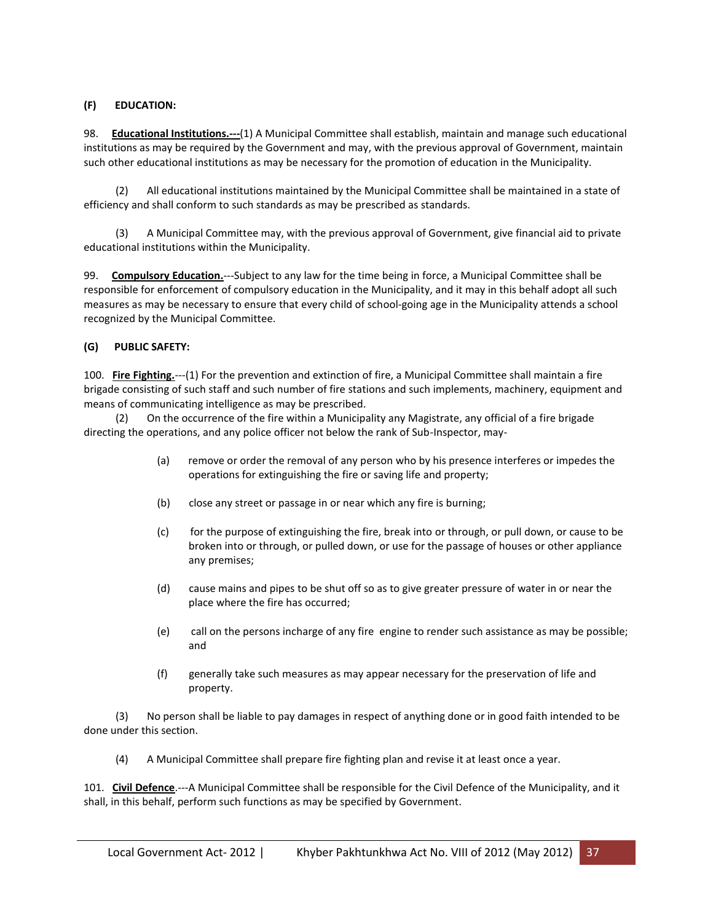**(F) EDUCATION:**

98. **Educational Institutions.---**(1) A Municipal Committee shall establish, maintain and manage such educational institutions as may be required by the Government and may, with the previous approval of Government, maintain such other educational institutions as may be necessary for the promotion of education in the Municipality.

(2) All educational institutions maintained by the Municipal Committee shall be maintained in a state of efficiency and shall conform to such standards as may be prescribed as standards.

(3) A Municipal Committee may, with the previous approval of Government, give financial aid to private educational institutions within the Municipality.

99. **Compulsory Education.**---Subject to any law for the time being in force, a Municipal Committee shall be responsible for enforcement of compulsory education in the Municipality, and it may in this behalf adopt all such measures as may be necessary to ensure that every child of school-going age in the Municipality attends a school recognized by the Municipal Committee.

**(G) PUBLIC SAFETY:**

100. **Fire Fighting.**---(1) For the prevention and extinction of fire, a Municipal Committee shall maintain a fire brigade consisting of such staff and such number of fire stations and such implements, machinery, equipment and means of communicating intelligence as may be prescribed.

(2) On the occurrence of the fire within a Municipality any Magistrate, any official of a fire brigade directing the operations, and any police officer not below the rank of Sub-Inspector, may-

(a) remove or order the removal of any person who by his presence interferes or impedes the operations for extinguishing the fire or saving life and property;

(b) close any street or passage in or near which any fire is burning;

(c) for the purpose of extinguishing the fire, break into or through, or pull down, or cause to be broken into or through, or pulled down, or use for the passage of houses or other appliance any premises;

(d) cause mains and pipes to be shut off so as to give greater pressure of water in or near the place where the fire has occurred;

(e) call on the persons incharge of any fire engine to render such assistance as may be possible; and

(f) generally take such measures as may appear necessary for the preservation of life and property.

(3) No person shall be liable to pay damages in respect of anything done or in good faith intended to be done under this section.

(4) A Municipal Committee shall prepare fire fighting plan and revise it at least once a year.

101. **Civil Defence**.---A Municipal Committee shall be responsible for the Civil Defence of the Municipality, and it shall, in this behalf, perform such functions as may be specified by Government.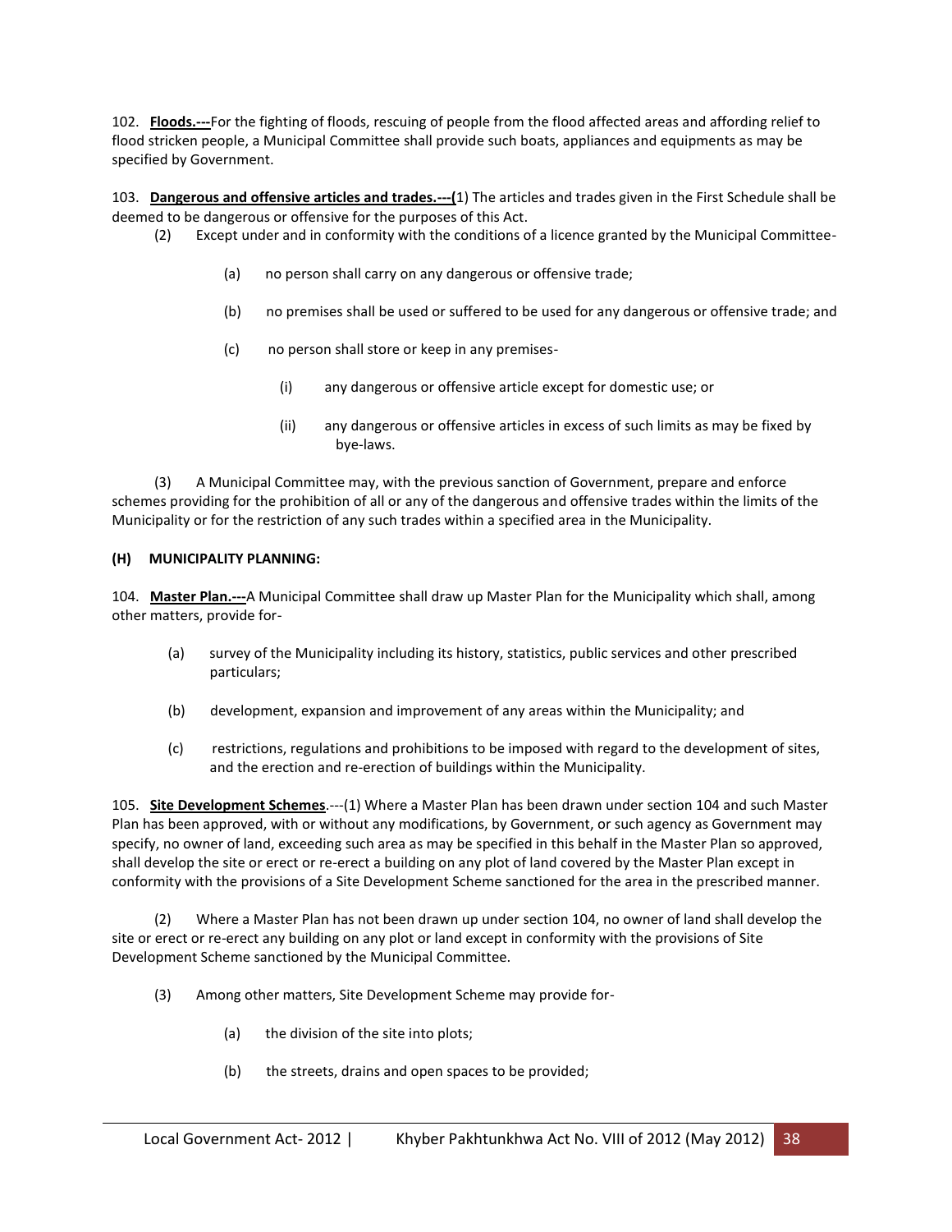102. **Floods.---**For the fighting of floods, rescuing of people from the flood affected areas and affording relief to flood stricken people, a Municipal Committee shall provide such boats, appliances and equipments as may be specified by Government.

103. **Dangerous and offensive articles and trades.---(**1) The articles and trades given in the First Schedule shall be deemed to be dangerous or offensive for the purposes of this Act.

(2) Except under and in conformity with the conditions of a licence granted by the Municipal Committee-

(a) no person shall carry on any dangerous or offensive trade;

(b) no premises shall be used or suffered to be used for any dangerous or offensive trade; and

(c) no person shall store or keep in any premises-

(i) any dangerous or offensive article except for domestic use; or

(ii) any dangerous or offensive articles in excess of such limits as may be fixed by bye-laws.

(3) A Municipal Committee may, with the previous sanction of Government, prepare and enforce schemes providing for the prohibition of all or any of the dangerous and offensive trades within the limits of the Municipality or for the restriction of any such trades within a specified area in the Municipality.

**(H) MUNICIPALITY PLANNING:**

104. **Master Plan.---**A Municipal Committee shall draw up Master Plan for the Municipality which shall, among other matters, provide for-

(a) survey of the Municipality including its history, statistics, public services and other prescribed particulars;

(b) development, expansion and improvement of any areas within the Municipality; and

(c) restrictions, regulations and prohibitions to be imposed with regard to the development of sites, and the erection and re-erection of buildings within the Municipality.

105. **Site Development Schemes**.---(1) Where a Master Plan has been drawn under section 104 and such Master Plan has been approved, with or without any modifications, by Government, or such agency as Government may specify, no owner of land, exceeding such area as may be specified in this behalf in the Master Plan so approved, shall develop the site or erect or re-erect a building on any plot of land covered by the Master Plan except in conformity with the provisions of a Site Development Scheme sanctioned for the area in the prescribed manner.

(2) Where a Master Plan has not been drawn up under section 104, no owner of land shall develop the site or erect or re-erect any building on any plot or land except in conformity with the provisions of Site Development Scheme sanctioned by the Municipal Committee.

(3) Among other matters, Site Development Scheme may provide for-

(a) the division of the site into plots;

(b) the streets, drains and open spaces to be provided;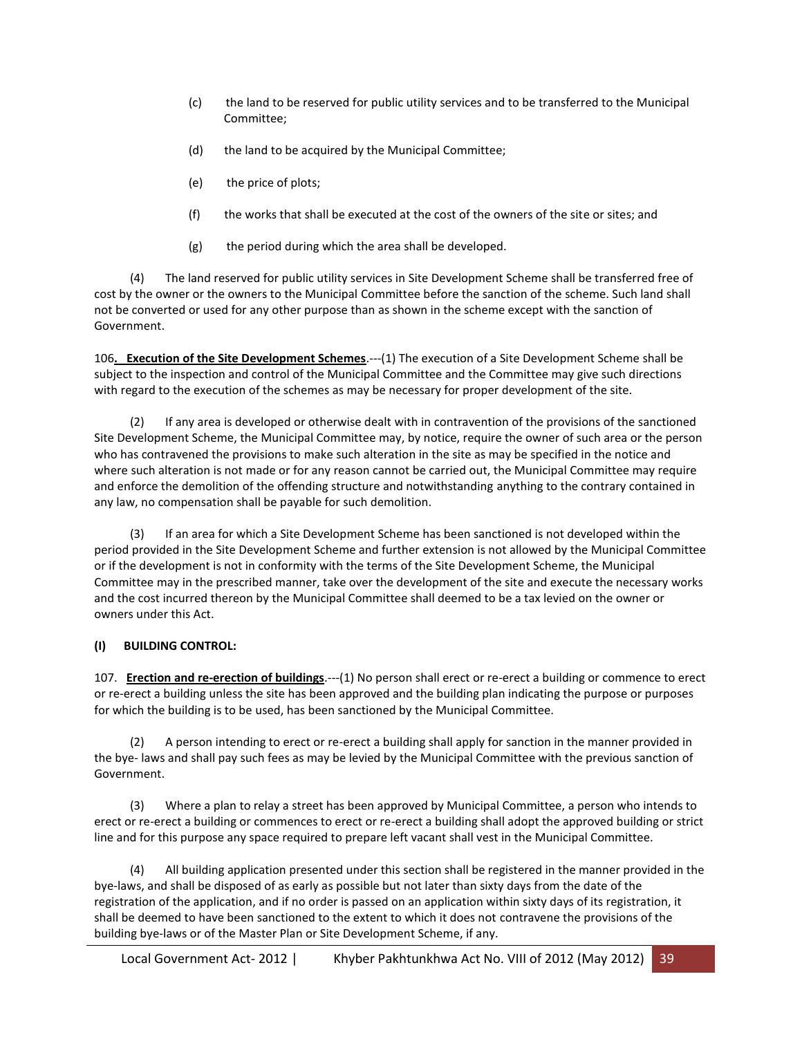(c) the land to be reserved for public utility services and to be transferred to the Municipal Committee;

(d) the land to be acquired by the Municipal Committee;

(e) the price of plots;

(f) the works that shall be executed at the cost of the owners of the site or sites; and

(g) the period during which the area shall be developed.

(4) The land reserved for public utility services in Site Development Scheme shall be transferred free of cost by the owner or the owners to the Municipal Committee before the sanction of the scheme. Such land shall not be converted or used for any other purpose than as shown in the scheme except with the sanction of Government.

106**. <u>Execution of the Site Development Schemes</u>**.---(1) The execution of a Site Development Scheme shall be subject to the inspection and control of the Municipal Committee and the Committee may give such directions with regard to the execution of the schemes as may be necessary for proper development of the site.

(2) If any area is developed or otherwise dealt with in contravention of the provisions of the sanctioned Site Development Scheme, the Municipal Committee may, by notice, require the owner of such area or the person who has contravened the provisions to make such alteration in the site as may be specified in the notice and where such alteration is not made or for any reason cannot be carried out, the Municipal Committee may require and enforce the demolition of the offending structure and notwithstanding anything to the contrary contained in any law, no compensation shall be payable for such demolition.

(3) If an area for which a Site Development Scheme has been sanctioned is not developed within the period provided in the Site Development Scheme and further extension is not allowed by the Municipal Committee or if the development is not in conformity with the terms of the Site Development Scheme, the Municipal Committee may in the prescribed manner, take over the development of the site and execute the necessary works and the cost incurred thereon by the Municipal Committee shall deemed to be a tax levied on the owner or owners under this Act.

**(I) BUILDING CONTROL:**

107. **<u>Erection and re-erection of buildings</u>**.---(1) No person shall erect or re-erect a building or commence to erect or re-erect a building unless the site has been approved and the building plan indicating the purpose or purposes for which the building is to be used, has been sanctioned by the Municipal Committee.

(2) A person intending to erect or re-erect a building shall apply for sanction in the manner provided in the bye- laws and shall pay such fees as may be levied by the Municipal Committee with the previous sanction of Government.

(3) Where a plan to relay a street has been approved by Municipal Committee, a person who intends to erect or re-erect a building or commences to erect or re-erect a building shall adopt the approved building or strict line and for this purpose any space required to prepare left vacant shall vest in the Municipal Committee.

(4) All building application presented under this section shall be registered in the manner provided in the bye-laws, and shall be disposed of as early as possible but not later than sixty days from the date of the registration of the application, and if no order is passed on an application within sixty days of its registration, it shall be deemed to have been sanctioned to the extent to which it does not contravene the provisions of the building bye-laws or of the Master Plan or Site Development Scheme, if any.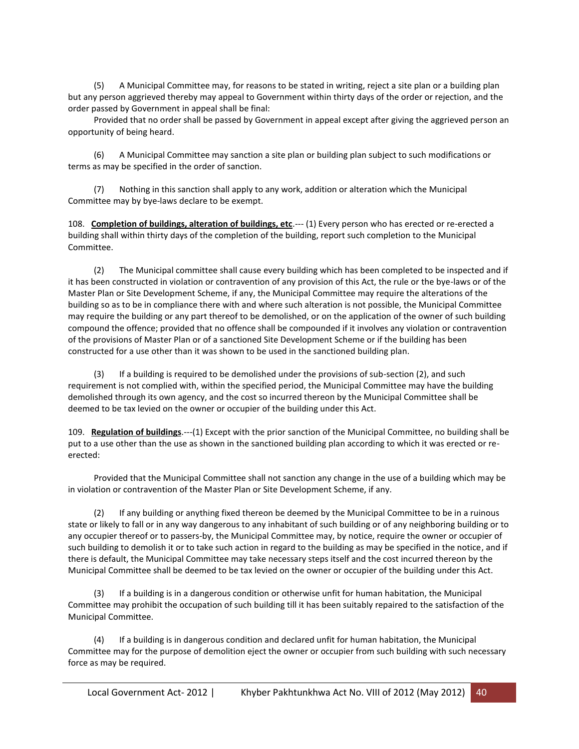(5) A Municipal Committee may, for reasons to be stated in writing, reject a site plan or a building plan but any person aggrieved thereby may appeal to Government within thirty days of the order or rejection, and the order passed by Government in appeal shall be final:

Provided that no order shall be passed by Government in appeal except after giving the aggrieved person an opportunity of being heard.

(6) A Municipal Committee may sanction a site plan or building plan subject to such modifications or terms as may be specified in the order of sanction.

(7) Nothing in this sanction shall apply to any work, addition or alteration which the Municipal Committee may by bye-laws declare to be exempt.

108. **Completion of buildings, alteration of buildings, etc**.--- (1) Every person who has erected or re-erected a building shall within thirty days of the completion of the building, report such completion to the Municipal Committee.

(2) The Municipal committee shall cause every building which has been completed to be inspected and if it has been constructed in violation or contravention of any provision of this Act, the rule or the bye-laws or of the Master Plan or Site Development Scheme, if any, the Municipal Committee may require the alterations of the building so as to be in compliance there with and where such alteration is not possible, the Municipal Committee may require the building or any part thereof to be demolished, or on the application of the owner of such building compound the offence; provided that no offence shall be compounded if it involves any violation or contravention of the provisions of Master Plan or of a sanctioned Site Development Scheme or if the building has been constructed for a use other than it was shown to be used in the sanctioned building plan.

(3) If a building is required to be demolished under the provisions of sub-section (2), and such requirement is not complied with, within the specified period, the Municipal Committee may have the building demolished through its own agency, and the cost so incurred thereon by the Municipal Committee shall be deemed to be tax levied on the owner or occupier of the building under this Act.

109. **Regulation of buildings**.---(1) Except with the prior sanction of the Municipal Committee, no building shall be put to a use other than the use as shown in the sanctioned building plan according to which it was erected or re-erected:

Provided that the Municipal Committee shall not sanction any change in the use of a building which may be in violation or contravention of the Master Plan or Site Development Scheme, if any.

(2) If any building or anything fixed thereon be deemed by the Municipal Committee to be in a ruinous state or likely to fall or in any way dangerous to any inhabitant of such building or of any neighboring building or to any occupier thereof or to passers-by, the Municipal Committee may, by notice, require the owner or occupier of such building to demolish it or to take such action in regard to the building as may be specified in the notice, and if there is default, the Municipal Committee may take necessary steps itself and the cost incurred thereon by the Municipal Committee shall be deemed to be tax levied on the owner or occupier of the building under this Act.

(3) If a building is in a dangerous condition or otherwise unfit for human habitation, the Municipal Committee may prohibit the occupation of such building till it has been suitably repaired to the satisfaction of the Municipal Committee.

(4) If a building is in dangerous condition and declared unfit for human habitation, the Municipal Committee may for the purpose of demolition eject the owner or occupier from such building with such necessary force as may be required.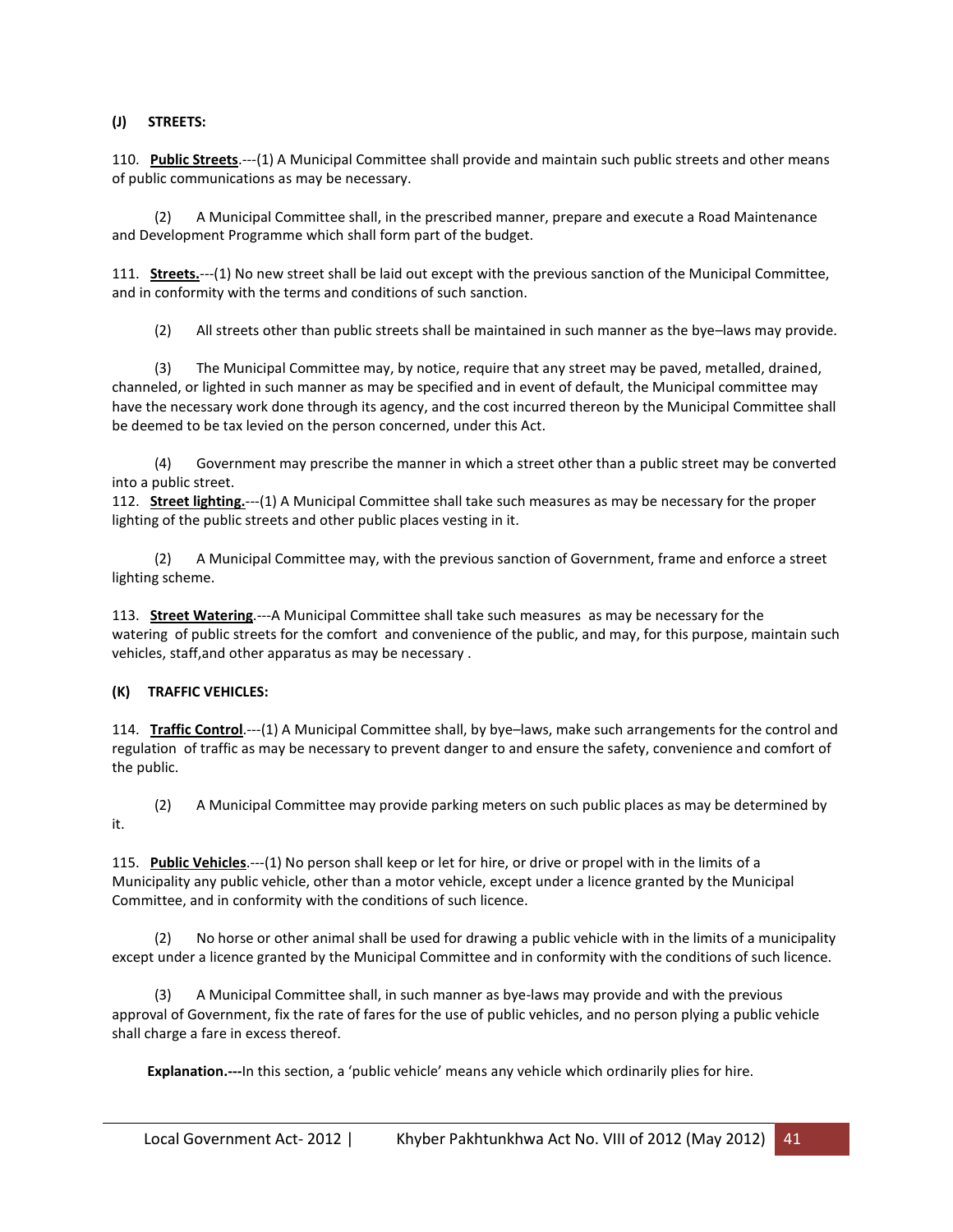**(J) STREETS:**

110. **Public Streets**.---(1) A Municipal Committee shall provide and maintain such public streets and other means of public communications as may be necessary.

(2) A Municipal Committee shall, in the prescribed manner, prepare and execute a Road Maintenance and Development Programme which shall form part of the budget.

111. **Streets.**---(1) No new street shall be laid out except with the previous sanction of the Municipal Committee, and in conformity with the terms and conditions of such sanction.

(2) All streets other than public streets shall be maintained in such manner as the bye–laws may provide.

(3) The Municipal Committee may, by notice, require that any street may be paved, metalled, drained, channeled, or lighted in such manner as may be specified and in event of default, the Municipal committee may have the necessary work done through its agency, and the cost incurred thereon by the Municipal Committee shall be deemed to be tax levied on the person concerned, under this Act.

(4) Government may prescribe the manner in which a street other than a public street may be converted into a public street.

112. **Street lighting.**---(1) A Municipal Committee shall take such measures as may be necessary for the proper lighting of the public streets and other public places vesting in it.

(2) A Municipal Committee may, with the previous sanction of Government, frame and enforce a street lighting scheme.

113. **Street Watering**.---A Municipal Committee shall take such measures as may be necessary for the watering of public streets for the comfort and convenience of the public, and may, for this purpose, maintain such vehicles, staff,and other apparatus as may be necessary .

**(K) TRAFFIC VEHICLES:**

114. **Traffic Control**.---(1) A Municipal Committee shall, by bye–laws, make such arrangements for the control and regulation of traffic as may be necessary to prevent danger to and ensure the safety, convenience and comfort of the public.

(2) A Municipal Committee may provide parking meters on such public places as may be determined by it.

115. **Public Vehicles**.---(1) No person shall keep or let for hire, or drive or propel with in the limits of a Municipality any public vehicle, other than a motor vehicle, except under a licence granted by the Municipal Committee, and in conformity with the conditions of such licence.

(2) No horse or other animal shall be used for drawing a public vehicle with in the limits of a municipality except under a licence granted by the Municipal Committee and in conformity with the conditions of such licence.

(3) A Municipal Committee shall, in such manner as bye-laws may provide and with the previous approval of Government, fix the rate of fares for the use of public vehicles, and no person plying a public vehicle shall charge a fare in excess thereof.

**Explanation.---**In this section, a 'public vehicle' means any vehicle which ordinarily plies for hire.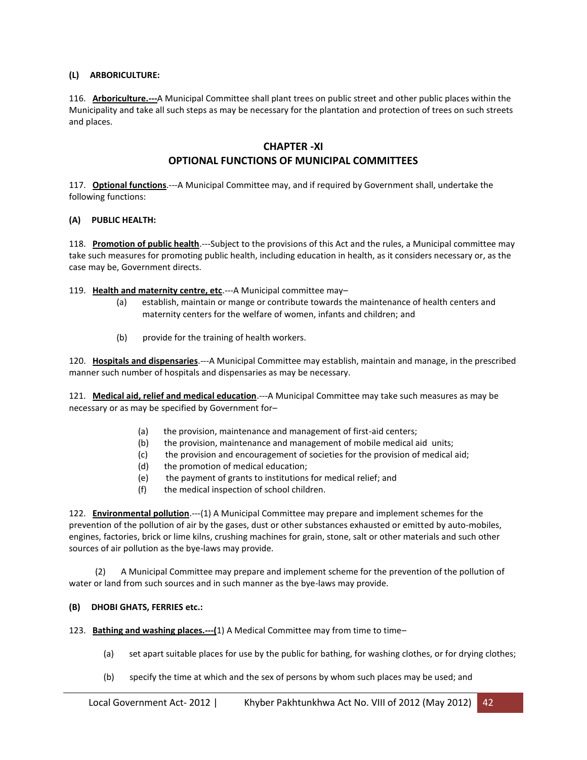**(L) ARBORICULTURE:**

116. **Arboriculture.---**A Municipal Committee shall plant trees on public street and other public places within the Municipality and take all such steps as may be necessary for the plantation and protection of trees on such streets and places.

## CHAPTER -XI
## OPTIONAL FUNCTIONS OF MUNICIPAL COMMITTEES

117. **Optional functions**.---A Municipal Committee may, and if required by Government shall, undertake the following functions:

**(A) PUBLIC HEALTH:**

118. **Promotion of public health**.---Subject to the provisions of this Act and the rules, a Municipal committee may take such measures for promoting public health, including education in health, as it considers necessary or, as the case may be, Government directs.

119. **Health and maternity centre, etc**.---A Municipal committee may–

(a) establish, maintain or mange or contribute towards the maintenance of health centers and maternity centers for the welfare of women, infants and children; and

(b) provide for the training of health workers.

120. **Hospitals and dispensaries**.---A Municipal Committee may establish, maintain and manage, in the prescribed manner such number of hospitals and dispensaries as may be necessary.

121. **Medical aid, relief and medical education**.---A Municipal Committee may take such measures as may be necessary or as may be specified by Government for–

(a) the provision, maintenance and management of first-aid centers;
(b) the provision, maintenance and management of mobile medical aid units;
(c) the provision and encouragement of societies for the provision of medical aid;
(d) the promotion of medical education;
(e) the payment of grants to institutions for medical relief; and
(f) the medical inspection of school children.

122. **Environmental pollution**.---(1) A Municipal Committee may prepare and implement schemes for the prevention of the pollution of air by the gases, dust or other substances exhausted or emitted by auto-mobiles, engines, factories, brick or lime kilns, crushing machines for grain, stone, salt or other materials and such other sources of air pollution as the bye-laws may provide.

(2) A Municipal Committee may prepare and implement scheme for the prevention of the pollution of water or land from such sources and in such manner as the bye-laws may provide.

**(B) DHOBI GHATS, FERRIES etc.:**

123. **Bathing and washing places.---(**1) A Medical Committee may from time to time–

(a) set apart suitable places for use by the public for bathing, for washing clothes, or for drying clothes;

(b) specify the time at which and the sex of persons by whom such places may be used; and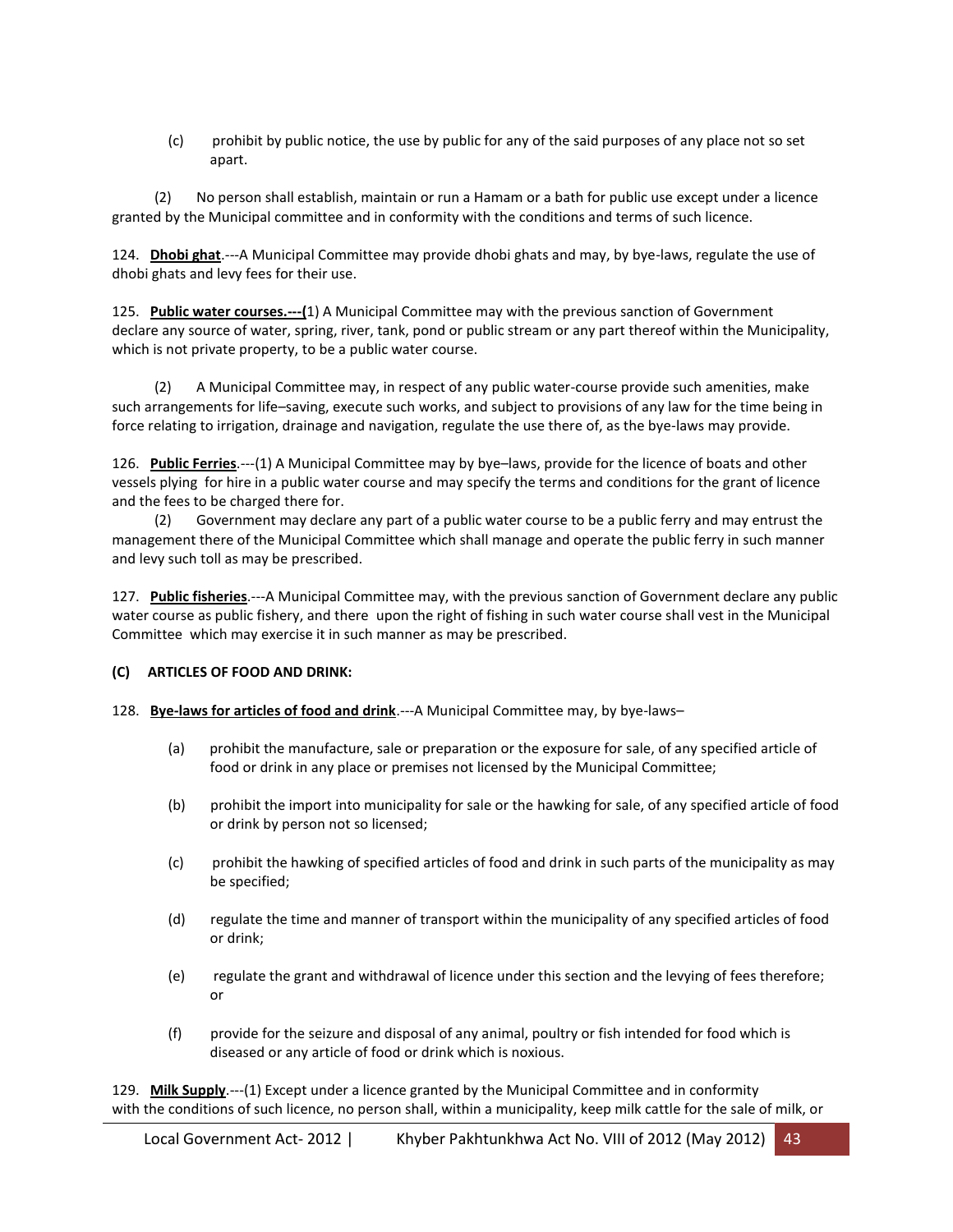(c) prohibit by public notice, the use by public for any of the said purposes of any place not so set apart.

(2) No person shall establish, maintain or run a Hamam or a bath for public use except under a licence granted by the Municipal committee and in conformity with the conditions and terms of such licence.

124. **Dhobi ghat**.---A Municipal Committee may provide dhobi ghats and may, by bye-laws, regulate the use of dhobi ghats and levy fees for their use.

125. **Public water courses.---(**1) A Municipal Committee may with the previous sanction of Government declare any source of water, spring, river, tank, pond or public stream or any part thereof within the Municipality, which is not private property, to be a public water course.

(2) A Municipal Committee may, in respect of any public water-course provide such amenities, make such arrangements for life–saving, execute such works, and subject to provisions of any law for the time being in force relating to irrigation, drainage and navigation, regulate the use there of, as the bye-laws may provide.

126. **Public Ferries**.---(1) A Municipal Committee may by bye–laws, provide for the licence of boats and other vessels plying for hire in a public water course and may specify the terms and conditions for the grant of licence and the fees to be charged there for.

(2) Government may declare any part of a public water course to be a public ferry and may entrust the management there of the Municipal Committee which shall manage and operate the public ferry in such manner and levy such toll as may be prescribed.

127. **Public fisheries**.---A Municipal Committee may, with the previous sanction of Government declare any public water course as public fishery, and there upon the right of fishing in such water course shall vest in the Municipal Committee which may exercise it in such manner as may be prescribed.

**(C) ARTICLES OF FOOD AND DRINK:**

128. **Bye-laws for articles of food and drink**.---A Municipal Committee may, by bye-laws–

(a) prohibit the manufacture, sale or preparation or the exposure for sale, of any specified article of food or drink in any place or premises not licensed by the Municipal Committee;

(b) prohibit the import into municipality for sale or the hawking for sale, of any specified article of food or drink by person not so licensed;

(c) prohibit the hawking of specified articles of food and drink in such parts of the municipality as may be specified;

(d) regulate the time and manner of transport within the municipality of any specified articles of food or drink;

(e) regulate the grant and withdrawal of licence under this section and the levying of fees therefore; or

(f) provide for the seizure and disposal of any animal, poultry or fish intended for food which is diseased or any article of food or drink which is noxious.

129. **Milk Supply**.---(1) Except under a licence granted by the Municipal Committee and in conformity with the conditions of such licence, no person shall, within a municipality, keep milk cattle for the sale of milk, or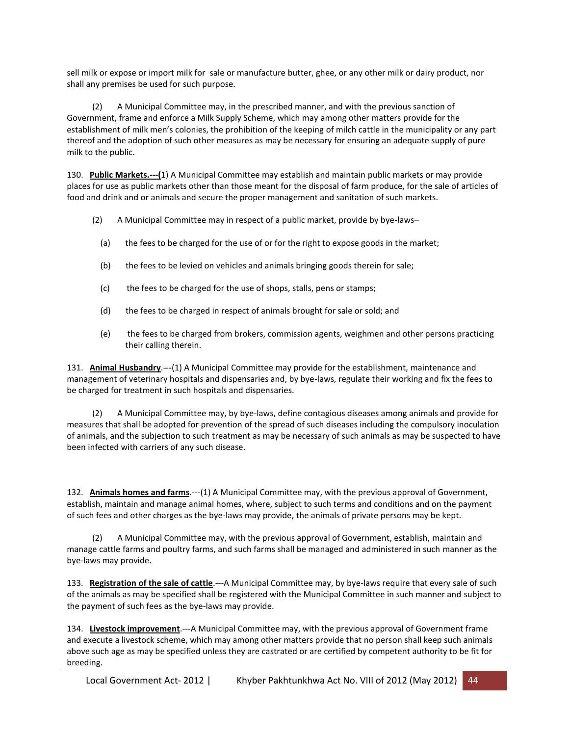sell milk or expose or import milk for sale or manufacture butter, ghee, or any other milk or dairy product, nor shall any premises be used for such purpose.

(2) A Municipal Committee may, in the prescribed manner, and with the previous sanction of Government, frame and enforce a Milk Supply Scheme, which may among other matters provide for the establishment of milk men's colonies, the prohibition of the keeping of milch cattle in the municipality or any part thereof and the adoption of such other measures as may be necessary for ensuring an adequate supply of pure milk to the public.

130. **Public Markets.---(**1) A Municipal Committee may establish and maintain public markets or may provide places for use as public markets other than those meant for the disposal of farm produce, for the sale of articles of food and drink and or animals and secure the proper management and sanitation of such markets.

(2) A Municipal Committee may in respect of a public market, provide by bye-laws–

(a) the fees to be charged for the use of or for the right to expose goods in the market;

(b) the fees to be levied on vehicles and animals bringing goods therein for sale;

(c) the fees to be charged for the use of shops, stalls, pens or stamps;

(d) the fees to be charged in respect of animals brought for sale or sold; and

(e) the fees to be charged from brokers, commission agents, weighmen and other persons practicing their calling therein.

131. **Animal Husbandry**.---(1) A Municipal Committee may provide for the establishment, maintenance and management of veterinary hospitals and dispensaries and, by bye-laws, regulate their working and fix the fees to be charged for treatment in such hospitals and dispensaries.

(2) A Municipal Committee may, by bye-laws, define contagious diseases among animals and provide for measures that shall be adopted for prevention of the spread of such diseases including the compulsory inoculation of animals, and the subjection to such treatment as may be necessary of such animals as may be suspected to have been infected with carriers of any such disease.

132. **Animals homes and farms**.---(1) A Municipal Committee may, with the previous approval of Government, establish, maintain and manage animal homes, where, subject to such terms and conditions and on the payment of such fees and other charges as the bye-laws may provide, the animals of private persons may be kept.

(2) A Municipal Committee may, with the previous approval of Government, establish, maintain and manage cattle farms and poultry farms, and such farms shall be managed and administered in such manner as the bye-laws may provide.

133. **Registration of the sale of cattle**.---A Municipal Committee may, by bye-laws require that every sale of such of the animals as may be specified shall be registered with the Municipal Committee in such manner and subject to the payment of such fees as the bye-laws may provide.

134. **Livestock improvement**.---A Municipal Committee may, with the previous approval of Government frame and execute a livestock scheme, which may among other matters provide that no person shall keep such animals above such age as may be specified unless they are castrated or are certified by competent authority to be fit for breeding.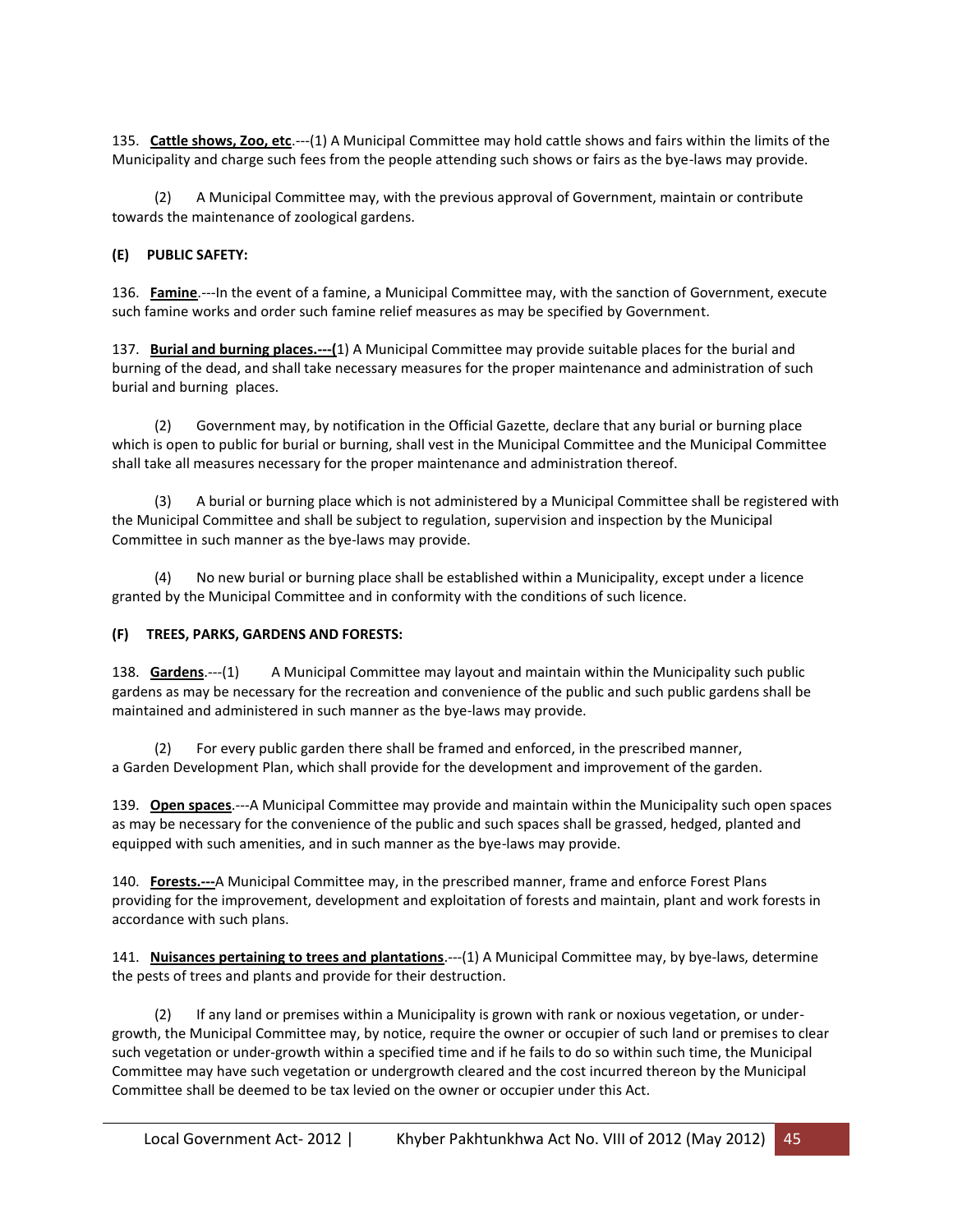135. **Cattle shows, Zoo, etc**.---(1) A Municipal Committee may hold cattle shows and fairs within the limits of the Municipality and charge such fees from the people attending such shows or fairs as the bye-laws may provide.

(2) A Municipal Committee may, with the previous approval of Government, maintain or contribute towards the maintenance of zoological gardens.

**(E) PUBLIC SAFETY:**

136. **Famine**.---In the event of a famine, a Municipal Committee may, with the sanction of Government, execute such famine works and order such famine relief measures as may be specified by Government.

137. **Burial and burning places.---(**1) A Municipal Committee may provide suitable places for the burial and burning of the dead, and shall take necessary measures for the proper maintenance and administration of such burial and burning places.

(2) Government may, by notification in the Official Gazette, declare that any burial or burning place which is open to public for burial or burning, shall vest in the Municipal Committee and the Municipal Committee shall take all measures necessary for the proper maintenance and administration thereof.

(3) A burial or burning place which is not administered by a Municipal Committee shall be registered with the Municipal Committee and shall be subject to regulation, supervision and inspection by the Municipal Committee in such manner as the bye-laws may provide.

(4) No new burial or burning place shall be established within a Municipality, except under a licence granted by the Municipal Committee and in conformity with the conditions of such licence.

**(F) TREES, PARKS, GARDENS AND FORESTS:**

138. **Gardens**.---(1) A Municipal Committee may layout and maintain within the Municipality such public gardens as may be necessary for the recreation and convenience of the public and such public gardens shall be maintained and administered in such manner as the bye-laws may provide.

(2) For every public garden there shall be framed and enforced, in the prescribed manner, a Garden Development Plan, which shall provide for the development and improvement of the garden.

139. **Open spaces**.---A Municipal Committee may provide and maintain within the Municipality such open spaces as may be necessary for the convenience of the public and such spaces shall be grassed, hedged, planted and equipped with such amenities, and in such manner as the bye-laws may provide.

140. **Forests.---**A Municipal Committee may, in the prescribed manner, frame and enforce Forest Plans providing for the improvement, development and exploitation of forests and maintain, plant and work forests in accordance with such plans.

141. **Nuisances pertaining to trees and plantations**.---(1) A Municipal Committee may, by bye-laws, determine the pests of trees and plants and provide for their destruction.

(2) If any land or premises within a Municipality is grown with rank or noxious vegetation, or under-growth, the Municipal Committee may, by notice, require the owner or occupier of such land or premises to clear such vegetation or under-growth within a specified time and if he fails to do so within such time, the Municipal Committee may have such vegetation or undergrowth cleared and the cost incurred thereon by the Municipal Committee shall be deemed to be tax levied on the owner or occupier under this Act.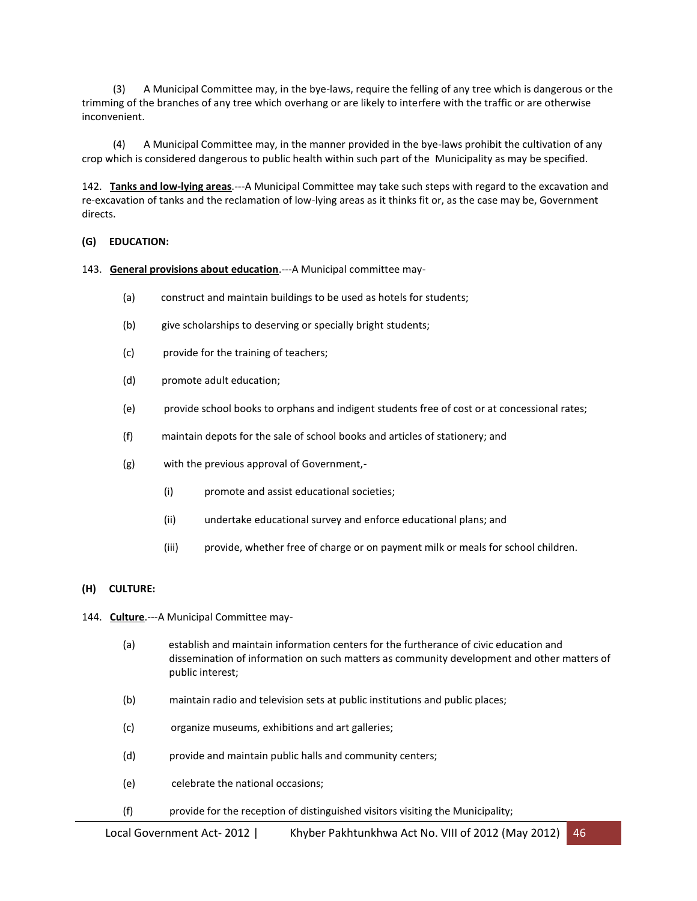(3) A Municipal Committee may, in the bye-laws, require the felling of any tree which is dangerous or the trimming of the branches of any tree which overhang or are likely to interfere with the traffic or are otherwise inconvenient.

(4) A Municipal Committee may, in the manner provided in the bye-laws prohibit the cultivation of any crop which is considered dangerous to public health within such part of the Municipality as may be specified.

142. **Tanks and low-lying areas**.---A Municipal Committee may take such steps with regard to the excavation and re-excavation of tanks and the reclamation of low-lying areas as it thinks fit or, as the case may be, Government directs.

**(G) EDUCATION:**

143. **General provisions about education**.---A Municipal committee may-

(a) construct and maintain buildings to be used as hotels for students;

(b) give scholarships to deserving or specially bright students;

(c) provide for the training of teachers;

(d) promote adult education;

(e) provide school books to orphans and indigent students free of cost or at concessional rates;

(f) maintain depots for the sale of school books and articles of stationery; and

(g) with the previous approval of Government,-

(i) promote and assist educational societies;

(ii) undertake educational survey and enforce educational plans; and

(iii) provide, whether free of charge or on payment milk or meals for school children.

**(H) CULTURE:**

144. **Culture**.---A Municipal Committee may-

(a) establish and maintain information centers for the furtherance of civic education and dissemination of information on such matters as community development and other matters of public interest;

(b) maintain radio and television sets at public institutions and public places;

(c) organize museums, exhibitions and art galleries;

(d) provide and maintain public halls and community centers;

(e) celebrate the national occasions;

(f) provide for the reception of distinguished visitors visiting the Municipality;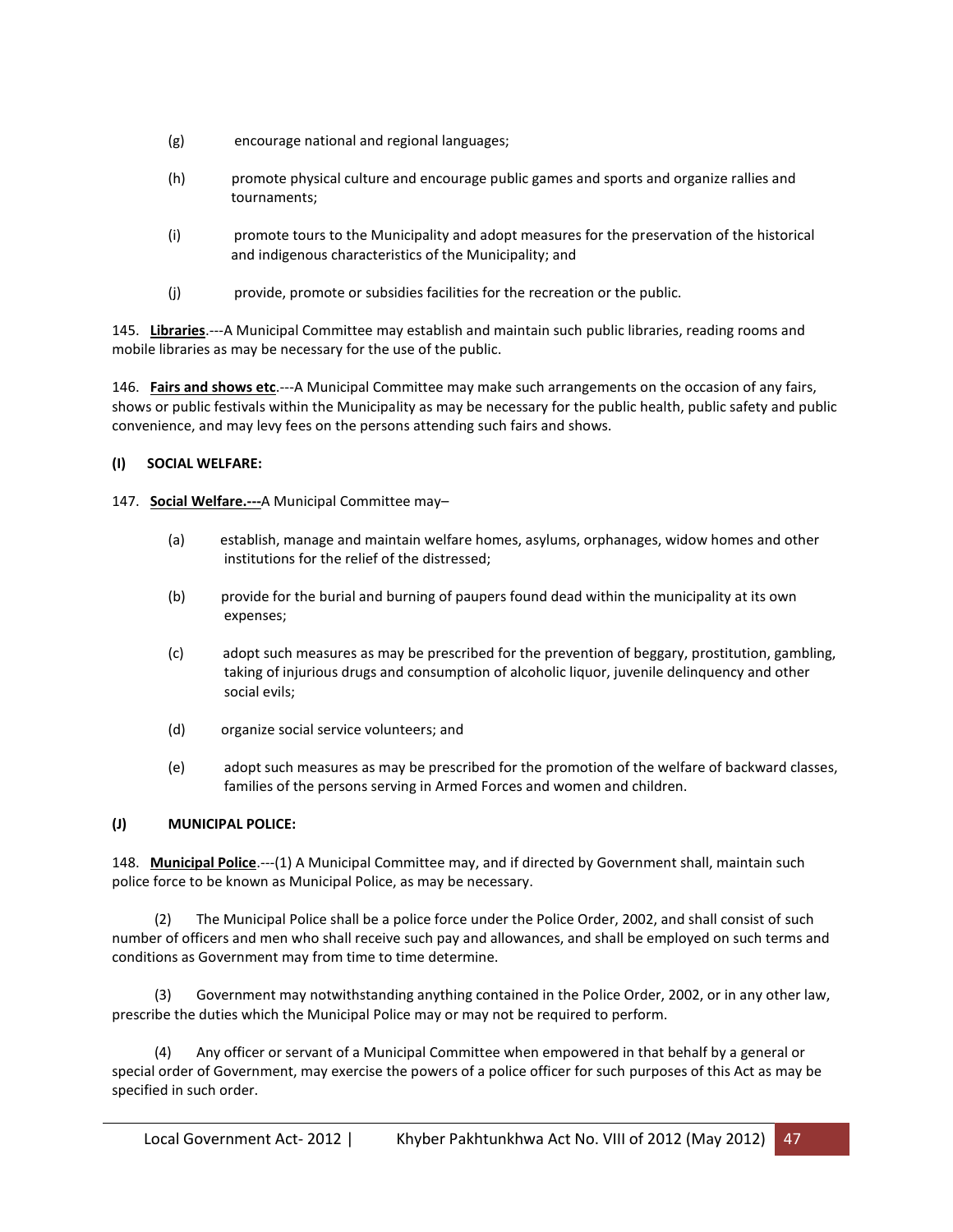(g) encourage national and regional languages;

(h) promote physical culture and encourage public games and sports and organize rallies and tournaments;

(i) promote tours to the Municipality and adopt measures for the preservation of the historical and indigenous characteristics of the Municipality; and

(j) provide, promote or subsidies facilities for the recreation or the public.

145. **Libraries**.---A Municipal Committee may establish and maintain such public libraries, reading rooms and mobile libraries as may be necessary for the use of the public.

146. **Fairs and shows etc**.---A Municipal Committee may make such arrangements on the occasion of any fairs, shows or public festivals within the Municipality as may be necessary for the public health, public safety and public convenience, and may levy fees on the persons attending such fairs and shows.

**(I) SOCIAL WELFARE:**

147. **Social Welfare.---**A Municipal Committee may–

(a) establish, manage and maintain welfare homes, asylums, orphanages, widow homes and other institutions for the relief of the distressed;

(b) provide for the burial and burning of paupers found dead within the municipality at its own expenses;

(c) adopt such measures as may be prescribed for the prevention of beggary, prostitution, gambling, taking of injurious drugs and consumption of alcoholic liquor, juvenile delinquency and other social evils;

(d) organize social service volunteers; and

(e) adopt such measures as may be prescribed for the promotion of the welfare of backward classes, families of the persons serving in Armed Forces and women and children.

**(J) MUNICIPAL POLICE:**

148. **Municipal Police**.---(1) A Municipal Committee may, and if directed by Government shall, maintain such police force to be known as Municipal Police, as may be necessary.

(2) The Municipal Police shall be a police force under the Police Order, 2002, and shall consist of such number of officers and men who shall receive such pay and allowances, and shall be employed on such terms and conditions as Government may from time to time determine.

(3) Government may notwithstanding anything contained in the Police Order, 2002, or in any other law, prescribe the duties which the Municipal Police may or may not be required to perform.

(4) Any officer or servant of a Municipal Committee when empowered in that behalf by a general or special order of Government, may exercise the powers of a police officer for such purposes of this Act as may be specified in such order.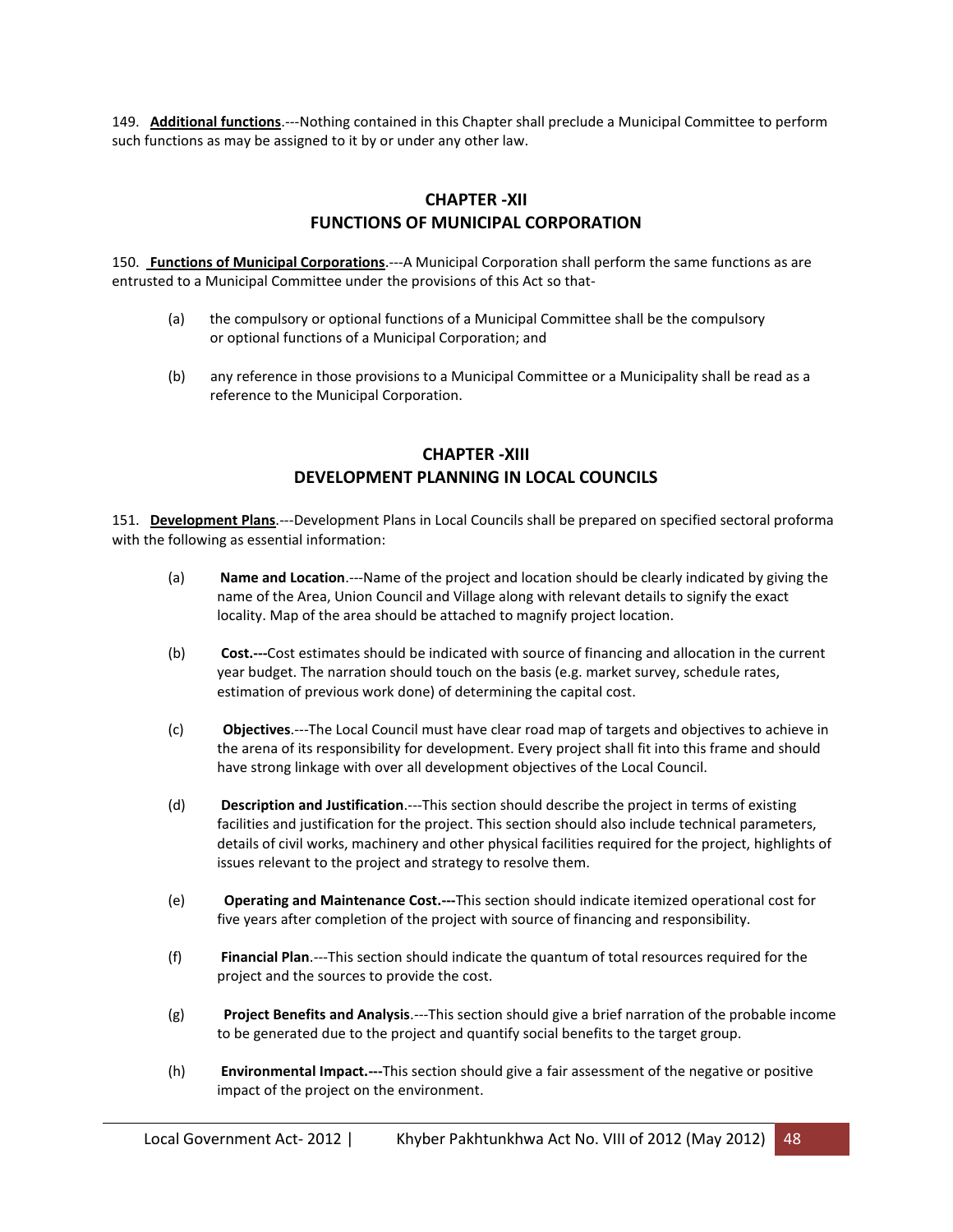149. **Additional functions**.---Nothing contained in this Chapter shall preclude a Municipal Committee to perform such functions as may be assigned to it by or under any other law.

## CHAPTER -XII
## FUNCTIONS OF MUNICIPAL CORPORATION

150. **Functions of Municipal Corporations**.---A Municipal Corporation shall perform the same functions as are entrusted to a Municipal Committee under the provisions of this Act so that-

(a) the compulsory or optional functions of a Municipal Committee shall be the compulsory or optional functions of a Municipal Corporation; and

(b) any reference in those provisions to a Municipal Committee or a Municipality shall be read as a reference to the Municipal Corporation.

## CHAPTER -XIII
## DEVELOPMENT PLANNING IN LOCAL COUNCILS

151. **Development Plans**.---Development Plans in Local Councils shall be prepared on specified sectoral proforma with the following as essential information:

(a) **Name and Location**.---Name of the project and location should be clearly indicated by giving the name of the Area, Union Council and Village along with relevant details to signify the exact locality. Map of the area should be attached to magnify project location.

(b) **Cost.---**Cost estimates should be indicated with source of financing and allocation in the current year budget. The narration should touch on the basis (e.g. market survey, schedule rates, estimation of previous work done) of determining the capital cost.

(c) **Objectives**.---The Local Council must have clear road map of targets and objectives to achieve in the arena of its responsibility for development. Every project shall fit into this frame and should have strong linkage with over all development objectives of the Local Council.

(d) **Description and Justification**.---This section should describe the project in terms of existing facilities and justification for the project. This section should also include technical parameters, details of civil works, machinery and other physical facilities required for the project, highlights of issues relevant to the project and strategy to resolve them.

(e) **Operating and Maintenance Cost.---**This section should indicate itemized operational cost for five years after completion of the project with source of financing and responsibility.

(f) **Financial Plan**.---This section should indicate the quantum of total resources required for the project and the sources to provide the cost.

(g) **Project Benefits and Analysis**.---This section should give a brief narration of the probable income to be generated due to the project and quantify social benefits to the target group.

(h) **Environmental Impact.---**This section should give a fair assessment of the negative or positive impact of the project on the environment.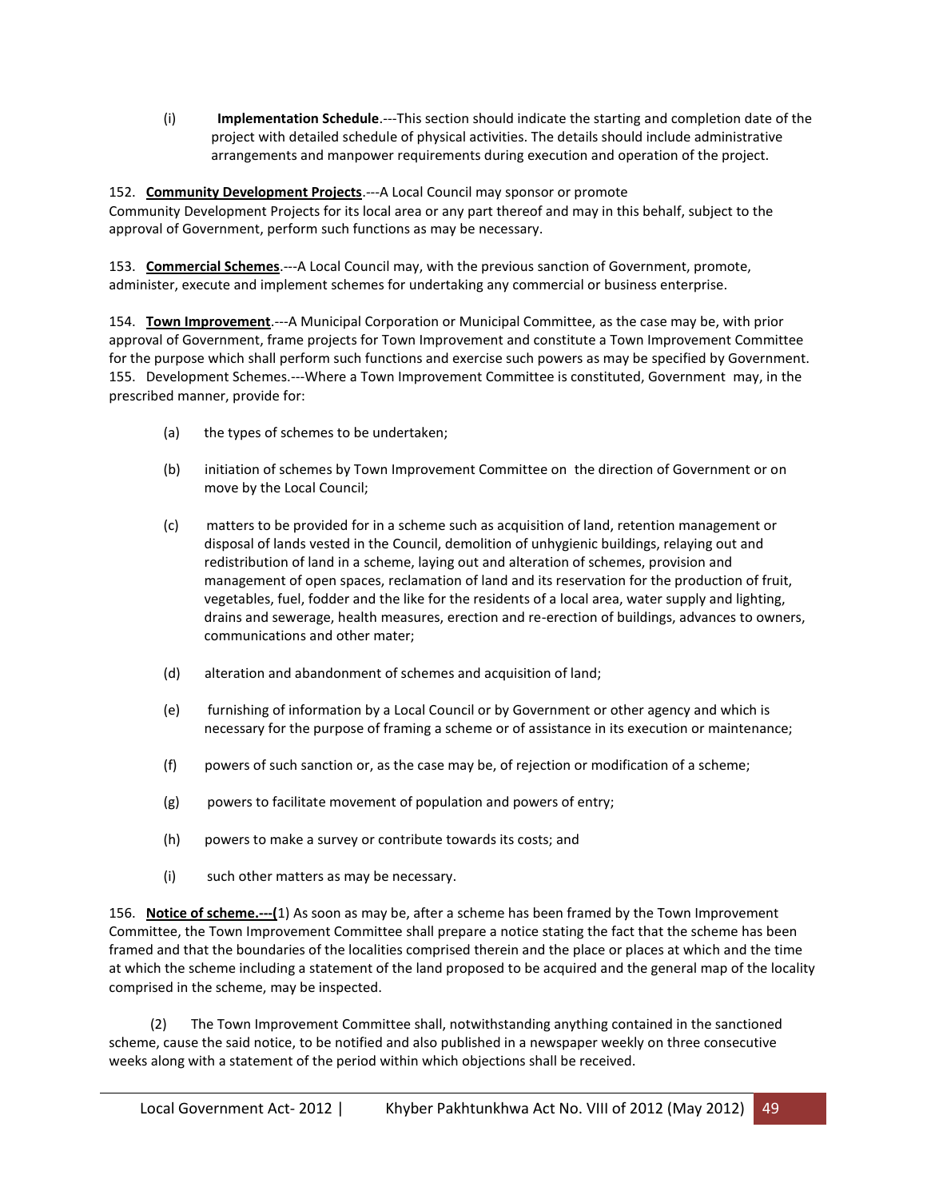(i) **Implementation Schedule**.---This section should indicate the starting and completion date of the project with detailed schedule of physical activities. The details should include administrative arrangements and manpower requirements during execution and operation of the project.

152. **Community Development Projects**.---A Local Council may sponsor or promote Community Development Projects for its local area or any part thereof and may in this behalf, subject to the approval of Government, perform such functions as may be necessary.

153. **Commercial Schemes**.---A Local Council may, with the previous sanction of Government, promote, administer, execute and implement schemes for undertaking any commercial or business enterprise.

154. **Town Improvement**.---A Municipal Corporation or Municipal Committee, as the case may be, with prior approval of Government, frame projects for Town Improvement and constitute a Town Improvement Committee for the purpose which shall perform such functions and exercise such powers as may be specified by Government.

155. Development Schemes.---Where a Town Improvement Committee is constituted, Government may, in the prescribed manner, provide for:

(a) the types of schemes to be undertaken;

(b) initiation of schemes by Town Improvement Committee on the direction of Government or on move by the Local Council;

(c) matters to be provided for in a scheme such as acquisition of land, retention management or disposal of lands vested in the Council, demolition of unhygienic buildings, relaying out and redistribution of land in a scheme, laying out and alteration of schemes, provision and management of open spaces, reclamation of land and its reservation for the production of fruit, vegetables, fuel, fodder and the like for the residents of a local area, water supply and lighting, drains and sewerage, health measures, erection and re-erection of buildings, advances to owners, communications and other mater;

(d) alteration and abandonment of schemes and acquisition of land;

(e) furnishing of information by a Local Council or by Government or other agency and which is necessary for the purpose of framing a scheme or of assistance in its execution or maintenance;

(f) powers of such sanction or, as the case may be, of rejection or modification of a scheme;

(g) powers to facilitate movement of population and powers of entry;

(h) powers to make a survey or contribute towards its costs; and

(i) such other matters as may be necessary.

156. **Notice of scheme.---(**1) As soon as may be, after a scheme has been framed by the Town Improvement Committee, the Town Improvement Committee shall prepare a notice stating the fact that the scheme has been framed and that the boundaries of the localities comprised therein and the place or places at which and the time at which the scheme including a statement of the land proposed to be acquired and the general map of the locality comprised in the scheme, may be inspected.

(2) The Town Improvement Committee shall, notwithstanding anything contained in the sanctioned scheme, cause the said notice, to be notified and also published in a newspaper weekly on three consecutive weeks along with a statement of the period within which objections shall be received.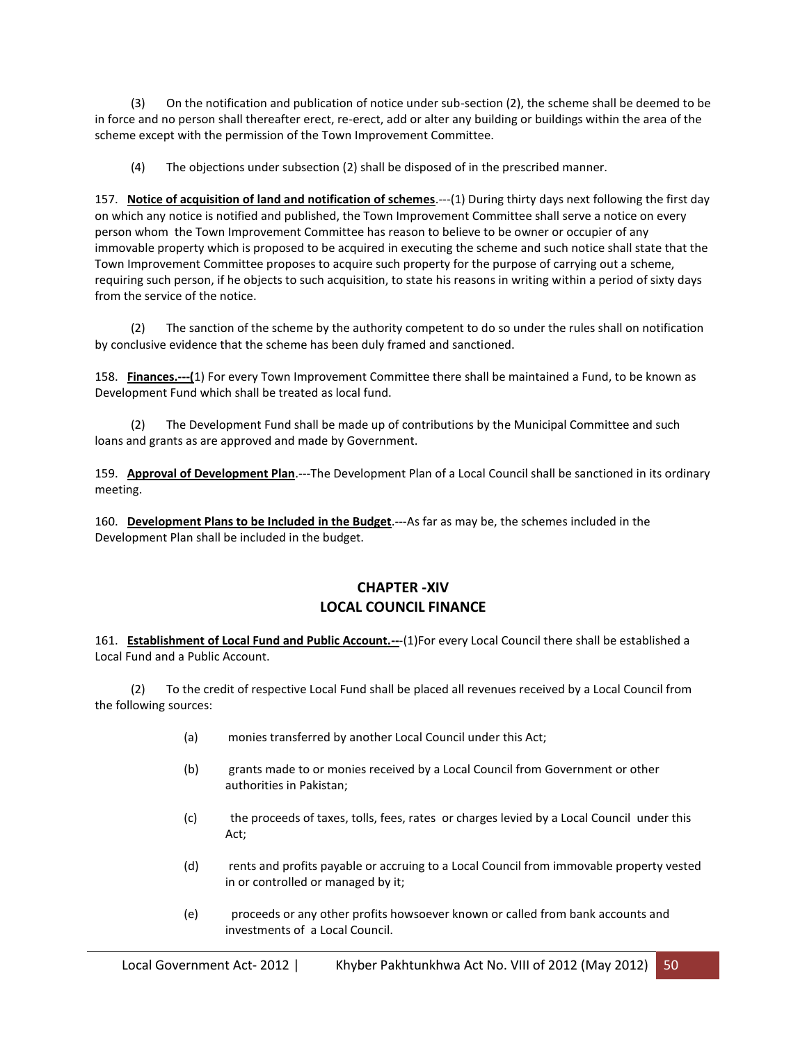(3) On the notification and publication of notice under sub-section (2), the scheme shall be deemed to be in force and no person shall thereafter erect, re-erect, add or alter any building or buildings within the area of the scheme except with the permission of the Town Improvement Committee.

(4) The objections under subsection (2) shall be disposed of in the prescribed manner.

157. **Notice of acquisition of land and notification of schemes**.---(1) During thirty days next following the first day on which any notice is notified and published, the Town Improvement Committee shall serve a notice on every person whom the Town Improvement Committee has reason to believe to be owner or occupier of any immovable property which is proposed to be acquired in executing the scheme and such notice shall state that the Town Improvement Committee proposes to acquire such property for the purpose of carrying out a scheme, requiring such person, if he objects to such acquisition, to state his reasons in writing within a period of sixty days from the service of the notice.

(2) The sanction of the scheme by the authority competent to do so under the rules shall on notification by conclusive evidence that the scheme has been duly framed and sanctioned.

158. **Finances.---(**1) For every Town Improvement Committee there shall be maintained a Fund, to be known as Development Fund which shall be treated as local fund.

(2) The Development Fund shall be made up of contributions by the Municipal Committee and such loans and grants as are approved and made by Government.

159. **Approval of Development Plan**.---The Development Plan of a Local Council shall be sanctioned in its ordinary meeting.

160. **Development Plans to be Included in the Budget**.---As far as may be, the schemes included in the Development Plan shall be included in the budget.

## CHAPTER -XIV
## LOCAL COUNCIL FINANCE

161. **Establishment of Local Fund and Public Account.---**(1)For every Local Council there shall be established a Local Fund and a Public Account.

(2) To the credit of respective Local Fund shall be placed all revenues received by a Local Council from the following sources:

(a) monies transferred by another Local Council under this Act;

(b) grants made to or monies received by a Local Council from Government or other authorities in Pakistan;

(c) the proceeds of taxes, tolls, fees, rates or charges levied by a Local Council under this Act;

(d) rents and profits payable or accruing to a Local Council from immovable property vested in or controlled or managed by it;

(e) proceeds or any other profits howsoever known or called from bank accounts and investments of a Local Council.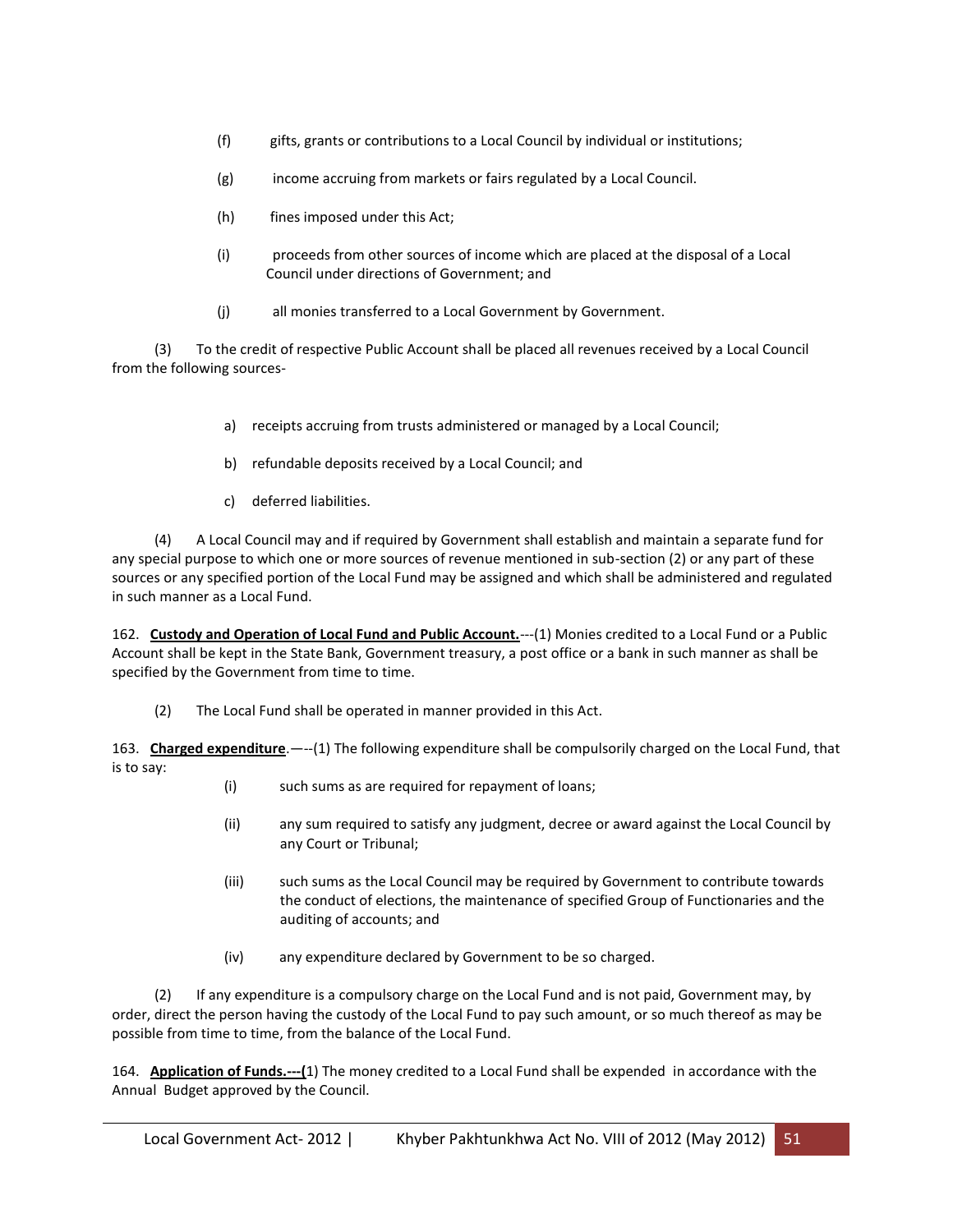(f) gifts, grants or contributions to a Local Council by individual or institutions;

(g) income accruing from markets or fairs regulated by a Local Council.

(h) fines imposed under this Act;

(i) proceeds from other sources of income which are placed at the disposal of a Local Council under directions of Government; and

(j) all monies transferred to a Local Government by Government.

(3) To the credit of respective Public Account shall be placed all revenues received by a Local Council from the following sources-

a) receipts accruing from trusts administered or managed by a Local Council;

b) refundable deposits received by a Local Council; and

c) deferred liabilities.

(4) A Local Council may and if required by Government shall establish and maintain a separate fund for any special purpose to which one or more sources of revenue mentioned in sub-section (2) or any part of these sources or any specified portion of the Local Fund may be assigned and which shall be administered and regulated in such manner as a Local Fund.

162. **Custody and Operation of Local Fund and Public Account.**---(1) Monies credited to a Local Fund or a Public Account shall be kept in the State Bank, Government treasury, a post office or a bank in such manner as shall be specified by the Government from time to time.

(2) The Local Fund shall be operated in manner provided in this Act.

163. **Charged expenditure**.—--(1) The following expenditure shall be compulsorily charged on the Local Fund, that is to say:

(i) such sums as are required for repayment of loans;

(ii) any sum required to satisfy any judgment, decree or award against the Local Council by any Court or Tribunal;

(iii) such sums as the Local Council may be required by Government to contribute towards the conduct of elections, the maintenance of specified Group of Functionaries and the auditing of accounts; and

(iv) any expenditure declared by Government to be so charged.

(2) If any expenditure is a compulsory charge on the Local Fund and is not paid, Government may, by order, direct the person having the custody of the Local Fund to pay such amount, or so much thereof as may be possible from time to time, from the balance of the Local Fund.

164. **Application of Funds.---(**1) The money credited to a Local Fund shall be expended in accordance with the Annual Budget approved by the Council.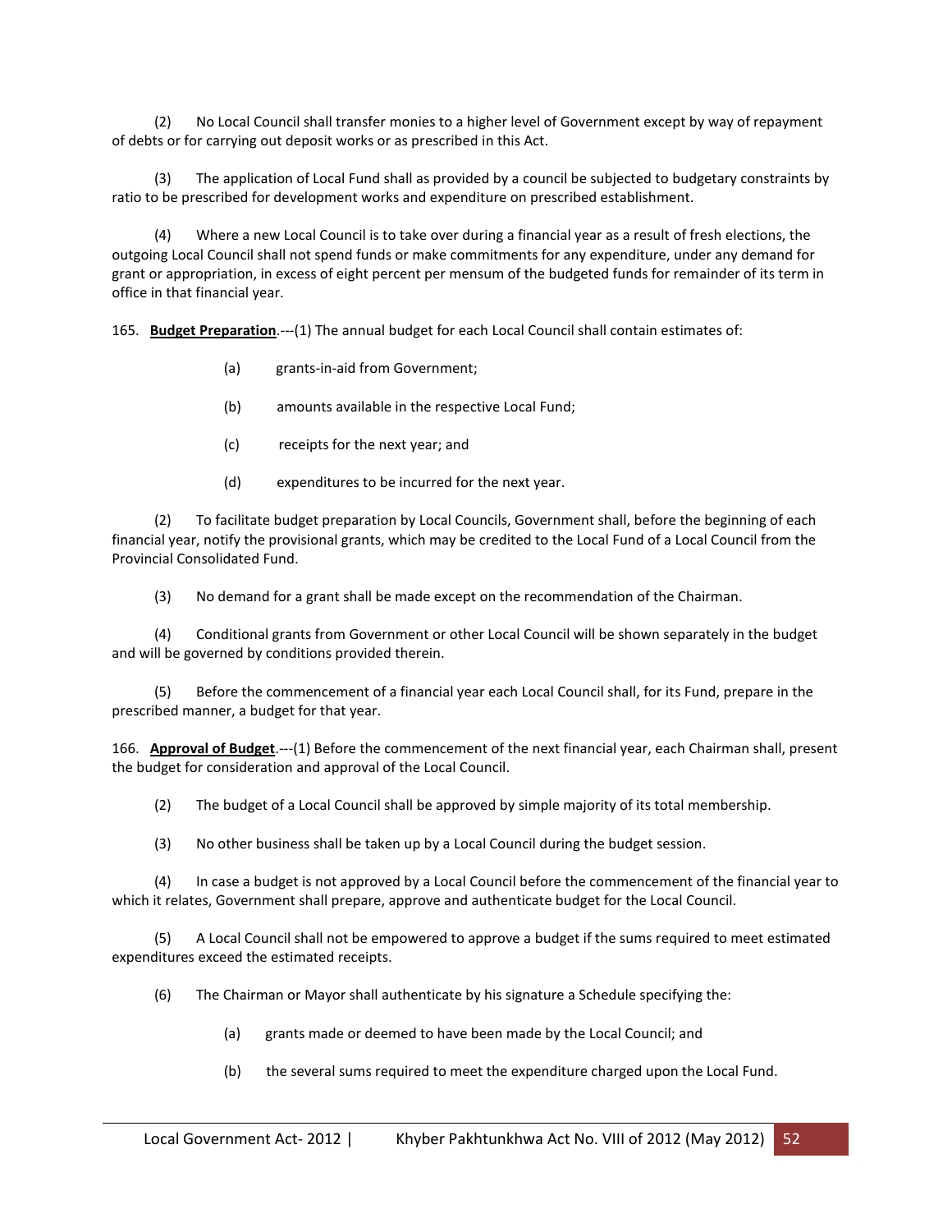(2) No Local Council shall transfer monies to a higher level of Government except by way of repayment of debts or for carrying out deposit works or as prescribed in this Act.

(3) The application of Local Fund shall as provided by a council be subjected to budgetary constraints by ratio to be prescribed for development works and expenditure on prescribed establishment.

(4) Where a new Local Council is to take over during a financial year as a result of fresh elections, the outgoing Local Council shall not spend funds or make commitments for any expenditure, under any demand for grant or appropriation, in excess of eight percent per mensum of the budgeted funds for remainder of its term in office in that financial year.

165. **<u>Budget Preparation</u>**.---(1) The annual budget for each Local Council shall contain estimates of:

(a) grants-in-aid from Government;

(b) amounts available in the respective Local Fund;

(c) receipts for the next year; and

(d) expenditures to be incurred for the next year.

(2) To facilitate budget preparation by Local Councils, Government shall, before the beginning of each financial year, notify the provisional grants, which may be credited to the Local Fund of a Local Council from the Provincial Consolidated Fund.

(3) No demand for a grant shall be made except on the recommendation of the Chairman.

(4) Conditional grants from Government or other Local Council will be shown separately in the budget and will be governed by conditions provided therein.

(5) Before the commencement of a financial year each Local Council shall, for its Fund, prepare in the prescribed manner, a budget for that year.

166. **<u>Approval of Budget</u>**.---(1) Before the commencement of the next financial year, each Chairman shall, present the budget for consideration and approval of the Local Council.

(2) The budget of a Local Council shall be approved by simple majority of its total membership.

(3) No other business shall be taken up by a Local Council during the budget session.

(4) In case a budget is not approved by a Local Council before the commencement of the financial year to which it relates, Government shall prepare, approve and authenticate budget for the Local Council.

(5) A Local Council shall not be empowered to approve a budget if the sums required to meet estimated expenditures exceed the estimated receipts.

(6) The Chairman or Mayor shall authenticate by his signature a Schedule specifying the:

(a) grants made or deemed to have been made by the Local Council; and

(b) the several sums required to meet the expenditure charged upon the Local Fund.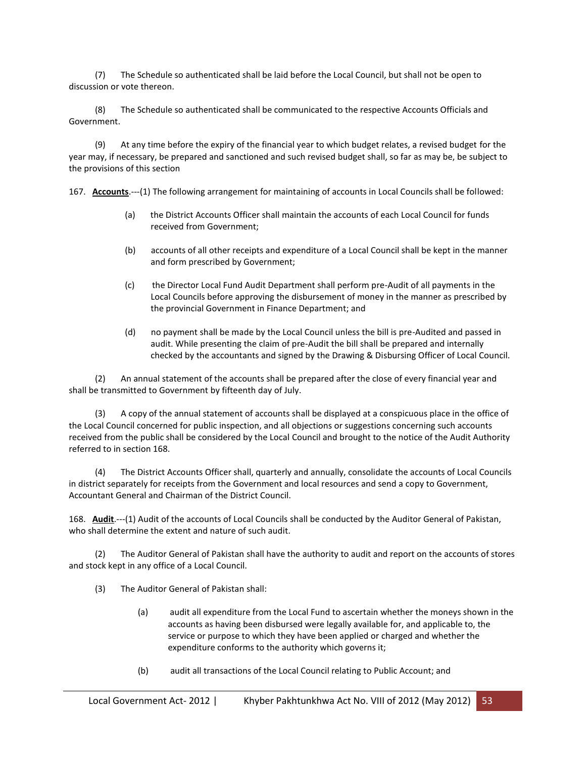(7) The Schedule so authenticated shall be laid before the Local Council, but shall not be open to discussion or vote thereon.

(8) The Schedule so authenticated shall be communicated to the respective Accounts Officials and Government.

(9) At any time before the expiry of the financial year to which budget relates, a revised budget for the year may, if necessary, be prepared and sanctioned and such revised budget shall, so far as may be, be subject to the provisions of this section

167. **Accounts**.---(1) The following arrangement for maintaining of accounts in Local Councils shall be followed:

(a) the District Accounts Officer shall maintain the accounts of each Local Council for funds received from Government;

(b) accounts of all other receipts and expenditure of a Local Council shall be kept in the manner and form prescribed by Government;

(c) the Director Local Fund Audit Department shall perform pre-Audit of all payments in the Local Councils before approving the disbursement of money in the manner as prescribed by the provincial Government in Finance Department; and

(d) no payment shall be made by the Local Council unless the bill is pre-Audited and passed in audit. While presenting the claim of pre-Audit the bill shall be prepared and internally checked by the accountants and signed by the Drawing & Disbursing Officer of Local Council.

(2) An annual statement of the accounts shall be prepared after the close of every financial year and shall be transmitted to Government by fifteenth day of July.

(3) A copy of the annual statement of accounts shall be displayed at a conspicuous place in the office of the Local Council concerned for public inspection, and all objections or suggestions concerning such accounts received from the public shall be considered by the Local Council and brought to the notice of the Audit Authority referred to in section 168.

(4) The District Accounts Officer shall, quarterly and annually, consolidate the accounts of Local Councils in district separately for receipts from the Government and local resources and send a copy to Government, Accountant General and Chairman of the District Council.

168. **Audit**.---(1) Audit of the accounts of Local Councils shall be conducted by the Auditor General of Pakistan, who shall determine the extent and nature of such audit.

(2) The Auditor General of Pakistan shall have the authority to audit and report on the accounts of stores and stock kept in any office of a Local Council.

(3) The Auditor General of Pakistan shall:

(a) audit all expenditure from the Local Fund to ascertain whether the moneys shown in the accounts as having been disbursed were legally available for, and applicable to, the service or purpose to which they have been applied or charged and whether the expenditure conforms to the authority which governs it;

(b) audit all transactions of the Local Council relating to Public Account; and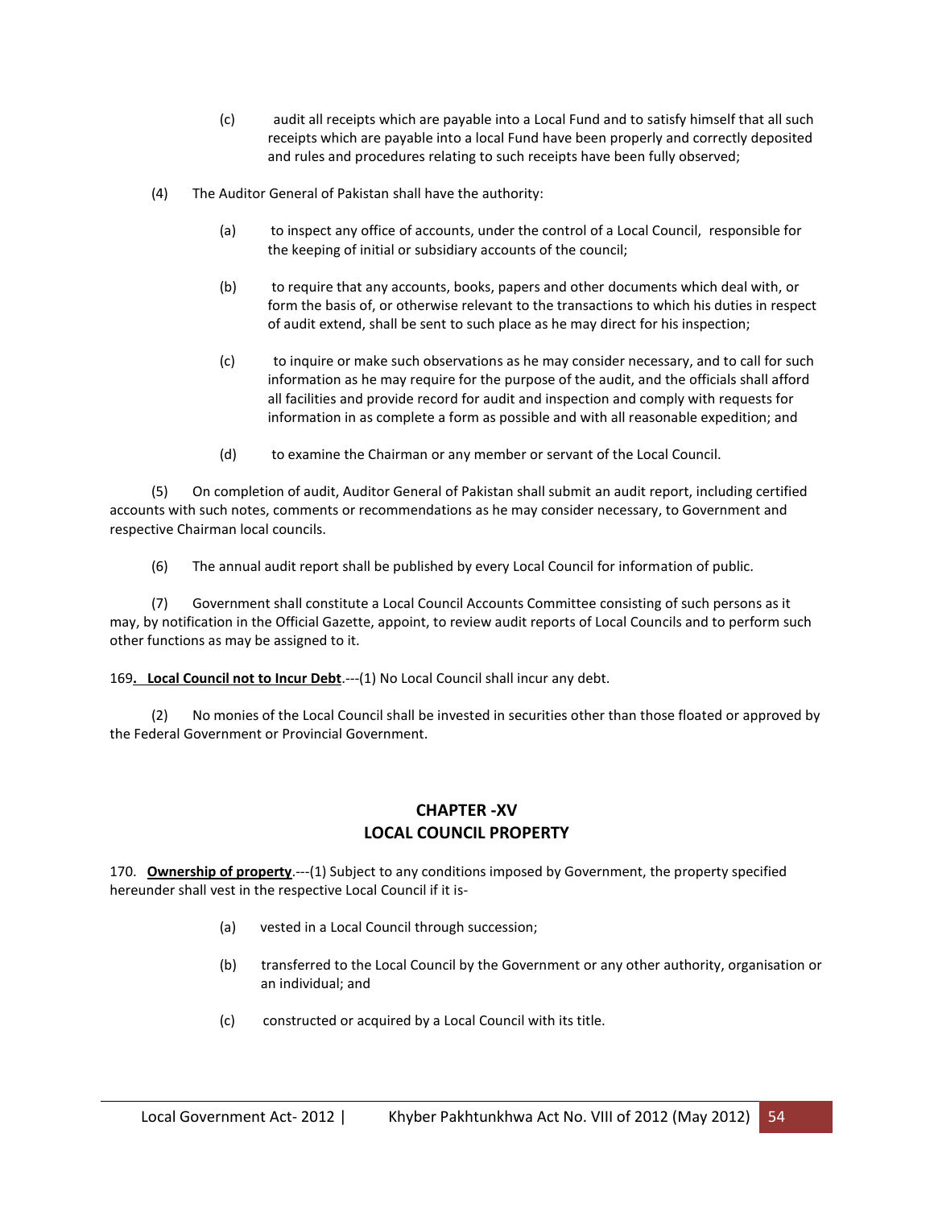(c) audit all receipts which are payable into a Local Fund and to satisfy himself that all such receipts which are payable into a local Fund have been properly and correctly deposited and rules and procedures relating to such receipts have been fully observed;

(4) The Auditor General of Pakistan shall have the authority:

(a) to inspect any office of accounts, under the control of a Local Council, responsible for the keeping of initial or subsidiary accounts of the council;

(b) to require that any accounts, books, papers and other documents which deal with, or form the basis of, or otherwise relevant to the transactions to which his duties in respect of audit extend, shall be sent to such place as he may direct for his inspection;

(c) to inquire or make such observations as he may consider necessary, and to call for such information as he may require for the purpose of the audit, and the officials shall afford all facilities and provide record for audit and inspection and comply with requests for information in as complete a form as possible and with all reasonable expedition; and

(d) to examine the Chairman or any member or servant of the Local Council.

(5) On completion of audit, Auditor General of Pakistan shall submit an audit report, including certified accounts with such notes, comments or recommendations as he may consider necessary, to Government and respective Chairman local councils.

(6) The annual audit report shall be published by every Local Council for information of public.

(7) Government shall constitute a Local Council Accounts Committee consisting of such persons as it may, by notification in the Official Gazette, appoint, to review audit reports of Local Councils and to perform such other functions as may be assigned to it.

169**. <u>Local Council not to Incur Debt</u>**.---(1) No Local Council shall incur any debt.

(2) No monies of the Local Council shall be invested in securities other than those floated or approved by the Federal Government or Provincial Government.

## CHAPTER -XV
## LOCAL COUNCIL PROPERTY

170. **<u>Ownership of property</u>**.---(1) Subject to any conditions imposed by Government, the property specified hereunder shall vest in the respective Local Council if it is-

(a) vested in a Local Council through succession;

(b) transferred to the Local Council by the Government or any other authority, organisation or an individual; and

(c) constructed or acquired by a Local Council with its title.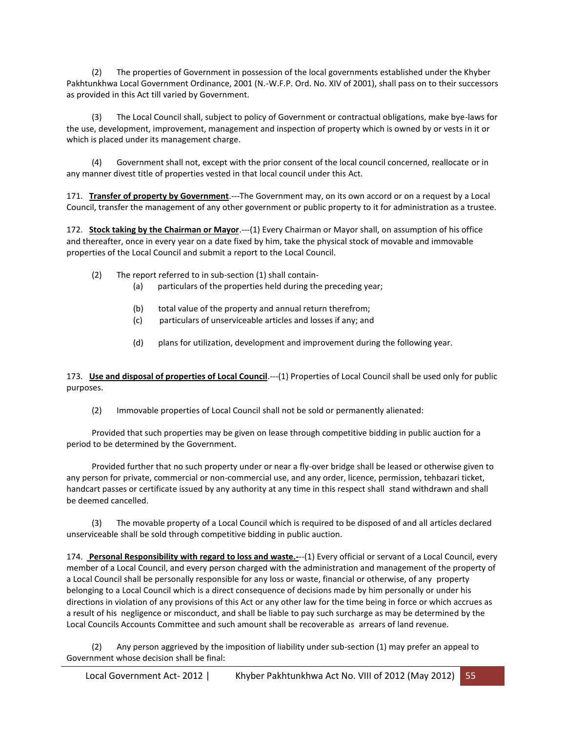(2) The properties of Government in possession of the local governments established under the Khyber Pakhtunkhwa Local Government Ordinance, 2001 (N.-W.F.P. Ord. No. XIV of 2001), shall pass on to their successors as provided in this Act till varied by Government.

(3) The Local Council shall, subject to policy of Government or contractual obligations, make bye-laws for the use, development, improvement, management and inspection of property which is owned by or vests in it or which is placed under its management charge.

(4) Government shall not, except with the prior consent of the local council concerned, reallocate or in any manner divest title of properties vested in that local council under this Act.

171. **Transfer of property by Government**.---The Government may, on its own accord or on a request by a Local Council, transfer the management of any other government or public property to it for administration as a trustee.

172. **Stock taking by the Chairman or Mayor**.---(1) Every Chairman or Mayor shall, on assumption of his office and thereafter, once in every year on a date fixed by him, take the physical stock of movable and immovable properties of the Local Council and submit a report to the Local Council.

(2) The report referred to in sub-section (1) shall contain-

(a) particulars of the properties held during the preceding year;

(b) total value of the property and annual return therefrom;

(c) particulars of unserviceable articles and losses if any; and

(d) plans for utilization, development and improvement during the following year.

173. **Use and disposal of properties of Local Council**.---(1) Properties of Local Council shall be used only for public purposes.

(2) Immovable properties of Local Council shall not be sold or permanently alienated:

Provided that such properties may be given on lease through competitive bidding in public auction for a period to be determined by the Government.

Provided further that no such property under or near a fly-over bridge shall be leased or otherwise given to any person for private, commercial or non-commercial use, and any order, licence, permission, tehbazari ticket, handcart passes or certificate issued by any authority at any time in this respect shall stand withdrawn and shall be deemed cancelled.

(3) The movable property of a Local Council which is required to be disposed of and all articles declared unserviceable shall be sold through competitive bidding in public auction.

174. **Personal Responsibility with regard to loss and waste.-**--(1) Every official or servant of a Local Council, every member of a Local Council, and every person charged with the administration and management of the property of a Local Council shall be personally responsible for any loss or waste, financial or otherwise, of any property belonging to a Local Council which is a direct consequence of decisions made by him personally or under his directions in violation of any provisions of this Act or any other law for the time being in force or which accrues as a result of his negligence or misconduct, and shall be liable to pay such surcharge as may be determined by the Local Councils Accounts Committee and such amount shall be recoverable as arrears of land revenue.

(2) Any person aggrieved by the imposition of liability under sub-section (1) may prefer an appeal to Government whose decision shall be final: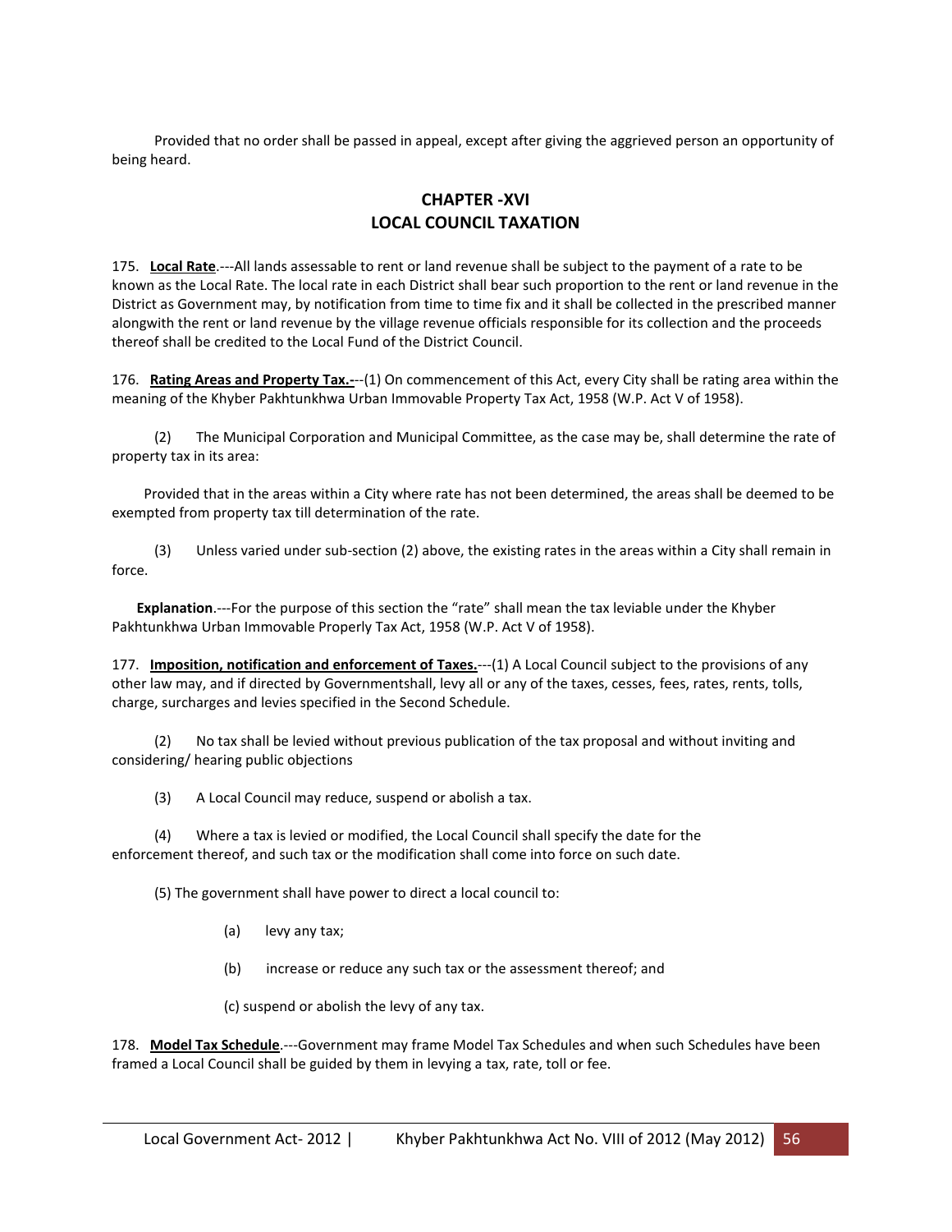Provided that no order shall be passed in appeal, except after giving the aggrieved person an opportunity of being heard.

## CHAPTER -XVI
## LOCAL COUNCIL TAXATION

175. **Local Rate**.---All lands assessable to rent or land revenue shall be subject to the payment of a rate to be known as the Local Rate. The local rate in each District shall bear such proportion to the rent or land revenue in the District as Government may, by notification from time to time fix and it shall be collected in the prescribed manner alongwith the rent or land revenue by the village revenue officials responsible for its collection and the proceeds thereof shall be credited to the Local Fund of the District Council.

176. **Rating Areas and Property Tax.-**--(1) On commencement of this Act, every City shall be rating area within the meaning of the Khyber Pakhtunkhwa Urban Immovable Property Tax Act, 1958 (W.P. Act V of 1958).

(2) The Municipal Corporation and Municipal Committee, as the case may be, shall determine the rate of property tax in its area:

Provided that in the areas within a City where rate has not been determined, the areas shall be deemed to be exempted from property tax till determination of the rate.

(3) Unless varied under sub-section (2) above, the existing rates in the areas within a City shall remain in force.

**Explanation**.---For the purpose of this section the "rate" shall mean the tax leviable under the Khyber Pakhtunkhwa Urban Immovable Properly Tax Act, 1958 (W.P. Act V of 1958).

177. **Imposition, notification and enforcement of Taxes.**---(1) A Local Council subject to the provisions of any other law may, and if directed by Governmentshall, levy all or any of the taxes, cesses, fees, rates, rents, tolls, charge, surcharges and levies specified in the Second Schedule.

(2) No tax shall be levied without previous publication of the tax proposal and without inviting and considering/ hearing public objections

(3) A Local Council may reduce, suspend or abolish a tax.

(4) Where a tax is levied or modified, the Local Council shall specify the date for the enforcement thereof, and such tax or the modification shall come into force on such date.

(5) The government shall have power to direct a local council to:

(a) levy any tax;

(b) increase or reduce any such tax or the assessment thereof; and

(c) suspend or abolish the levy of any tax.

178. **Model Tax Schedule**.---Government may frame Model Tax Schedules and when such Schedules have been framed a Local Council shall be guided by them in levying a tax, rate, toll or fee.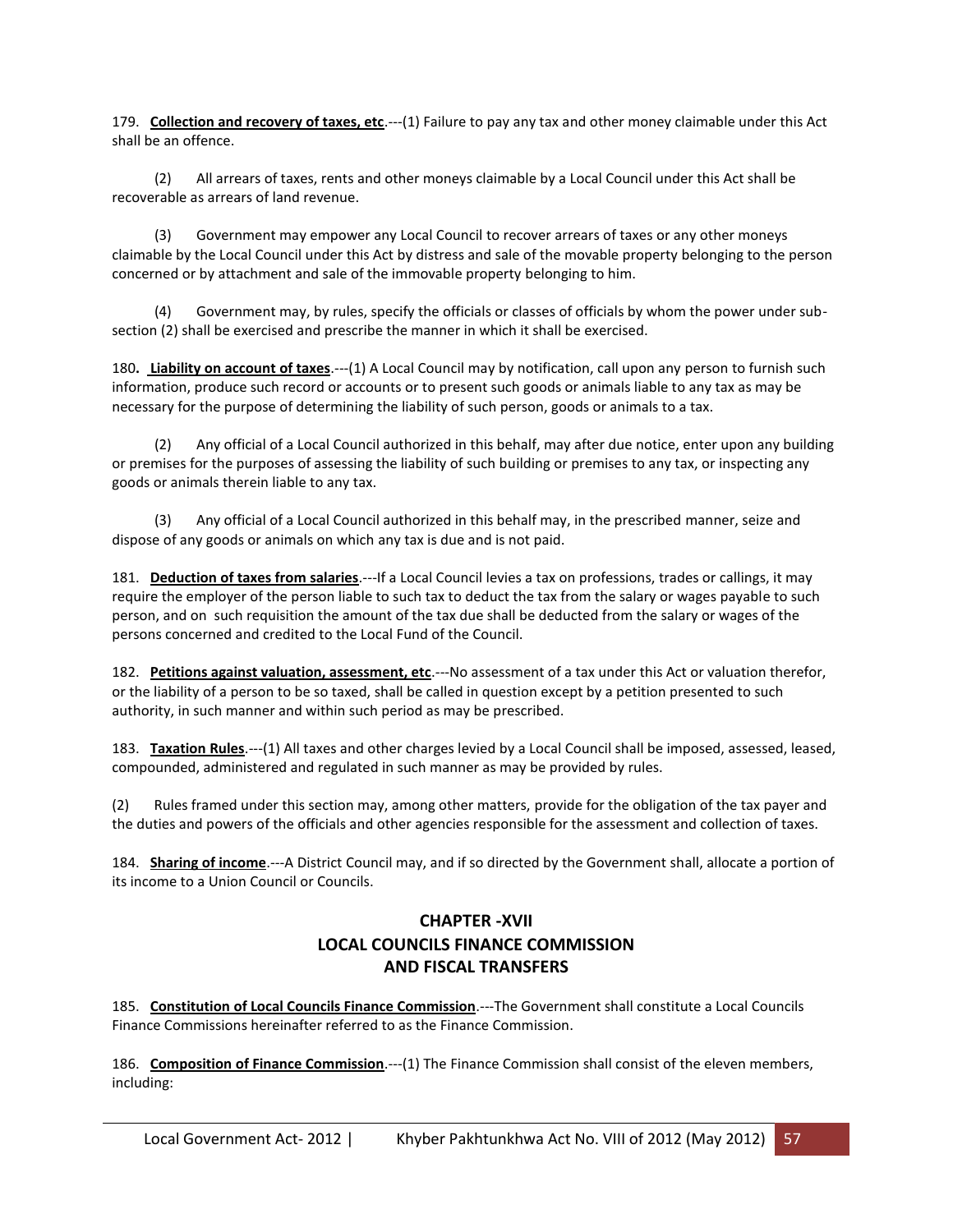179. **Collection and recovery of taxes, etc**.---(1) Failure to pay any tax and other money claimable under this Act shall be an offence.

(2) All arrears of taxes, rents and other moneys claimable by a Local Council under this Act shall be recoverable as arrears of land revenue.

(3) Government may empower any Local Council to recover arrears of taxes or any other moneys claimable by the Local Council under this Act by distress and sale of the movable property belonging to the person concerned or by attachment and sale of the immovable property belonging to him.

(4) Government may, by rules, specify the officials or classes of officials by whom the power under sub-section (2) shall be exercised and prescribe the manner in which it shall be exercised.

180. **Liability on account of taxes**.---(1) A Local Council may by notification, call upon any person to furnish such information, produce such record or accounts or to present such goods or animals liable to any tax as may be necessary for the purpose of determining the liability of such person, goods or animals to a tax.

(2) Any official of a Local Council authorized in this behalf, may after due notice, enter upon any building or premises for the purposes of assessing the liability of such building or premises to any tax, or inspecting any goods or animals therein liable to any tax.

(3) Any official of a Local Council authorized in this behalf may, in the prescribed manner, seize and dispose of any goods or animals on which any tax is due and is not paid.

181. **Deduction of taxes from salaries**.---If a Local Council levies a tax on professions, trades or callings, it may require the employer of the person liable to such tax to deduct the tax from the salary or wages payable to such person, and on such requisition the amount of the tax due shall be deducted from the salary or wages of the persons concerned and credited to the Local Fund of the Council.

182. **Petitions against valuation, assessment, etc**.---No assessment of a tax under this Act or valuation therefor, or the liability of a person to be so taxed, shall be called in question except by a petition presented to such authority, in such manner and within such period as may be prescribed.

183. **Taxation Rules**.---(1) All taxes and other charges levied by a Local Council shall be imposed, assessed, leased, compounded, administered and regulated in such manner as may be provided by rules.

(2) Rules framed under this section may, among other matters, provide for the obligation of the tax payer and the duties and powers of the officials and other agencies responsible for the assessment and collection of taxes.

184. **Sharing of income**.---A District Council may, and if so directed by the Government shall, allocate a portion of its income to a Union Council or Councils.

## CHAPTER -XVII
## LOCAL COUNCILS FINANCE COMMISSION AND FISCAL TRANSFERS

185. **Constitution of Local Councils Finance Commission**.---The Government shall constitute a Local Councils Finance Commissions hereinafter referred to as the Finance Commission.

186. **Composition of Finance Commission**.---(1) The Finance Commission shall consist of the eleven members, including: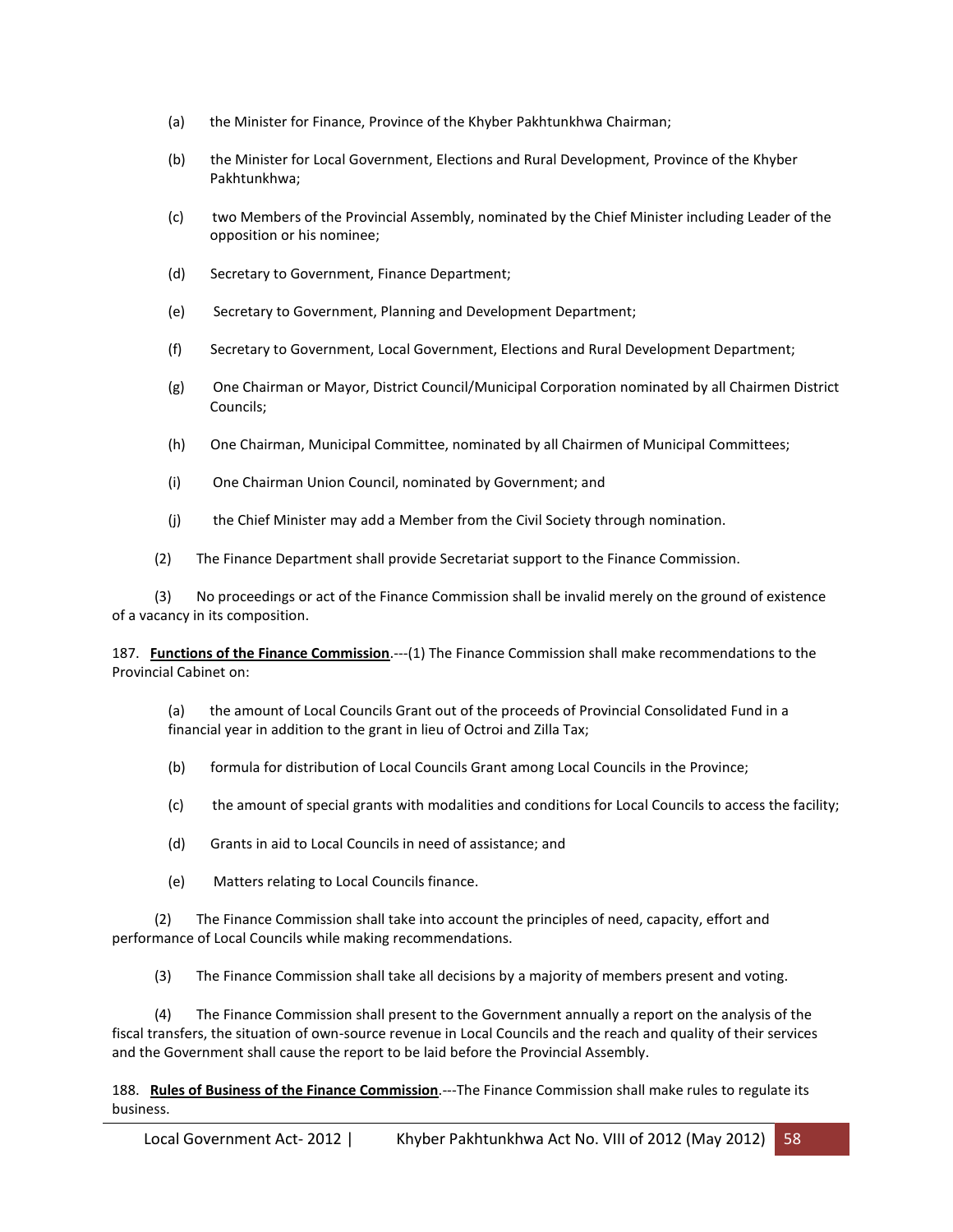(a) the Minister for Finance, Province of the Khyber Pakhtunkhwa Chairman;

(b) the Minister for Local Government, Elections and Rural Development, Province of the Khyber Pakhtunkhwa;

(c) two Members of the Provincial Assembly, nominated by the Chief Minister including Leader of the opposition or his nominee;

(d) Secretary to Government, Finance Department;

(e) Secretary to Government, Planning and Development Department;

(f) Secretary to Government, Local Government, Elections and Rural Development Department;

(g) One Chairman or Mayor, District Council/Municipal Corporation nominated by all Chairmen District Councils;

(h) One Chairman, Municipal Committee, nominated by all Chairmen of Municipal Committees;

(i) One Chairman Union Council, nominated by Government; and

(j) the Chief Minister may add a Member from the Civil Society through nomination.

(2) The Finance Department shall provide Secretariat support to the Finance Commission.

(3) No proceedings or act of the Finance Commission shall be invalid merely on the ground of existence of a vacancy in its composition.

187. **Functions of the Finance Commission**.---(1) The Finance Commission shall make recommendations to the Provincial Cabinet on:

(a) the amount of Local Councils Grant out of the proceeds of Provincial Consolidated Fund in a financial year in addition to the grant in lieu of Octroi and Zilla Tax;

(b) formula for distribution of Local Councils Grant among Local Councils in the Province;

(c) the amount of special grants with modalities and conditions for Local Councils to access the facility;

(d) Grants in aid to Local Councils in need of assistance; and

(e) Matters relating to Local Councils finance.

(2) The Finance Commission shall take into account the principles of need, capacity, effort and performance of Local Councils while making recommendations.

(3) The Finance Commission shall take all decisions by a majority of members present and voting.

(4) The Finance Commission shall present to the Government annually a report on the analysis of the fiscal transfers, the situation of own-source revenue in Local Councils and the reach and quality of their services and the Government shall cause the report to be laid before the Provincial Assembly.

188. **Rules of Business of the Finance Commission**.---The Finance Commission shall make rules to regulate its business.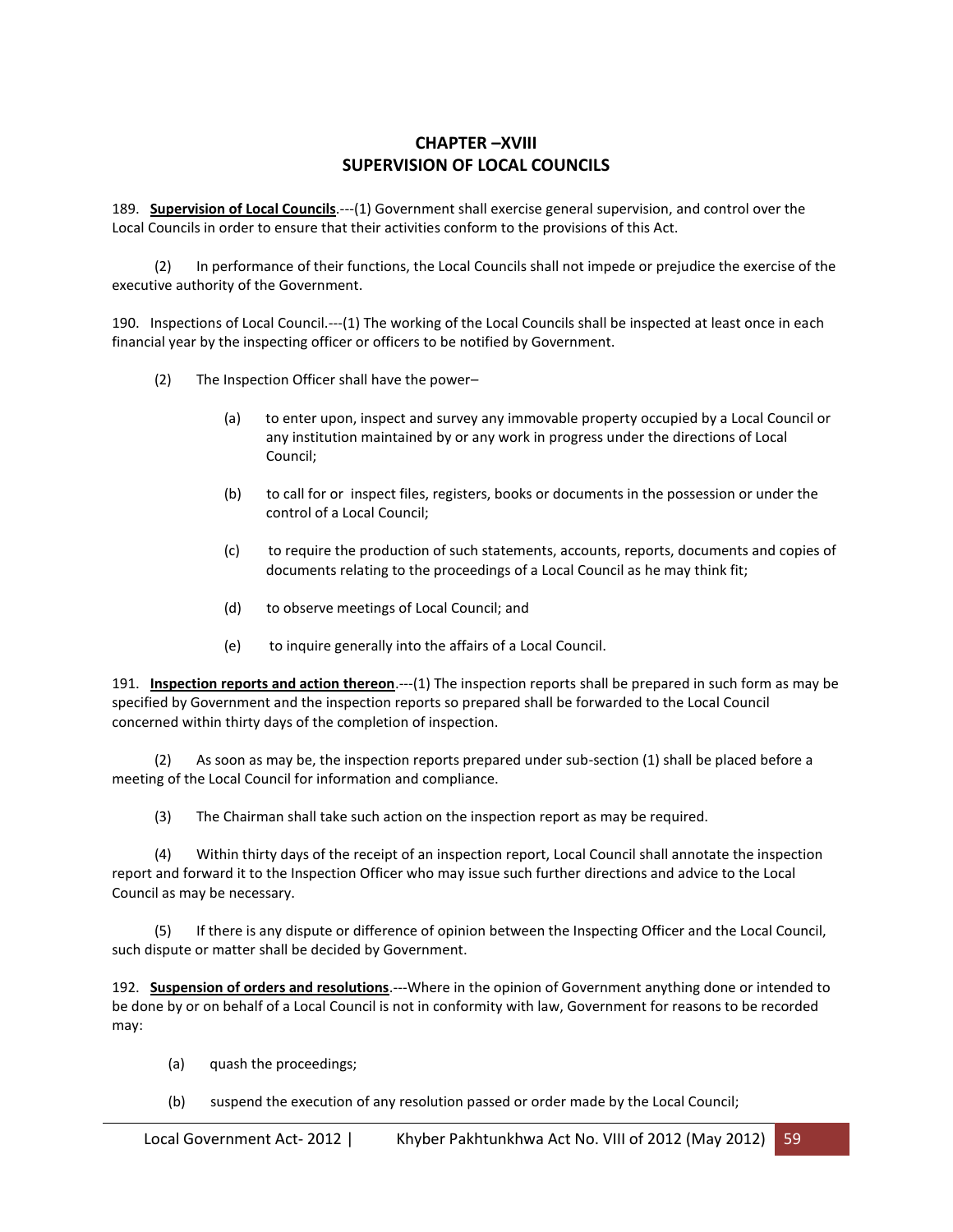## CHAPTER –XVIII
## SUPERVISION OF LOCAL COUNCILS

189. **Supervision of Local Councils**.---(1) Government shall exercise general supervision, and control over the Local Councils in order to ensure that their activities conform to the provisions of this Act.

(2) In performance of their functions, the Local Councils shall not impede or prejudice the exercise of the executive authority of the Government.

190. Inspections of Local Council.---(1) The working of the Local Councils shall be inspected at least once in each financial year by the inspecting officer or officers to be notified by Government.

(2) The Inspection Officer shall have the power–

(a) to enter upon, inspect and survey any immovable property occupied by a Local Council or any institution maintained by or any work in progress under the directions of Local Council;

(b) to call for or inspect files, registers, books or documents in the possession or under the control of a Local Council;

(c) to require the production of such statements, accounts, reports, documents and copies of documents relating to the proceedings of a Local Council as he may think fit;

(d) to observe meetings of Local Council; and

(e) to inquire generally into the affairs of a Local Council.

191. **Inspection reports and action thereon**.---(1) The inspection reports shall be prepared in such form as may be specified by Government and the inspection reports so prepared shall be forwarded to the Local Council concerned within thirty days of the completion of inspection.

(2) As soon as may be, the inspection reports prepared under sub-section (1) shall be placed before a meeting of the Local Council for information and compliance.

(3) The Chairman shall take such action on the inspection report as may be required.

(4) Within thirty days of the receipt of an inspection report, Local Council shall annotate the inspection report and forward it to the Inspection Officer who may issue such further directions and advice to the Local Council as may be necessary.

(5) If there is any dispute or difference of opinion between the Inspecting Officer and the Local Council, such dispute or matter shall be decided by Government.

192. **Suspension of orders and resolutions**.---Where in the opinion of Government anything done or intended to be done by or on behalf of a Local Council is not in conformity with law, Government for reasons to be recorded may:

(a) quash the proceedings;

(b) suspend the execution of any resolution passed or order made by the Local Council;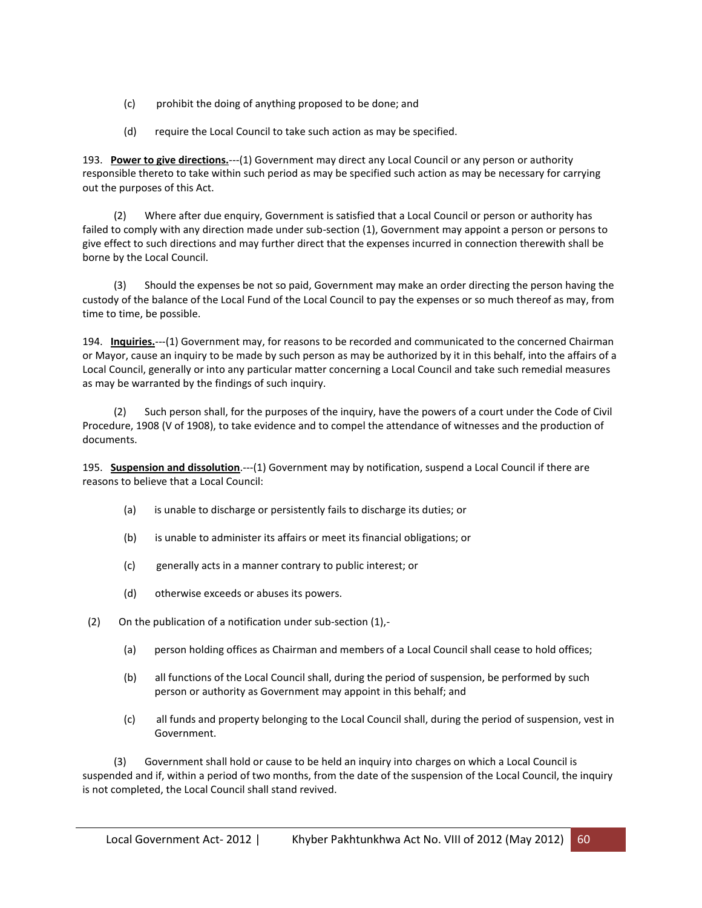(c) prohibit the doing of anything proposed to be done; and

(d) require the Local Council to take such action as may be specified.

193. **Power to give directions.**---(1) Government may direct any Local Council or any person or authority responsible thereto to take within such period as may be specified such action as may be necessary for carrying out the purposes of this Act.

(2) Where after due enquiry, Government is satisfied that a Local Council or person or authority has failed to comply with any direction made under sub-section (1), Government may appoint a person or persons to give effect to such directions and may further direct that the expenses incurred in connection therewith shall be borne by the Local Council.

(3) Should the expenses be not so paid, Government may make an order directing the person having the custody of the balance of the Local Fund of the Local Council to pay the expenses or so much thereof as may, from time to time, be possible.

194. **Inquiries.**---(1) Government may, for reasons to be recorded and communicated to the concerned Chairman or Mayor, cause an inquiry to be made by such person as may be authorized by it in this behalf, into the affairs of a Local Council, generally or into any particular matter concerning a Local Council and take such remedial measures as may be warranted by the findings of such inquiry.

(2) Such person shall, for the purposes of the inquiry, have the powers of a court under the Code of Civil Procedure, 1908 (V of 1908), to take evidence and to compel the attendance of witnesses and the production of documents.

195. **Suspension and dissolution**.---(1) Government may by notification, suspend a Local Council if there are reasons to believe that a Local Council:

(a) is unable to discharge or persistently fails to discharge its duties; or

(b) is unable to administer its affairs or meet its financial obligations; or

(c) generally acts in a manner contrary to public interest; or

(d) otherwise exceeds or abuses its powers.

(2) On the publication of a notification under sub-section (1),-

(a) person holding offices as Chairman and members of a Local Council shall cease to hold offices;

(b) all functions of the Local Council shall, during the period of suspension, be performed by such person or authority as Government may appoint in this behalf; and

(c) all funds and property belonging to the Local Council shall, during the period of suspension, vest in Government.

(3) Government shall hold or cause to be held an inquiry into charges on which a Local Council is suspended and if, within a period of two months, from the date of the suspension of the Local Council, the inquiry is not completed, the Local Council shall stand revived.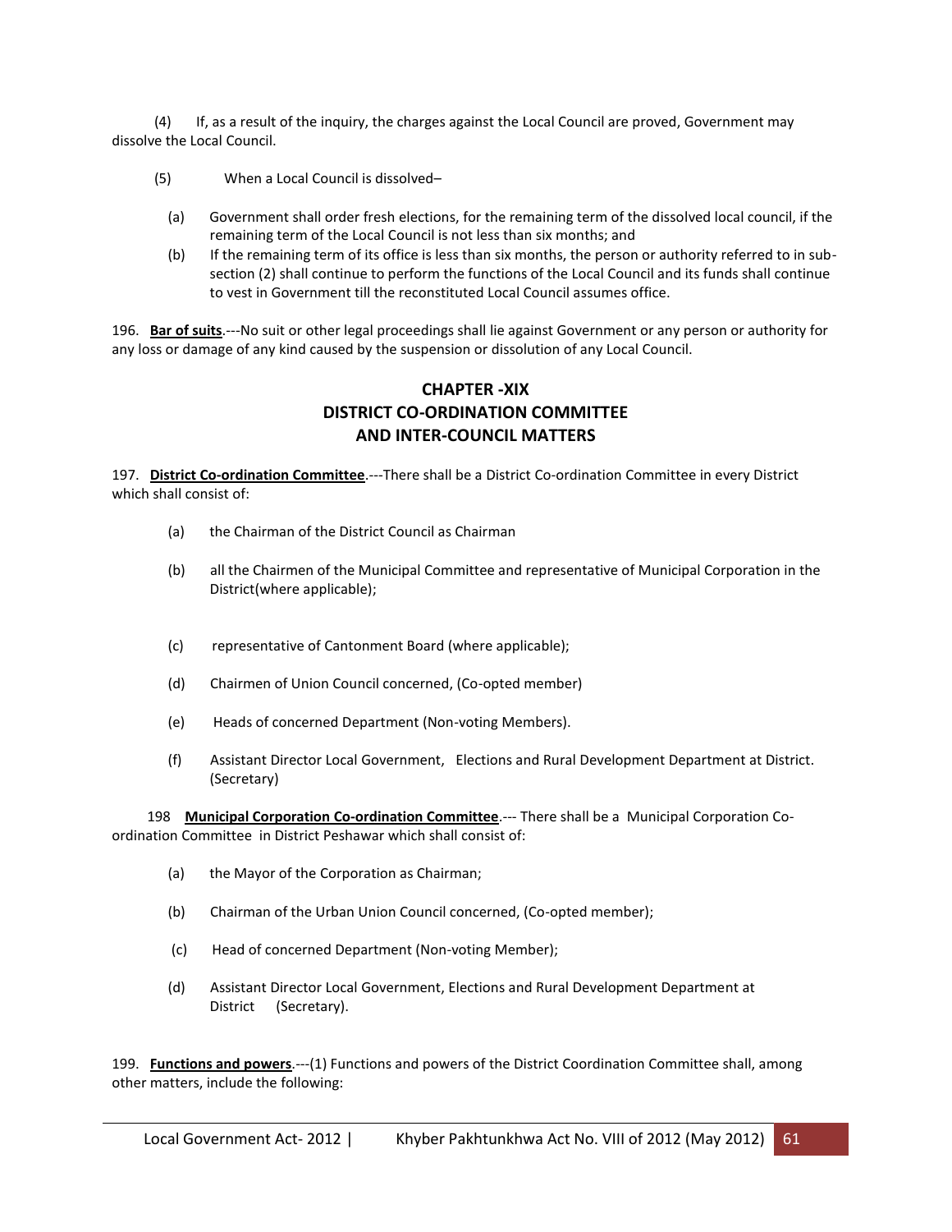(4) If, as a result of the inquiry, the charges against the Local Council are proved, Government may dissolve the Local Council.

(5) When a Local Council is dissolved–

(a) Government shall order fresh elections, for the remaining term of the dissolved local council, if the remaining term of the Local Council is not less than six months; and

(b) If the remaining term of its office is less than six months, the person or authority referred to in sub-section (2) shall continue to perform the functions of the Local Council and its funds shall continue to vest in Government till the reconstituted Local Council assumes office.

196. **Bar of suits**.---No suit or other legal proceedings shall lie against Government or any person or authority for any loss or damage of any kind caused by the suspension or dissolution of any Local Council.

## CHAPTER -XIX
## DISTRICT CO-ORDINATION COMMITTEE AND INTER-COUNCIL MATTERS

197. **District Co-ordination Committee**.---There shall be a District Co-ordination Committee in every District which shall consist of:

(a) the Chairman of the District Council as Chairman

(b) all the Chairmen of the Municipal Committee and representative of Municipal Corporation in the District(where applicable);

(c) representative of Cantonment Board (where applicable);

(d) Chairmen of Union Council concerned, (Co-opted member)

(e) Heads of concerned Department (Non-voting Members).

(f) Assistant Director Local Government, Elections and Rural Development Department at District. (Secretary)

198 **Municipal Corporation Co-ordination Committee**.--- There shall be a Municipal Corporation Co-ordination Committee in District Peshawar which shall consist of:

(a) the Mayor of the Corporation as Chairman;

(b) Chairman of the Urban Union Council concerned, (Co-opted member);

(c) Head of concerned Department (Non-voting Member);

(d) Assistant Director Local Government, Elections and Rural Development Department at District (Secretary).

199. **Functions and powers**.---(1) Functions and powers of the District Coordination Committee shall, among other matters, include the following: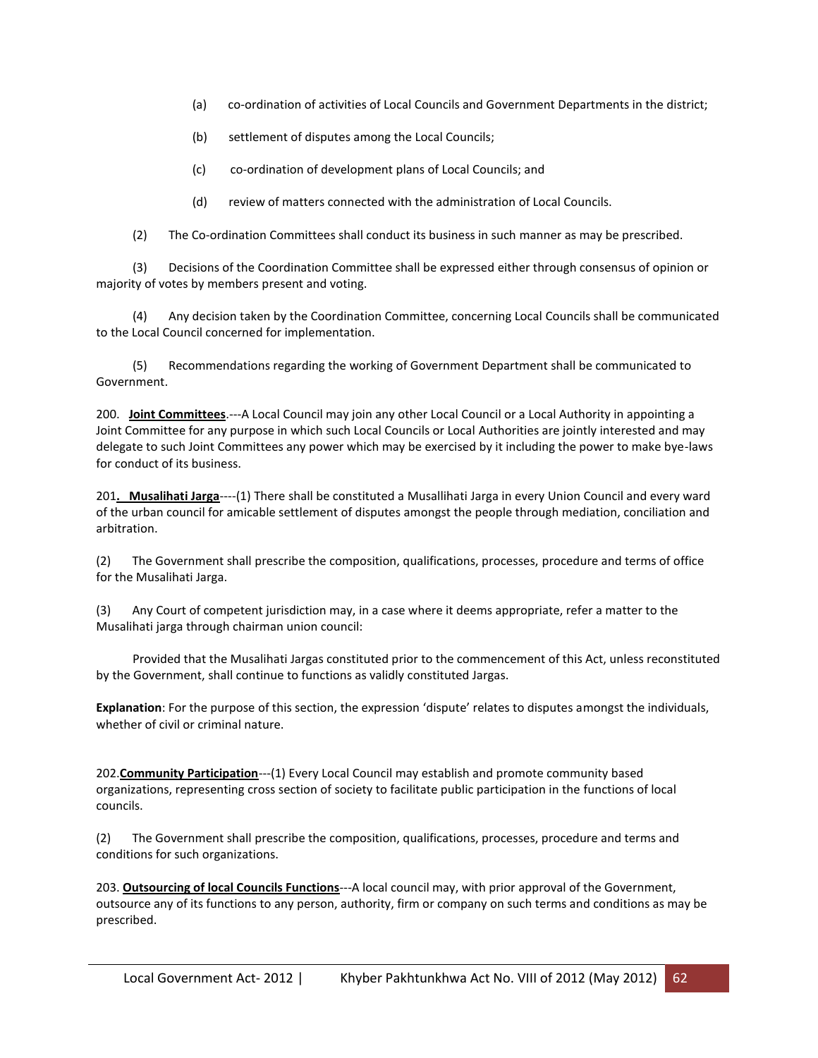(a) co-ordination of activities of Local Councils and Government Departments in the district;

(b) settlement of disputes among the Local Councils;

(c) co-ordination of development plans of Local Councils; and

(d) review of matters connected with the administration of Local Councils.

(2) The Co-ordination Committees shall conduct its business in such manner as may be prescribed.

(3) Decisions of the Coordination Committee shall be expressed either through consensus of opinion or majority of votes by members present and voting.

(4) Any decision taken by the Coordination Committee, concerning Local Councils shall be communicated to the Local Council concerned for implementation.

(5) Recommendations regarding the working of Government Department shall be communicated to Government.

200. **Joint Committees**.---A Local Council may join any other Local Council or a Local Authority in appointing a Joint Committee for any purpose in which such Local Councils or Local Authorities are jointly interested and may delegate to such Joint Committees any power which may be exercised by it including the power to make bye-laws for conduct of its business.

201**. Musalihati Jarga**----(1) There shall be constituted a Musallihati Jarga in every Union Council and every ward of the urban council for amicable settlement of disputes amongst the people through mediation, conciliation and arbitration.

(2) The Government shall prescribe the composition, qualifications, processes, procedure and terms of office for the Musalihati Jarga.

(3) Any Court of competent jurisdiction may, in a case where it deems appropriate, refer a matter to the Musalihati jarga through chairman union council:

Provided that the Musalihati Jargas constituted prior to the commencement of this Act, unless reconstituted by the Government, shall continue to functions as validly constituted Jargas.

**Explanation**: For the purpose of this section, the expression 'dispute' relates to disputes amongst the individuals, whether of civil or criminal nature.

202.**Community Participation**---(1) Every Local Council may establish and promote community based organizations, representing cross section of society to facilitate public participation in the functions of local councils.

(2) The Government shall prescribe the composition, qualifications, processes, procedure and terms and conditions for such organizations.

203. **Outsourcing of local Councils Functions**---A local council may, with prior approval of the Government, outsource any of its functions to any person, authority, firm or company on such terms and conditions as may be prescribed.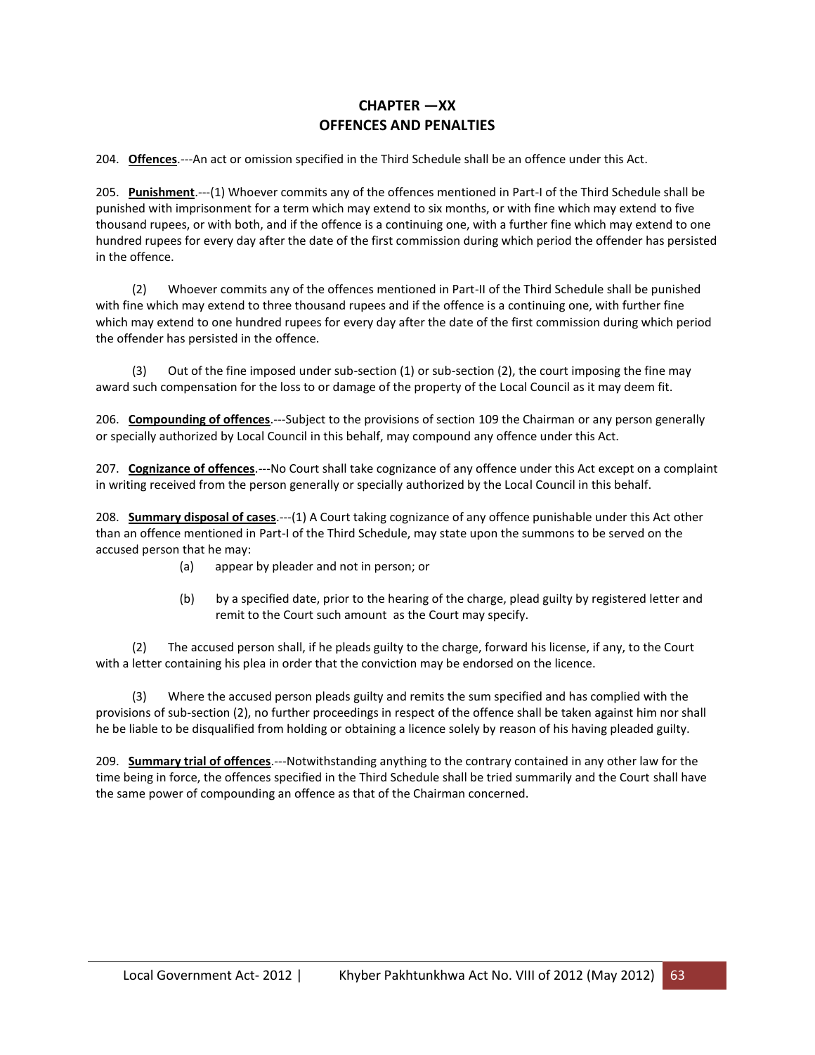# CHAPTER —XX
# OFFENCES AND PENALTIES

204. **Offences**.---An act or omission specified in the Third Schedule shall be an offence under this Act.

205. **Punishment**.---(1) Whoever commits any of the offences mentioned in Part-I of the Third Schedule shall be punished with imprisonment for a term which may extend to six months, or with fine which may extend to five thousand rupees, or with both, and if the offence is a continuing one, with a further fine which may extend to one hundred rupees for every day after the date of the first commission during which period the offender has persisted in the offence.

(2) Whoever commits any of the offences mentioned in Part-II of the Third Schedule shall be punished with fine which may extend to three thousand rupees and if the offence is a continuing one, with further fine which may extend to one hundred rupees for every day after the date of the first commission during which period the offender has persisted in the offence.

(3) Out of the fine imposed under sub-section (1) or sub-section (2), the court imposing the fine may award such compensation for the loss to or damage of the property of the Local Council as it may deem fit.

206. **Compounding of offences**.---Subject to the provisions of section 109 the Chairman or any person generally or specially authorized by Local Council in this behalf, may compound any offence under this Act.

207. **Cognizance of offences**.---No Court shall take cognizance of any offence under this Act except on a complaint in writing received from the person generally or specially authorized by the Local Council in this behalf.

208. **Summary disposal of cases**.---(1) A Court taking cognizance of any offence punishable under this Act other than an offence mentioned in Part-I of the Third Schedule, may state upon the summons to be served on the accused person that he may:

(a) appear by pleader and not in person; or

(b) by a specified date, prior to the hearing of the charge, plead guilty by registered letter and remit to the Court such amount as the Court may specify.

(2) The accused person shall, if he pleads guilty to the charge, forward his license, if any, to the Court with a letter containing his plea in order that the conviction may be endorsed on the licence.

(3) Where the accused person pleads guilty and remits the sum specified and has complied with the provisions of sub-section (2), no further proceedings in respect of the offence shall be taken against him nor shall he be liable to be disqualified from holding or obtaining a licence solely by reason of his having pleaded guilty.

209. **Summary trial of offences**.---Notwithstanding anything to the contrary contained in any other law for the time being in force, the offences specified in the Third Schedule shall be tried summarily and the Court shall have the same power of compounding an offence as that of the Chairman concerned.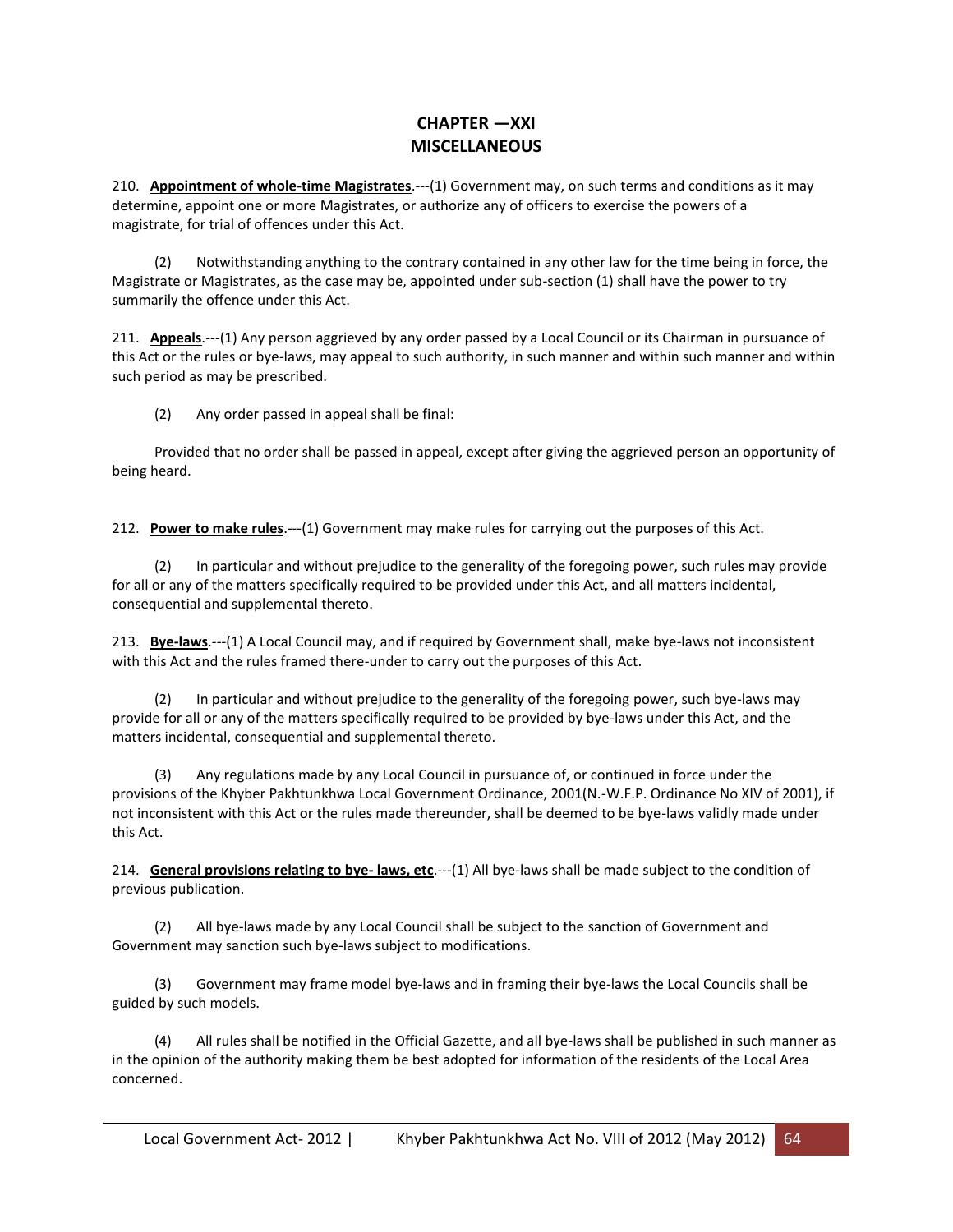## CHAPTER —XXI
## MISCELLANEOUS

210. **Appointment of whole-time Magistrates**.---(1) Government may, on such terms and conditions as it may determine, appoint one or more Magistrates, or authorize any of officers to exercise the powers of a magistrate, for trial of offences under this Act.

(2) Notwithstanding anything to the contrary contained in any other law for the time being in force, the Magistrate or Magistrates, as the case may be, appointed under sub-section (1) shall have the power to try summarily the offence under this Act.

211. **Appeals**.---(1) Any person aggrieved by any order passed by a Local Council or its Chairman in pursuance of this Act or the rules or bye-laws, may appeal to such authority, in such manner and within such manner and within such period as may be prescribed.

(2) Any order passed in appeal shall be final:

Provided that no order shall be passed in appeal, except after giving the aggrieved person an opportunity of being heard.

212. **Power to make rules**.---(1) Government may make rules for carrying out the purposes of this Act.

(2) In particular and without prejudice to the generality of the foregoing power, such rules may provide for all or any of the matters specifically required to be provided under this Act, and all matters incidental, consequential and supplemental thereto.

213. **Bye-laws**.---(1) A Local Council may, and if required by Government shall, make bye-laws not inconsistent with this Act and the rules framed there-under to carry out the purposes of this Act.

(2) In particular and without prejudice to the generality of the foregoing power, such bye-laws may provide for all or any of the matters specifically required to be provided by bye-laws under this Act, and the matters incidental, consequential and supplemental thereto.

(3) Any regulations made by any Local Council in pursuance of, or continued in force under the provisions of the Khyber Pakhtunkhwa Local Government Ordinance, 2001(N.-W.F.P. Ordinance No XIV of 2001), if not inconsistent with this Act or the rules made thereunder, shall be deemed to be bye-laws validly made under this Act.

214. **General provisions relating to bye- laws, etc**.---(1) All bye-laws shall be made subject to the condition of previous publication.

(2) All bye-laws made by any Local Council shall be subject to the sanction of Government and Government may sanction such bye-laws subject to modifications.

(3) Government may frame model bye-laws and in framing their bye-laws the Local Councils shall be guided by such models.

(4) All rules shall be notified in the Official Gazette, and all bye-laws shall be published in such manner as in the opinion of the authority making them be best adopted for information of the residents of the Local Area concerned.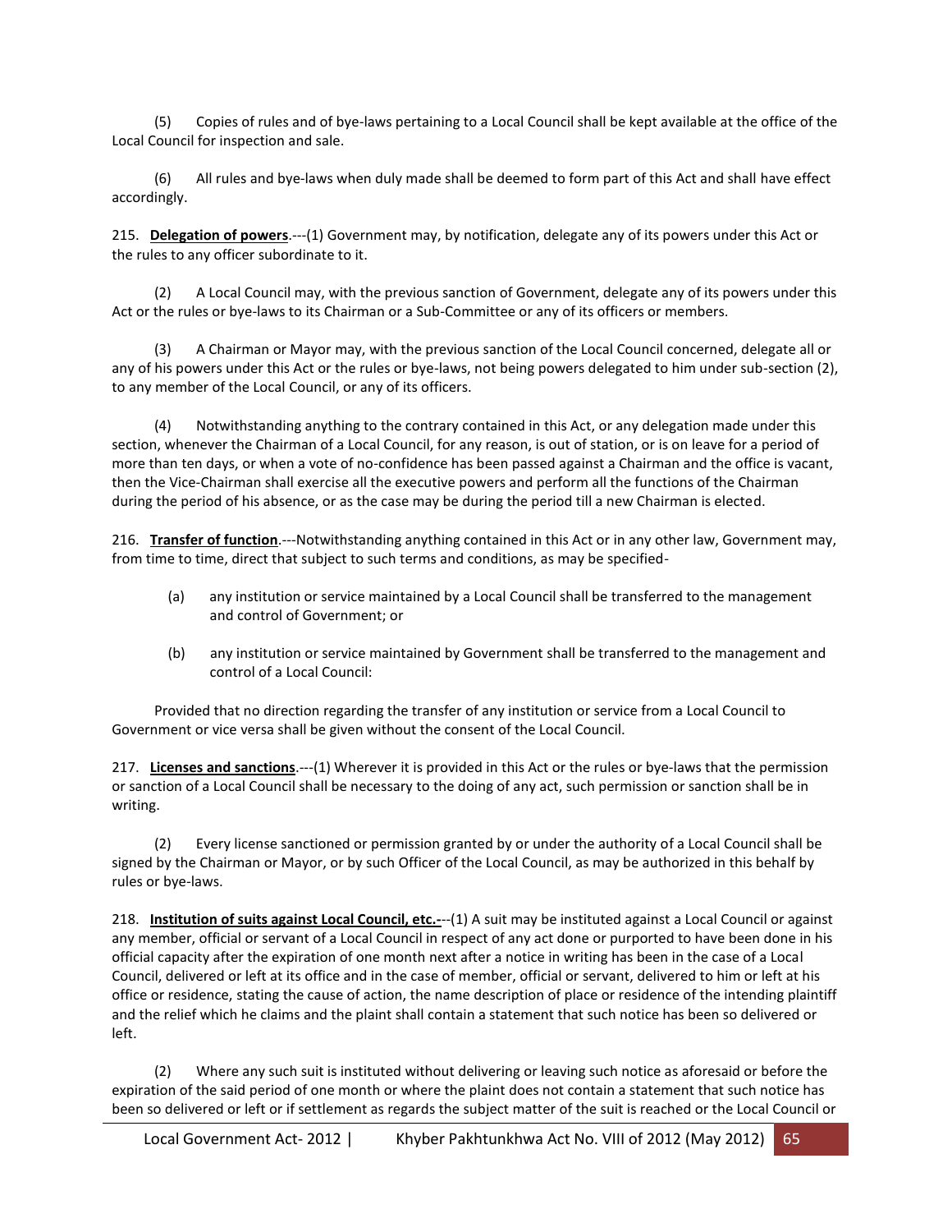(5) Copies of rules and of bye-laws pertaining to a Local Council shall be kept available at the office of the Local Council for inspection and sale.

(6) All rules and bye-laws when duly made shall be deemed to form part of this Act and shall have effect accordingly.

215. **Delegation of powers**.---(1) Government may, by notification, delegate any of its powers under this Act or the rules to any officer subordinate to it.

(2) A Local Council may, with the previous sanction of Government, delegate any of its powers under this Act or the rules or bye-laws to its Chairman or a Sub-Committee or any of its officers or members.

(3) A Chairman or Mayor may, with the previous sanction of the Local Council concerned, delegate all or any of his powers under this Act or the rules or bye-laws, not being powers delegated to him under sub-section (2), to any member of the Local Council, or any of its officers.

(4) Notwithstanding anything to the contrary contained in this Act, or any delegation made under this section, whenever the Chairman of a Local Council, for any reason, is out of station, or is on leave for a period of more than ten days, or when a vote of no-confidence has been passed against a Chairman and the office is vacant, then the Vice-Chairman shall exercise all the executive powers and perform all the functions of the Chairman during the period of his absence, or as the case may be during the period till a new Chairman is elected.

216. **Transfer of function**.---Notwithstanding anything contained in this Act or in any other law, Government may, from time to time, direct that subject to such terms and conditions, as may be specified-

(a) any institution or service maintained by a Local Council shall be transferred to the management and control of Government; or

(b) any institution or service maintained by Government shall be transferred to the management and control of a Local Council:

Provided that no direction regarding the transfer of any institution or service from a Local Council to Government or vice versa shall be given without the consent of the Local Council.

217. **Licenses and sanctions**.---(1) Wherever it is provided in this Act or the rules or bye-laws that the permission or sanction of a Local Council shall be necessary to the doing of any act, such permission or sanction shall be in writing.

(2) Every license sanctioned or permission granted by or under the authority of a Local Council shall be signed by the Chairman or Mayor, or by such Officer of the Local Council, as may be authorized in this behalf by rules or bye-laws.

218. **Institution of suits against Local Council, etc.-**--(1) A suit may be instituted against a Local Council or against any member, official or servant of a Local Council in respect of any act done or purported to have been done in his official capacity after the expiration of one month next after a notice in writing has been in the case of a Local Council, delivered or left at its office and in the case of member, official or servant, delivered to him or left at his office or residence, stating the cause of action, the name description of place or residence of the intending plaintiff and the relief which he claims and the plaint shall contain a statement that such notice has been so delivered or left.

(2) Where any such suit is instituted without delivering or leaving such notice as aforesaid or before the expiration of the said period of one month or where the plaint does not contain a statement that such notice has been so delivered or left or if settlement as regards the subject matter of the suit is reached or the Local Council or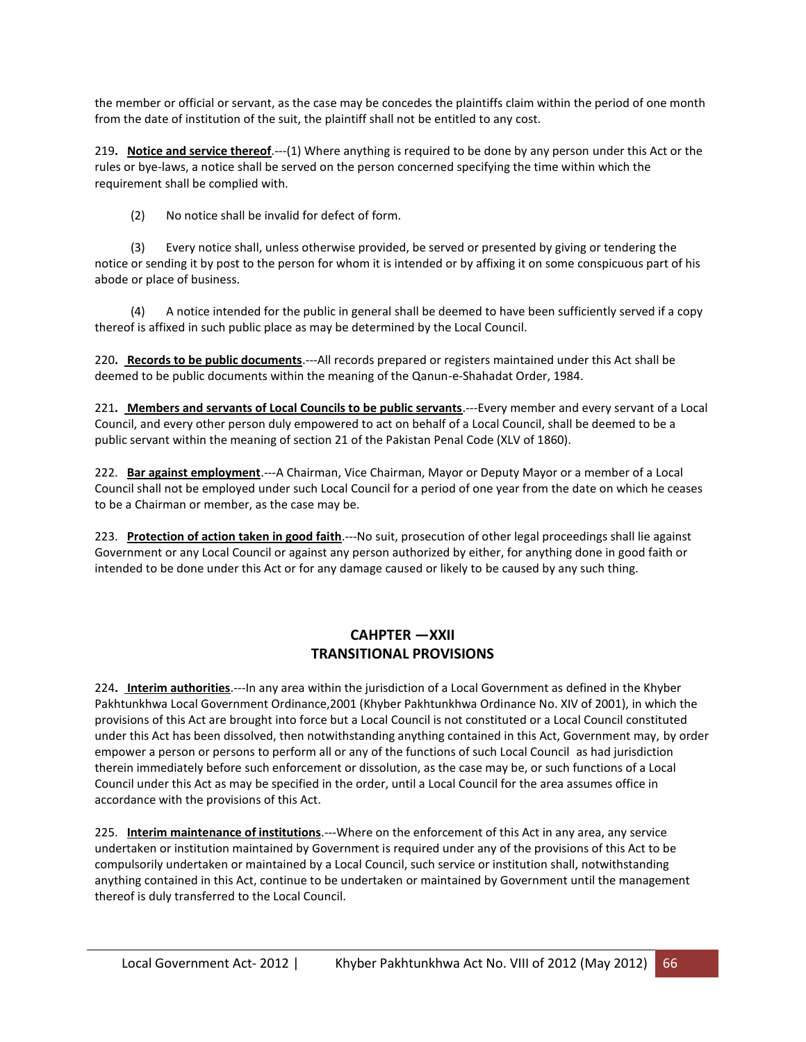the member or official or servant, as the case may be concedes the plaintiffs claim within the period of one month from the date of institution of the suit, the plaintiff shall not be entitled to any cost.

219**. Notice and service thereof**.---(1) Where anything is required to be done by any person under this Act or the rules or bye-laws, a notice shall be served on the person concerned specifying the time within which the requirement shall be complied with.

(2) No notice shall be invalid for defect of form.

(3) Every notice shall, unless otherwise provided, be served or presented by giving or tendering the notice or sending it by post to the person for whom it is intended or by affixing it on some conspicuous part of his abode or place of business.

(4) A notice intended for the public in general shall be deemed to have been sufficiently served if a copy thereof is affixed in such public place as may be determined by the Local Council.

220**. Records to be public documents**.---All records prepared or registers maintained under this Act shall be deemed to be public documents within the meaning of the Qanun-e-Shahadat Order, 1984.

221**. Members and servants of Local Councils to be public servants**.---Every member and every servant of a Local Council, and every other person duly empowered to act on behalf of a Local Council, shall be deemed to be a public servant within the meaning of section 21 of the Pakistan Penal Code (XLV of 1860).

222. **Bar against employment**.---A Chairman, Vice Chairman, Mayor or Deputy Mayor or a member of a Local Council shall not be employed under such Local Council for a period of one year from the date on which he ceases to be a Chairman or member, as the case may be.

223. **Protection of action taken in good faith**.---No suit, prosecution of other legal proceedings shall lie against Government or any Local Council or against any person authorized by either, for anything done in good faith or intended to be done under this Act or for any damage caused or likely to be caused by any such thing.

## CAHPTER —XXII
## TRANSITIONAL PROVISIONS

224**. Interim authorities**.---In any area within the jurisdiction of a Local Government as defined in the Khyber Pakhtunkhwa Local Government Ordinance,2001 (Khyber Pakhtunkhwa Ordinance No. XIV of 2001), in which the provisions of this Act are brought into force but a Local Council is not constituted or a Local Council constituted under this Act has been dissolved, then notwithstanding anything contained in this Act, Government may, by order empower a person or persons to perform all or any of the functions of such Local Council as had jurisdiction therein immediately before such enforcement or dissolution, as the case may be, or such functions of a Local Council under this Act as may be specified in the order, until a Local Council for the area assumes office in accordance with the provisions of this Act.

225. **Interim maintenance of institutions**.---Where on the enforcement of this Act in any area, any service undertaken or institution maintained by Government is required under any of the provisions of this Act to be compulsorily undertaken or maintained by a Local Council, such service or institution shall, notwithstanding anything contained in this Act, continue to be undertaken or maintained by Government until the management thereof is duly transferred to the Local Council.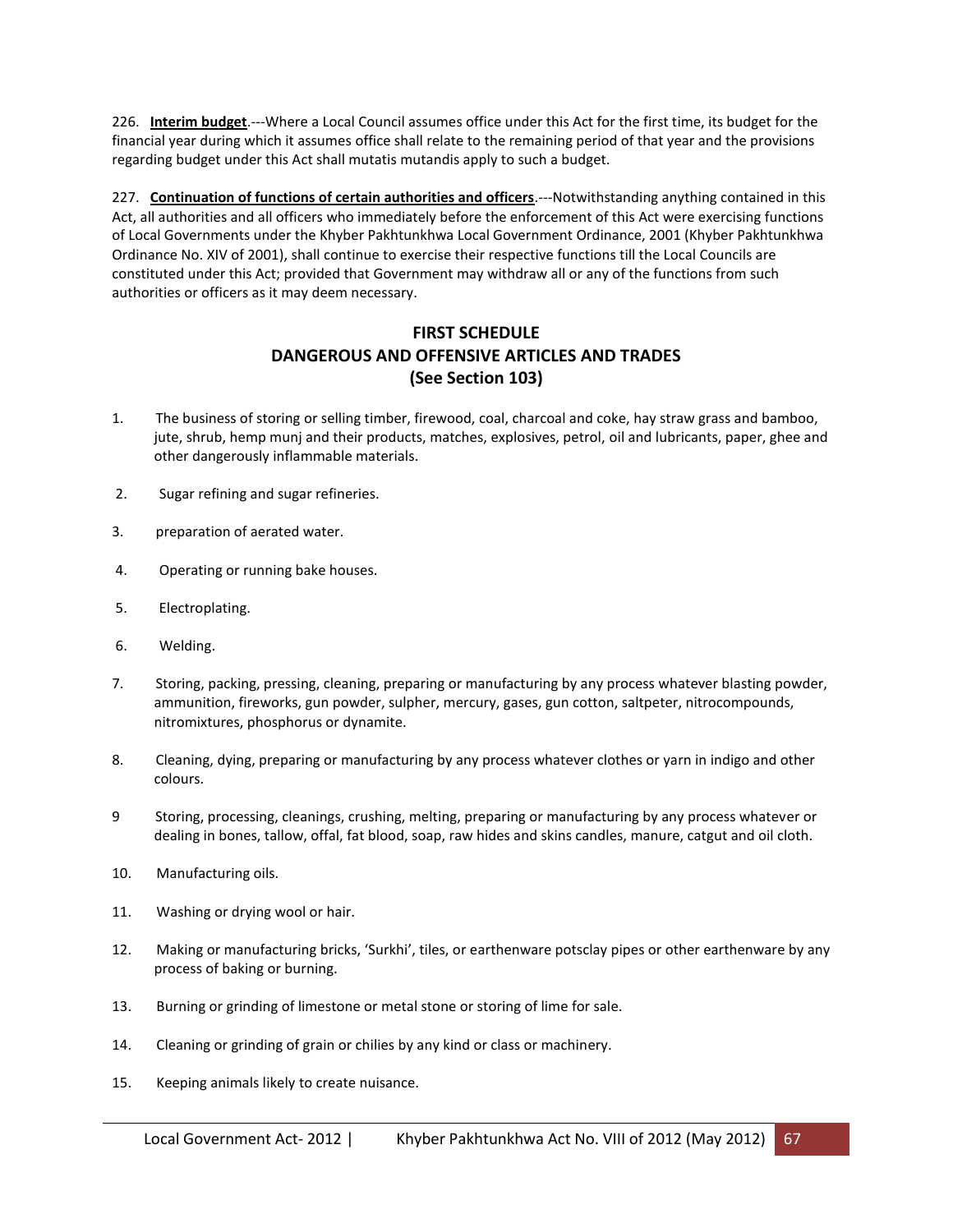226. **Interim budget**.---Where a Local Council assumes office under this Act for the first time, its budget for the financial year during which it assumes office shall relate to the remaining period of that year and the provisions regarding budget under this Act shall mutatis mutandis apply to such a budget.

227. **Continuation of functions of certain authorities and officers**.---Notwithstanding anything contained in this Act, all authorities and all officers who immediately before the enforcement of this Act were exercising functions of Local Governments under the Khyber Pakhtunkhwa Local Government Ordinance, 2001 (Khyber Pakhtunkhwa Ordinance No. XIV of 2001), shall continue to exercise their respective functions till the Local Councils are constituted under this Act; provided that Government may withdraw all or any of the functions from such authorities or officers as it may deem necessary.

## FIRST SCHEDULE
## DANGEROUS AND OFFENSIVE ARTICLES AND TRADES
## (See Section 103)

1. The business of storing or selling timber, firewood, coal, charcoal and coke, hay straw grass and bamboo, jute, shrub, hemp munj and their products, matches, explosives, petrol, oil and lubricants, paper, ghee and other dangerously inflammable materials.

2. Sugar refining and sugar refineries.

3. preparation of aerated water.

4. Operating or running bake houses.

5. Electroplating.

6. Welding.

7. Storing, packing, pressing, cleaning, preparing or manufacturing by any process whatever blasting powder, ammunition, fireworks, gun powder, sulpher, mercury, gases, gun cotton, saltpeter, nitrocompounds, nitromixtures, phosphorus or dynamite.

8. Cleaning, dying, preparing or manufacturing by any process whatever clothes or yarn in indigo and other colours.

9 Storing, processing, cleanings, crushing, melting, preparing or manufacturing by any process whatever or dealing in bones, tallow, offal, fat blood, soap, raw hides and skins candles, manure, catgut and oil cloth.

10. Manufacturing oils.

11. Washing or drying wool or hair.

12. Making or manufacturing bricks, 'Surkhi', tiles, or earthenware potsclay pipes or other earthenware by any process of baking or burning.

13. Burning or grinding of limestone or metal stone or storing of lime for sale.

14. Cleaning or grinding of grain or chilies by any kind or class or machinery.

15. Keeping animals likely to create nuisance.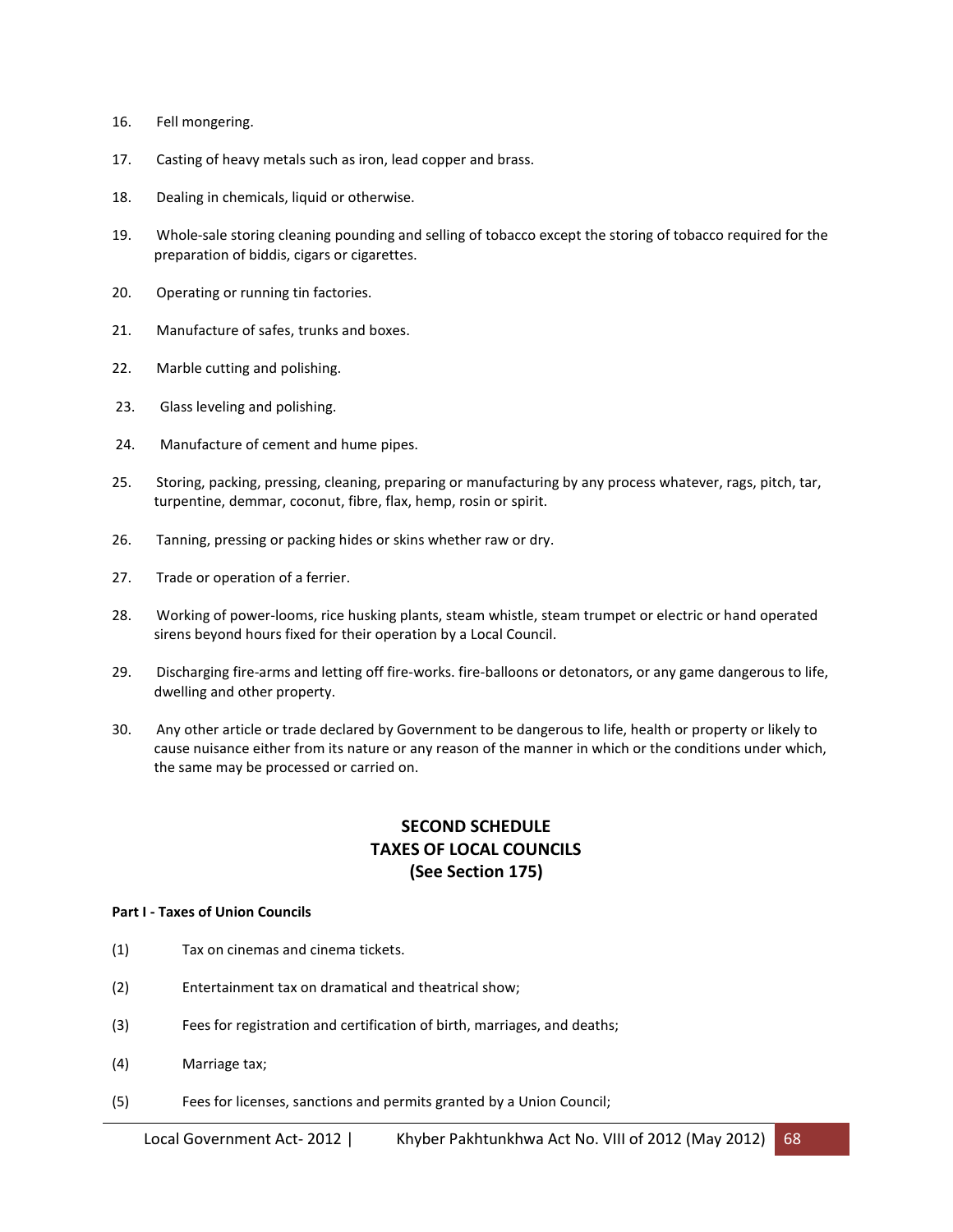16. Fell mongering.

17. Casting of heavy metals such as iron, lead copper and brass.

18. Dealing in chemicals, liquid or otherwise.

19. Whole-sale storing cleaning pounding and selling of tobacco except the storing of tobacco required for the preparation of biddis, cigars or cigarettes.

20. Operating or running tin factories.

21. Manufacture of safes, trunks and boxes.

22. Marble cutting and polishing.

23. Glass leveling and polishing.

24. Manufacture of cement and hume pipes.

25. Storing, packing, pressing, cleaning, preparing or manufacturing by any process whatever, rags, pitch, tar, turpentine, demmar, coconut, fibre, flax, hemp, rosin or spirit.

26. Tanning, pressing or packing hides or skins whether raw or dry.

27. Trade or operation of a ferrier.

28. Working of power-looms, rice husking plants, steam whistle, steam trumpet or electric or hand operated sirens beyond hours fixed for their operation by a Local Council.

29. Discharging fire-arms and letting off fire-works. fire-balloons or detonators, or any game dangerous to life, dwelling and other property.

30. Any other article or trade declared by Government to be dangerous to life, health or property or likely to cause nuisance either from its nature or any reason of the manner in which or the conditions under which, the same may be processed or carried on.

## SECOND SCHEDULE
## TAXES OF LOCAL COUNCILS
## (See Section 175)

**Part I - Taxes of Union Councils**

(1) Tax on cinemas and cinema tickets.

(2) Entertainment tax on dramatical and theatrical show;

(3) Fees for registration and certification of birth, marriages, and deaths;

(4) Marriage tax;

(5) Fees for licenses, sanctions and permits granted by a Union Council;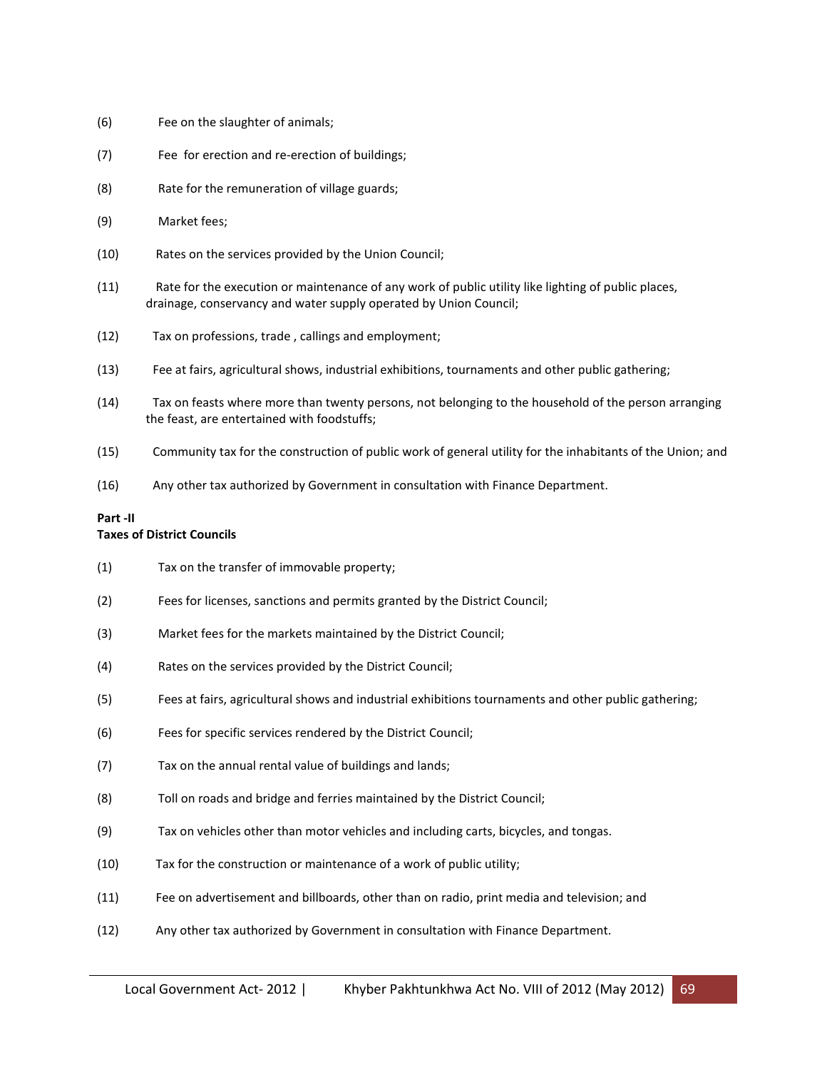(6) Fee on the slaughter of animals;

(7) Fee for erection and re-erection of buildings;

(8) Rate for the remuneration of village guards;

(9) Market fees;

(10) Rates on the services provided by the Union Council;

(11) Rate for the execution or maintenance of any work of public utility like lighting of public places, drainage, conservancy and water supply operated by Union Council;

(12) Tax on professions, trade , callings and employment;

(13) Fee at fairs, agricultural shows, industrial exhibitions, tournaments and other public gathering;

(14) Tax on feasts where more than twenty persons, not belonging to the household of the person arranging the feast, are entertained with foodstuffs;

(15) Community tax for the construction of public work of general utility for the inhabitants of the Union; and

(16) Any other tax authorized by Government in consultation with Finance Department.

**Part -II**
**Taxes of District Councils**

(1) Tax on the transfer of immovable property;

(2) Fees for licenses, sanctions and permits granted by the District Council;

(3) Market fees for the markets maintained by the District Council;

(4) Rates on the services provided by the District Council;

(5) Fees at fairs, agricultural shows and industrial exhibitions tournaments and other public gathering;

(6) Fees for specific services rendered by the District Council;

(7) Tax on the annual rental value of buildings and lands;

(8) Toll on roads and bridge and ferries maintained by the District Council;

(9) Tax on vehicles other than motor vehicles and including carts, bicycles, and tongas.

(10) Tax for the construction or maintenance of a work of public utility;

(11) Fee on advertisement and billboards, other than on radio, print media and television; and

(12) Any other tax authorized by Government in consultation with Finance Department.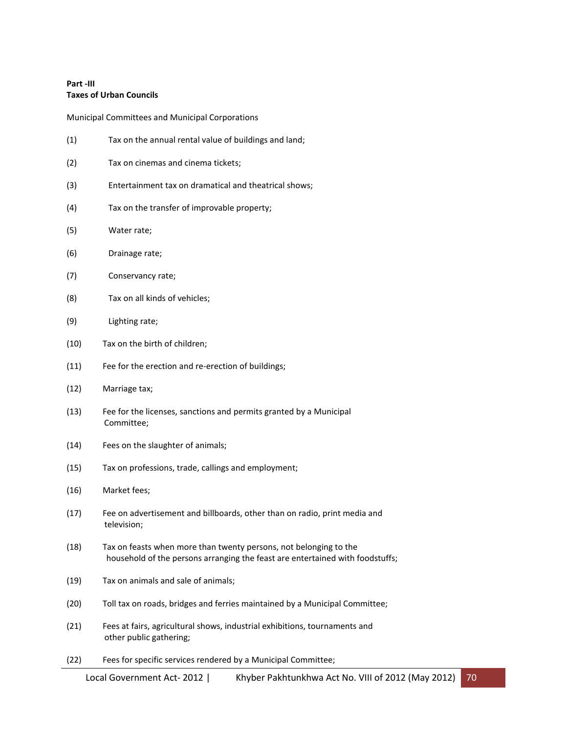**Part -III**
**Taxes of Urban Councils**

Municipal Committees and Municipal Corporations

(1) Tax on the annual rental value of buildings and land;

(2) Tax on cinemas and cinema tickets;

(3) Entertainment tax on dramatical and theatrical shows;

(4) Tax on the transfer of improvable property;

(5) Water rate;

(6) Drainage rate;

(7) Conservancy rate;

(8) Tax on all kinds of vehicles;

(9) Lighting rate;

(10) Tax on the birth of children;

(11) Fee for the erection and re-erection of buildings;

(12) Marriage tax;

(13) Fee for the licenses, sanctions and permits granted by a Municipal Committee;

(14) Fees on the slaughter of animals;

(15) Tax on professions, trade, callings and employment;

(16) Market fees;

(17) Fee on advertisement and billboards, other than on radio, print media and television;

(18) Tax on feasts when more than twenty persons, not belonging to the household of the persons arranging the feast are entertained with foodstuffs;

(19) Tax on animals and sale of animals;

(20) Toll tax on roads, bridges and ferries maintained by a Municipal Committee;

(21) Fees at fairs, agricultural shows, industrial exhibitions, tournaments and other public gathering;

(22) Fees for specific services rendered by a Municipal Committee;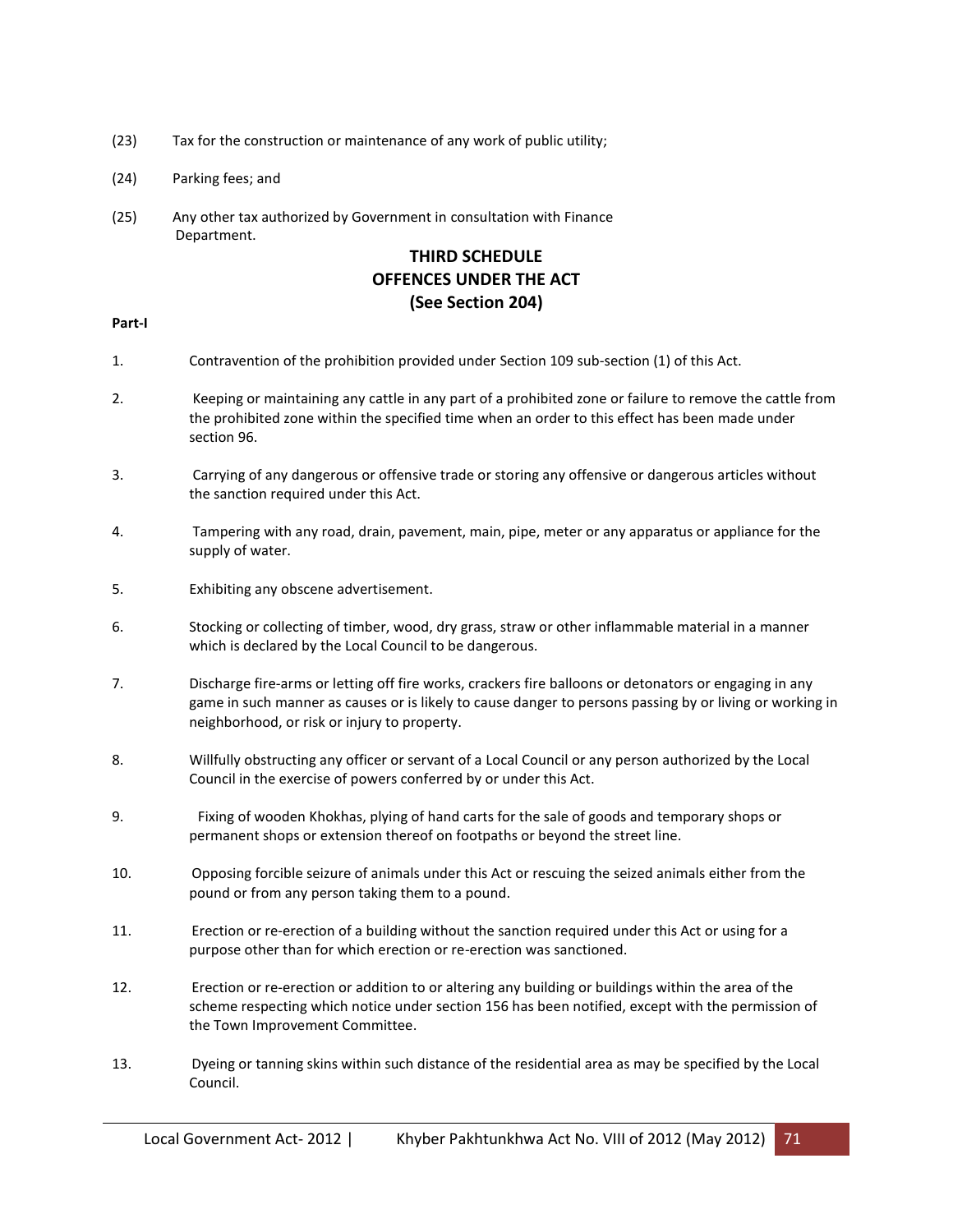(23) Tax for the construction or maintenance of any work of public utility;

(24) Parking fees; and

(25) Any other tax authorized by Government in consultation with Finance Department.

## THIRD SCHEDULE
## OFFENCES UNDER THE ACT
## (See Section 204)

**Part-I**

1. Contravention of the prohibition provided under Section 109 sub-section (1) of this Act.

2. Keeping or maintaining any cattle in any part of a prohibited zone or failure to remove the cattle from the prohibited zone within the specified time when an order to this effect has been made under section 96.

3. Carrying of any dangerous or offensive trade or storing any offensive or dangerous articles without the sanction required under this Act.

4. Tampering with any road, drain, pavement, main, pipe, meter or any apparatus or appliance for the supply of water.

5. Exhibiting any obscene advertisement.

6. Stocking or collecting of timber, wood, dry grass, straw or other inflammable material in a manner which is declared by the Local Council to be dangerous.

7. Discharge fire-arms or letting off fire works, crackers fire balloons or detonators or engaging in any game in such manner as causes or is likely to cause danger to persons passing by or living or working in neighborhood, or risk or injury to property.

8. Willfully obstructing any officer or servant of a Local Council or any person authorized by the Local Council in the exercise of powers conferred by or under this Act.

9. Fixing of wooden Khokhas, plying of hand carts for the sale of goods and temporary shops or permanent shops or extension thereof on footpaths or beyond the street line.

10. Opposing forcible seizure of animals under this Act or rescuing the seized animals either from the pound or from any person taking them to a pound.

11. Erection or re-erection of a building without the sanction required under this Act or using for a purpose other than for which erection or re-erection was sanctioned.

12. Erection or re-erection or addition to or altering any building or buildings within the area of the scheme respecting which notice under section 156 has been notified, except with the permission of the Town Improvement Committee.

13. Dyeing or tanning skins within such distance of the residential area as may be specified by the Local Council.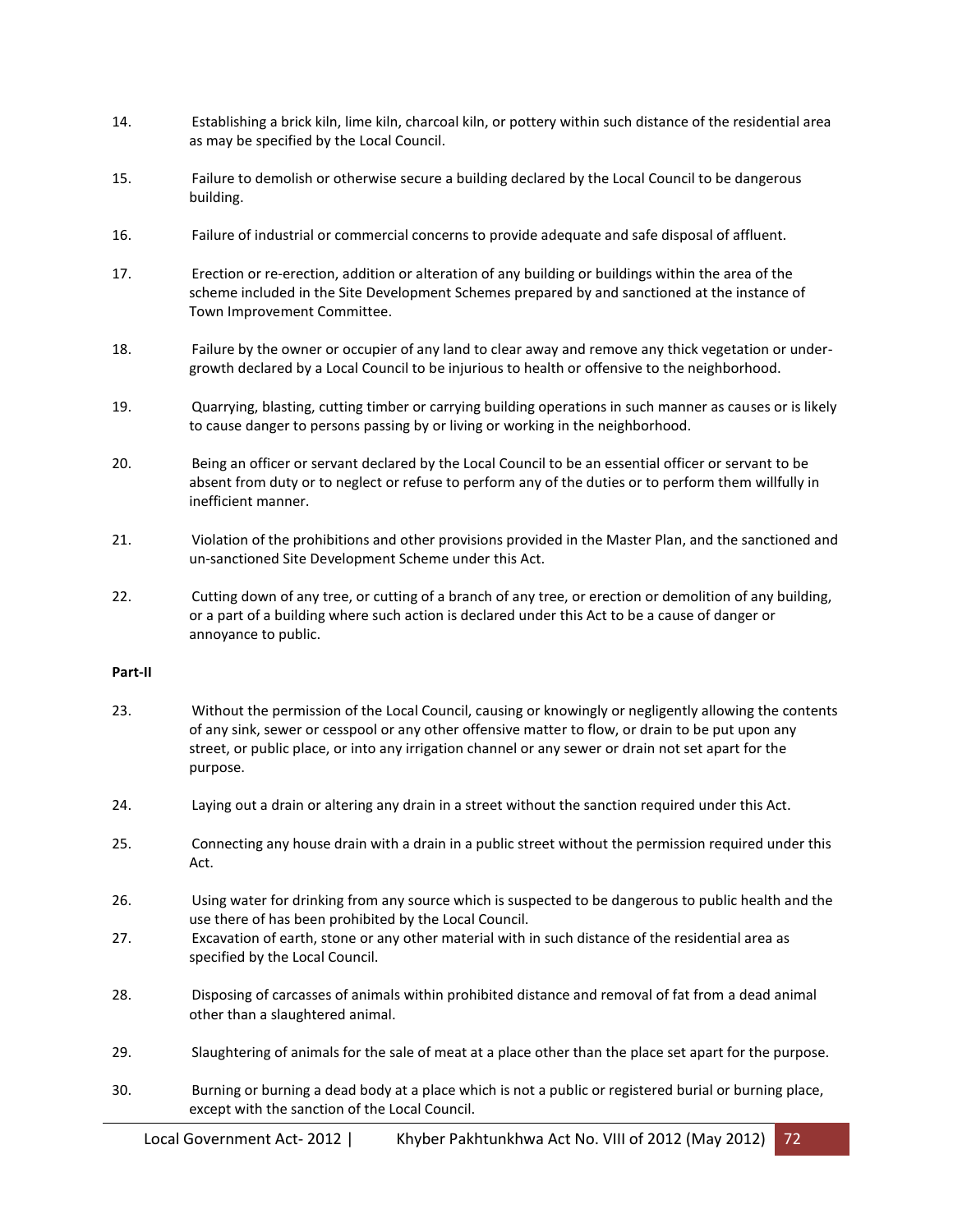14. Establishing a brick kiln, lime kiln, charcoal kiln, or pottery within such distance of the residential area as may be specified by the Local Council.

15. Failure to demolish or otherwise secure a building declared by the Local Council to be dangerous building.

16. Failure of industrial or commercial concerns to provide adequate and safe disposal of affluent.

17. Erection or re-erection, addition or alteration of any building or buildings within the area of the scheme included in the Site Development Schemes prepared by and sanctioned at the instance of Town Improvement Committee.

18. Failure by the owner or occupier of any land to clear away and remove any thick vegetation or under-growth declared by a Local Council to be injurious to health or offensive to the neighborhood.

19. Quarrying, blasting, cutting timber or carrying building operations in such manner as causes or is likely to cause danger to persons passing by or living or working in the neighborhood.

20. Being an officer or servant declared by the Local Council to be an essential officer or servant to be absent from duty or to neglect or refuse to perform any of the duties or to perform them willfully in inefficient manner.

21. Violation of the prohibitions and other provisions provided in the Master Plan, and the sanctioned and un-sanctioned Site Development Scheme under this Act.

22. Cutting down of any tree, or cutting of a branch of any tree, or erection or demolition of any building, or a part of a building where such action is declared under this Act to be a cause of danger or annoyance to public.

**Part-II**

23. Without the permission of the Local Council, causing or knowingly or negligently allowing the contents of any sink, sewer or cesspool or any other offensive matter to flow, or drain to be put upon any street, or public place, or into any irrigation channel or any sewer or drain not set apart for the purpose.

24. Laying out a drain or altering any drain in a street without the sanction required under this Act.

25. Connecting any house drain with a drain in a public street without the permission required under this Act.

26. Using water for drinking from any source which is suspected to be dangerous to public health and the use there of has been prohibited by the Local Council.

27. Excavation of earth, stone or any other material with in such distance of the residential area as specified by the Local Council.

28. Disposing of carcasses of animals within prohibited distance and removal of fat from a dead animal other than a slaughtered animal.

29. Slaughtering of animals for the sale of meat at a place other than the place set apart for the purpose.

30. Burning or burning a dead body at a place which is not a public or registered burial or burning place, except with the sanction of the Local Council.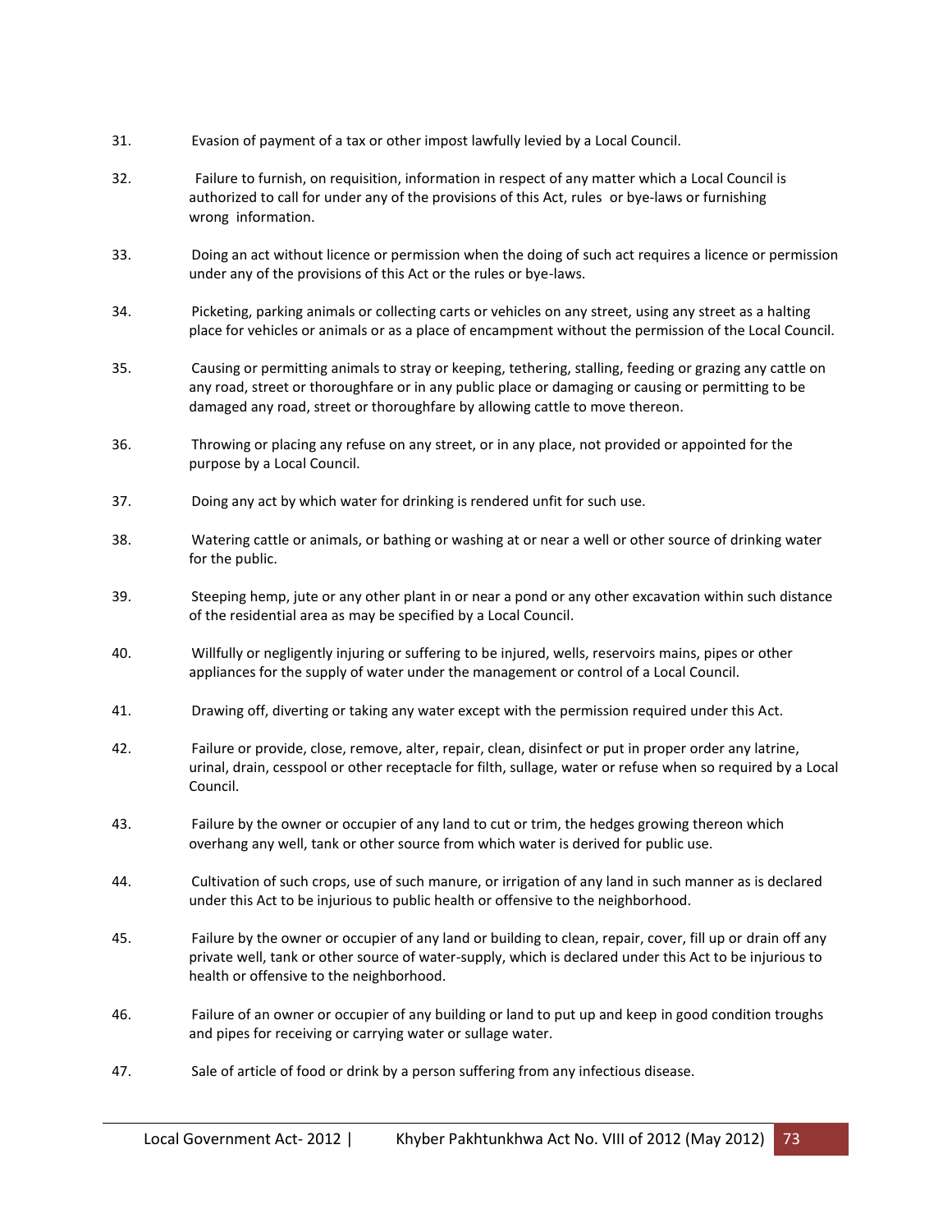31. Evasion of payment of a tax or other impost lawfully levied by a Local Council.

32. Failure to furnish, on requisition, information in respect of any matter which a Local Council is authorized to call for under any of the provisions of this Act, rules or bye-laws or furnishing wrong information.

33. Doing an act without licence or permission when the doing of such act requires a licence or permission under any of the provisions of this Act or the rules or bye-laws.

34. Picketing, parking animals or collecting carts or vehicles on any street, using any street as a halting place for vehicles or animals or as a place of encampment without the permission of the Local Council.

35. Causing or permitting animals to stray or keeping, tethering, stalling, feeding or grazing any cattle on any road, street or thoroughfare or in any public place or damaging or causing or permitting to be damaged any road, street or thoroughfare by allowing cattle to move thereon.

36. Throwing or placing any refuse on any street, or in any place, not provided or appointed for the purpose by a Local Council.

37. Doing any act by which water for drinking is rendered unfit for such use.

38. Watering cattle or animals, or bathing or washing at or near a well or other source of drinking water for the public.

39. Steeping hemp, jute or any other plant in or near a pond or any other excavation within such distance of the residential area as may be specified by a Local Council.

40. Willfully or negligently injuring or suffering to be injured, wells, reservoirs mains, pipes or other appliances for the supply of water under the management or control of a Local Council.

41. Drawing off, diverting or taking any water except with the permission required under this Act.

42. Failure or provide, close, remove, alter, repair, clean, disinfect or put in proper order any latrine, urinal, drain, cesspool or other receptacle for filth, sullage, water or refuse when so required by a Local Council.

43. Failure by the owner or occupier of any land to cut or trim, the hedges growing thereon which overhang any well, tank or other source from which water is derived for public use.

44. Cultivation of such crops, use of such manure, or irrigation of any land in such manner as is declared under this Act to be injurious to public health or offensive to the neighborhood.

45. Failure by the owner or occupier of any land or building to clean, repair, cover, fill up or drain off any private well, tank or other source of water-supply, which is declared under this Act to be injurious to health or offensive to the neighborhood.

46. Failure of an owner or occupier of any building or land to put up and keep in good condition troughs and pipes for receiving or carrying water or sullage water.

47. Sale of article of food or drink by a person suffering from any infectious disease.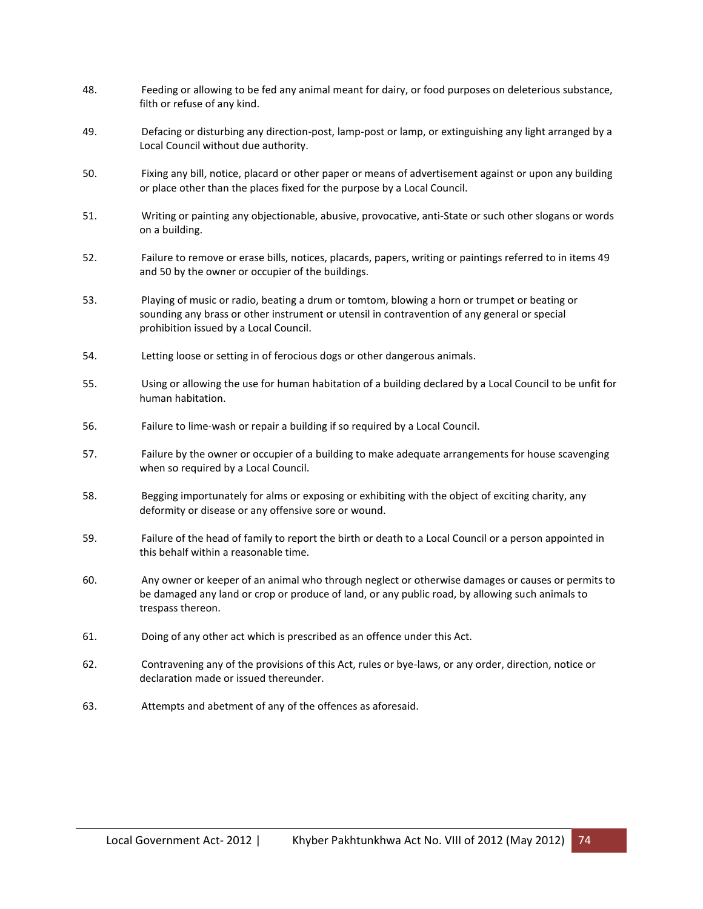48. Feeding or allowing to be fed any animal meant for dairy, or food purposes on deleterious substance, filth or refuse of any kind.

49. Defacing or disturbing any direction-post, lamp-post or lamp, or extinguishing any light arranged by a Local Council without due authority.

50. Fixing any bill, notice, placard or other paper or means of advertisement against or upon any building or place other than the places fixed for the purpose by a Local Council.

51. Writing or painting any objectionable, abusive, provocative, anti-State or such other slogans or words on a building.

52. Failure to remove or erase bills, notices, placards, papers, writing or paintings referred to in items 49 and 50 by the owner or occupier of the buildings.

53. Playing of music or radio, beating a drum or tomtom, blowing a horn or trumpet or beating or sounding any brass or other instrument or utensil in contravention of any general or special prohibition issued by a Local Council.

54. Letting loose or setting in of ferocious dogs or other dangerous animals.

55. Using or allowing the use for human habitation of a building declared by a Local Council to be unfit for human habitation.

56. Failure to lime-wash or repair a building if so required by a Local Council.

57. Failure by the owner or occupier of a building to make adequate arrangements for house scavenging when so required by a Local Council.

58. Begging importunately for alms or exposing or exhibiting with the object of exciting charity, any deformity or disease or any offensive sore or wound.

59. Failure of the head of family to report the birth or death to a Local Council or a person appointed in this behalf within a reasonable time.

60. Any owner or keeper of an animal who through neglect or otherwise damages or causes or permits to be damaged any land or crop or produce of land, or any public road, by allowing such animals to trespass thereon.

61. Doing of any other act which is prescribed as an offence under this Act.

62. Contravening any of the provisions of this Act, rules or bye-laws, or any order, direction, notice or declaration made or issued thereunder.

63. Attempts and abetment of any of the offences as aforesaid.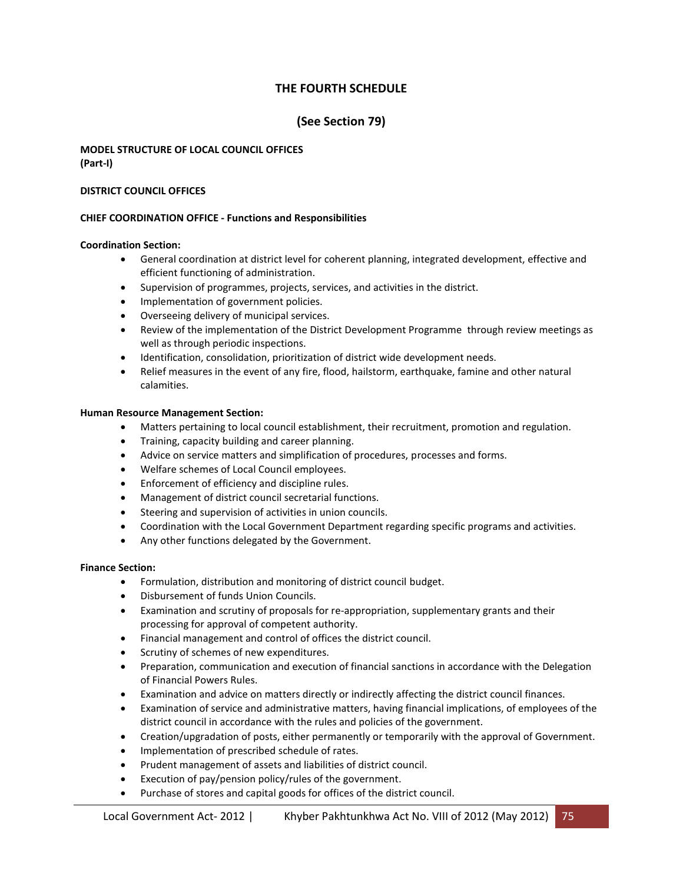# THE FOURTH SCHEDULE

## (See Section 79)

**MODEL STRUCTURE OF LOCAL COUNCIL OFFICES**
**(Part-I)**

**DISTRICT COUNCIL OFFICES**

**CHIEF COORDINATION OFFICE - Functions and Responsibilities**

**Coordination Section:**

- General coordination at district level for coherent planning, integrated development, effective and efficient functioning of administration.
- Supervision of programmes, projects, services, and activities in the district.
- Implementation of government policies.
- Overseeing delivery of municipal services.
- Review of the implementation of the District Development Programme through review meetings as well as through periodic inspections.
- Identification, consolidation, prioritization of district wide development needs.
- Relief measures in the event of any fire, flood, hailstorm, earthquake, famine and other natural calamities.

**Human Resource Management Section:**

- Matters pertaining to local council establishment, their recruitment, promotion and regulation.
- Training, capacity building and career planning.
- Advice on service matters and simplification of procedures, processes and forms.
- Welfare schemes of Local Council employees.
- Enforcement of efficiency and discipline rules.
- Management of district council secretarial functions.
- Steering and supervision of activities in union councils.
- Coordination with the Local Government Department regarding specific programs and activities.
- Any other functions delegated by the Government.

**Finance Section:**

- Formulation, distribution and monitoring of district council budget.
- Disbursement of funds Union Councils.
- Examination and scrutiny of proposals for re-appropriation, supplementary grants and their processing for approval of competent authority.
- Financial management and control of offices the district council.
- Scrutiny of schemes of new expenditures.
- Preparation, communication and execution of financial sanctions in accordance with the Delegation of Financial Powers Rules.
- Examination and advice on matters directly or indirectly affecting the district council finances.
- Examination of service and administrative matters, having financial implications, of employees of the district council in accordance with the rules and policies of the government.
- Creation/upgradation of posts, either permanently or temporarily with the approval of Government.
- Implementation of prescribed schedule of rates.
- Prudent management of assets and liabilities of district council.
- Execution of pay/pension policy/rules of the government.
- Purchase of stores and capital goods for offices of the district council.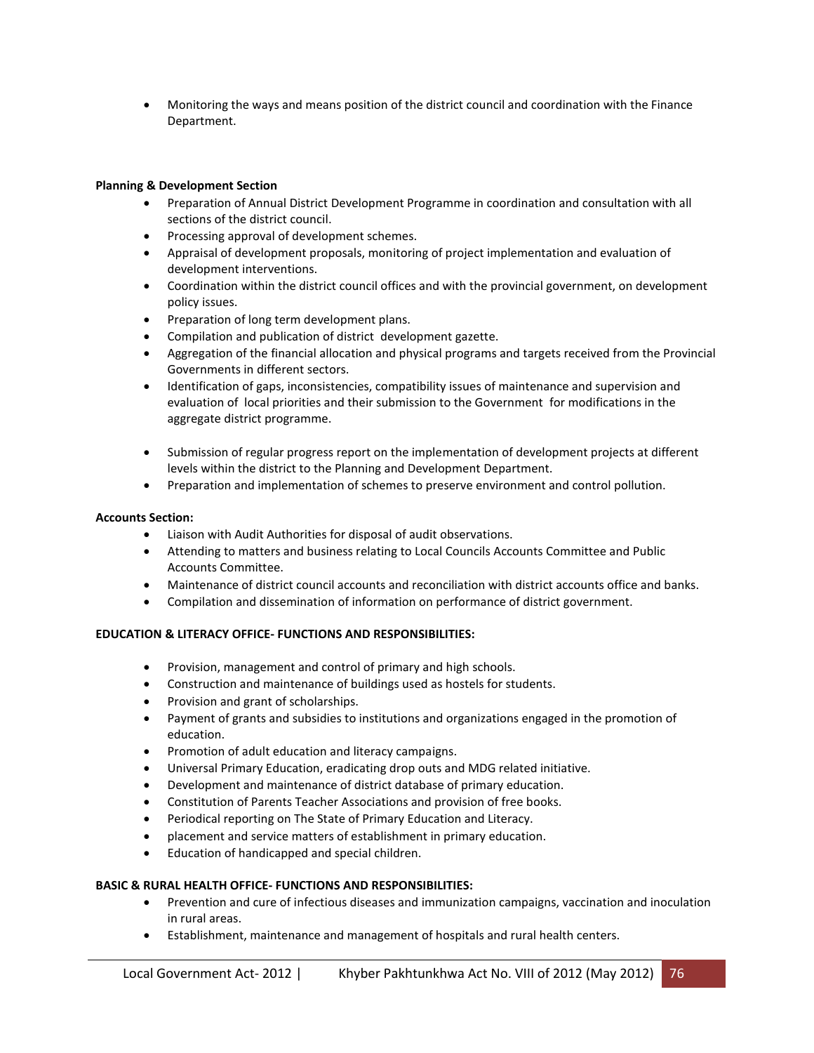- Monitoring the ways and means position of the district council and coordination with the Finance Department.

**Planning & Development Section**

- Preparation of Annual District Development Programme in coordination and consultation with all sections of the district council.
- Processing approval of development schemes.
- Appraisal of development proposals, monitoring of project implementation and evaluation of development interventions.
- Coordination within the district council offices and with the provincial government, on development policy issues.
- Preparation of long term development plans.
- Compilation and publication of district development gazette.
- Aggregation of the financial allocation and physical programs and targets received from the Provincial Governments in different sectors.
- Identification of gaps, inconsistencies, compatibility issues of maintenance and supervision and evaluation of local priorities and their submission to the Government for modifications in the aggregate district programme.
- Submission of regular progress report on the implementation of development projects at different levels within the district to the Planning and Development Department.
- Preparation and implementation of schemes to preserve environment and control pollution.

**Accounts Section:**

- Liaison with Audit Authorities for disposal of audit observations.
- Attending to matters and business relating to Local Councils Accounts Committee and Public Accounts Committee.
- Maintenance of district council accounts and reconciliation with district accounts office and banks.
- Compilation and dissemination of information on performance of district government.

**EDUCATION & LITERACY OFFICE- FUNCTIONS AND RESPONSIBILITIES:**

- Provision, management and control of primary and high schools.
- Construction and maintenance of buildings used as hostels for students.
- Provision and grant of scholarships.
- Payment of grants and subsidies to institutions and organizations engaged in the promotion of education.
- Promotion of adult education and literacy campaigns.
- Universal Primary Education, eradicating drop outs and MDG related initiative.
- Development and maintenance of district database of primary education.
- Constitution of Parents Teacher Associations and provision of free books.
- Periodical reporting on The State of Primary Education and Literacy.
- placement and service matters of establishment in primary education.
- Education of handicapped and special children.

**BASIC & RURAL HEALTH OFFICE- FUNCTIONS AND RESPONSIBILITIES:**

- Prevention and cure of infectious diseases and immunization campaigns, vaccination and inoculation in rural areas.
- Establishment, maintenance and management of hospitals and rural health centers.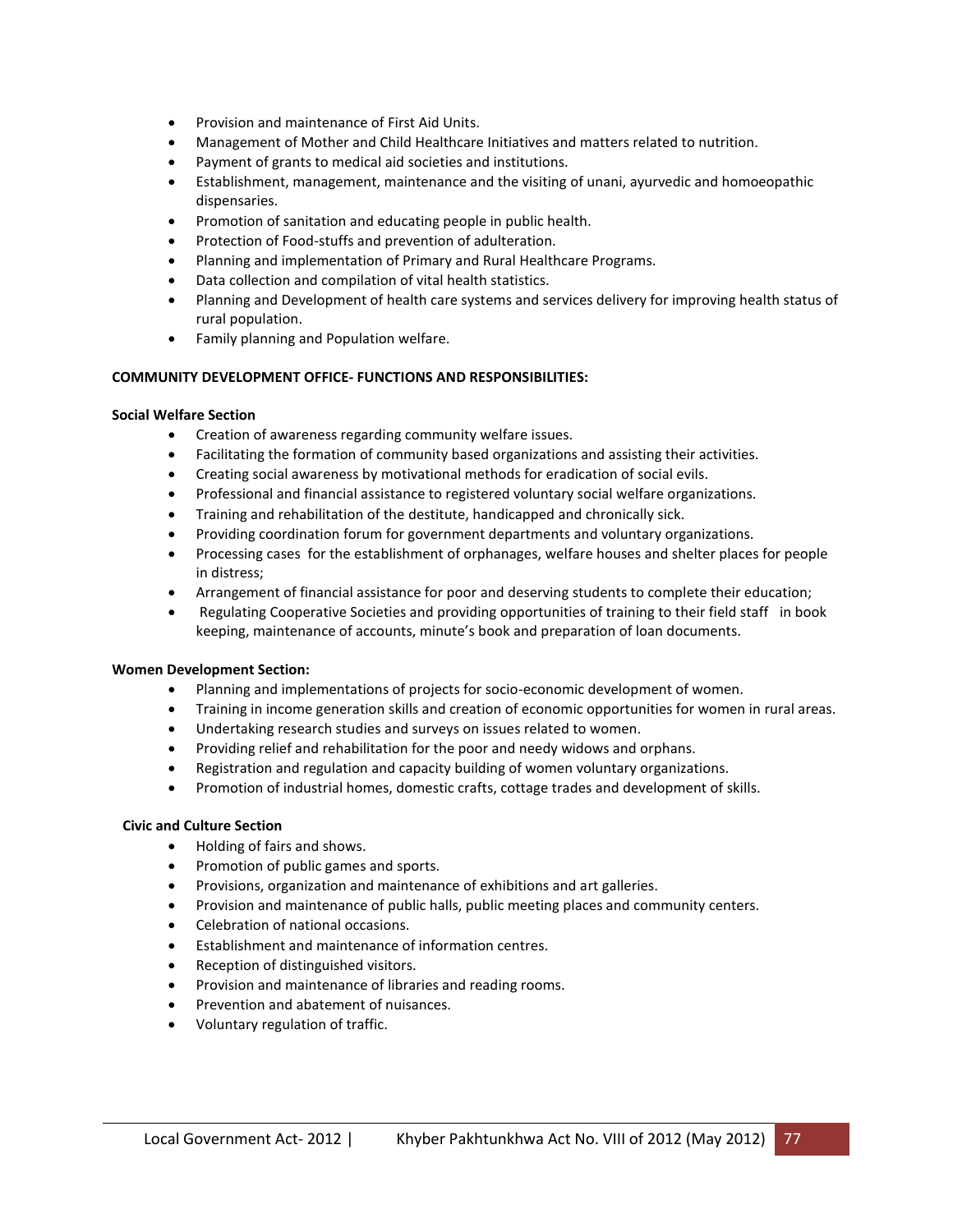- Provision and maintenance of First Aid Units.
- Management of Mother and Child Healthcare Initiatives and matters related to nutrition.
- Payment of grants to medical aid societies and institutions.
- Establishment, management, maintenance and the visiting of unani, ayurvedic and homoeopathic dispensaries.
- Promotion of sanitation and educating people in public health.
- Protection of Food-stuffs and prevention of adulteration.
- Planning and implementation of Primary and Rural Healthcare Programs.
- Data collection and compilation of vital health statistics.
- Planning and Development of health care systems and services delivery for improving health status of rural population.
- Family planning and Population welfare.

**COMMUNITY DEVELOPMENT OFFICE- FUNCTIONS AND RESPONSIBILITIES:**

**Social Welfare Section**

- Creation of awareness regarding community welfare issues.
- Facilitating the formation of community based organizations and assisting their activities.
- Creating social awareness by motivational methods for eradication of social evils.
- Professional and financial assistance to registered voluntary social welfare organizations.
- Training and rehabilitation of the destitute, handicapped and chronically sick.
- Providing coordination forum for government departments and voluntary organizations.
- Processing cases for the establishment of orphanages, welfare houses and shelter places for people in distress;
- Arrangement of financial assistance for poor and deserving students to complete their education;
- Regulating Cooperative Societies and providing opportunities of training to their field staff in book keeping, maintenance of accounts, minute's book and preparation of loan documents.

**Women Development Section:**

- Planning and implementations of projects for socio-economic development of women.
- Training in income generation skills and creation of economic opportunities for women in rural areas.
- Undertaking research studies and surveys on issues related to women.
- Providing relief and rehabilitation for the poor and needy widows and orphans.
- Registration and regulation and capacity building of women voluntary organizations.
- Promotion of industrial homes, domestic crafts, cottage trades and development of skills.

**Civic and Culture Section**

- Holding of fairs and shows.
- Promotion of public games and sports.
- Provisions, organization and maintenance of exhibitions and art galleries.
- Provision and maintenance of public halls, public meeting places and community centers.
- Celebration of national occasions.
- Establishment and maintenance of information centres.
- Reception of distinguished visitors.
- Provision and maintenance of libraries and reading rooms.
- Prevention and abatement of nuisances.
- Voluntary regulation of traffic.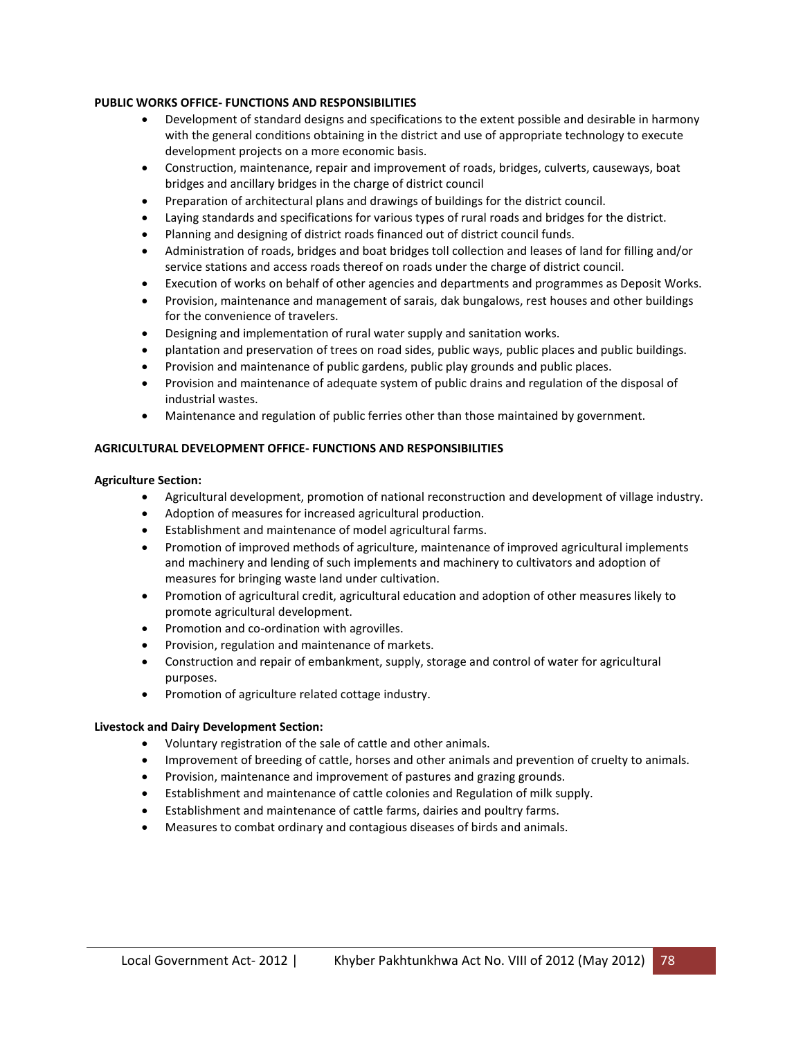**PUBLIC WORKS OFFICE- FUNCTIONS AND RESPONSIBILITIES**

- Development of standard designs and specifications to the extent possible and desirable in harmony with the general conditions obtaining in the district and use of appropriate technology to execute development projects on a more economic basis.
- Construction, maintenance, repair and improvement of roads, bridges, culverts, causeways, boat bridges and ancillary bridges in the charge of district council
- Preparation of architectural plans and drawings of buildings for the district council.
- Laying standards and specifications for various types of rural roads and bridges for the district.
- Planning and designing of district roads financed out of district council funds.
- Administration of roads, bridges and boat bridges toll collection and leases of land for filling and/or service stations and access roads thereof on roads under the charge of district council.
- Execution of works on behalf of other agencies and departments and programmes as Deposit Works.
- Provision, maintenance and management of sarais, dak bungalows, rest houses and other buildings for the convenience of travelers.
- Designing and implementation of rural water supply and sanitation works.
- plantation and preservation of trees on road sides, public ways, public places and public buildings.
- Provision and maintenance of public gardens, public play grounds and public places.
- Provision and maintenance of adequate system of public drains and regulation of the disposal of industrial wastes.
- Maintenance and regulation of public ferries other than those maintained by government.

**AGRICULTURAL DEVELOPMENT OFFICE- FUNCTIONS AND RESPONSIBILITIES**

**Agriculture Section:**

- Agricultural development, promotion of national reconstruction and development of village industry.
- Adoption of measures for increased agricultural production.
- Establishment and maintenance of model agricultural farms.
- Promotion of improved methods of agriculture, maintenance of improved agricultural implements and machinery and lending of such implements and machinery to cultivators and adoption of measures for bringing waste land under cultivation.
- Promotion of agricultural credit, agricultural education and adoption of other measures likely to promote agricultural development.
- Promotion and co-ordination with agrovilles.
- Provision, regulation and maintenance of markets.
- Construction and repair of embankment, supply, storage and control of water for agricultural purposes.
- Promotion of agriculture related cottage industry.

**Livestock and Dairy Development Section:**

- Voluntary registration of the sale of cattle and other animals.
- Improvement of breeding of cattle, horses and other animals and prevention of cruelty to animals.
- Provision, maintenance and improvement of pastures and grazing grounds.
- Establishment and maintenance of cattle colonies and Regulation of milk supply.
- Establishment and maintenance of cattle farms, dairies and poultry farms.
- Measures to combat ordinary and contagious diseases of birds and animals.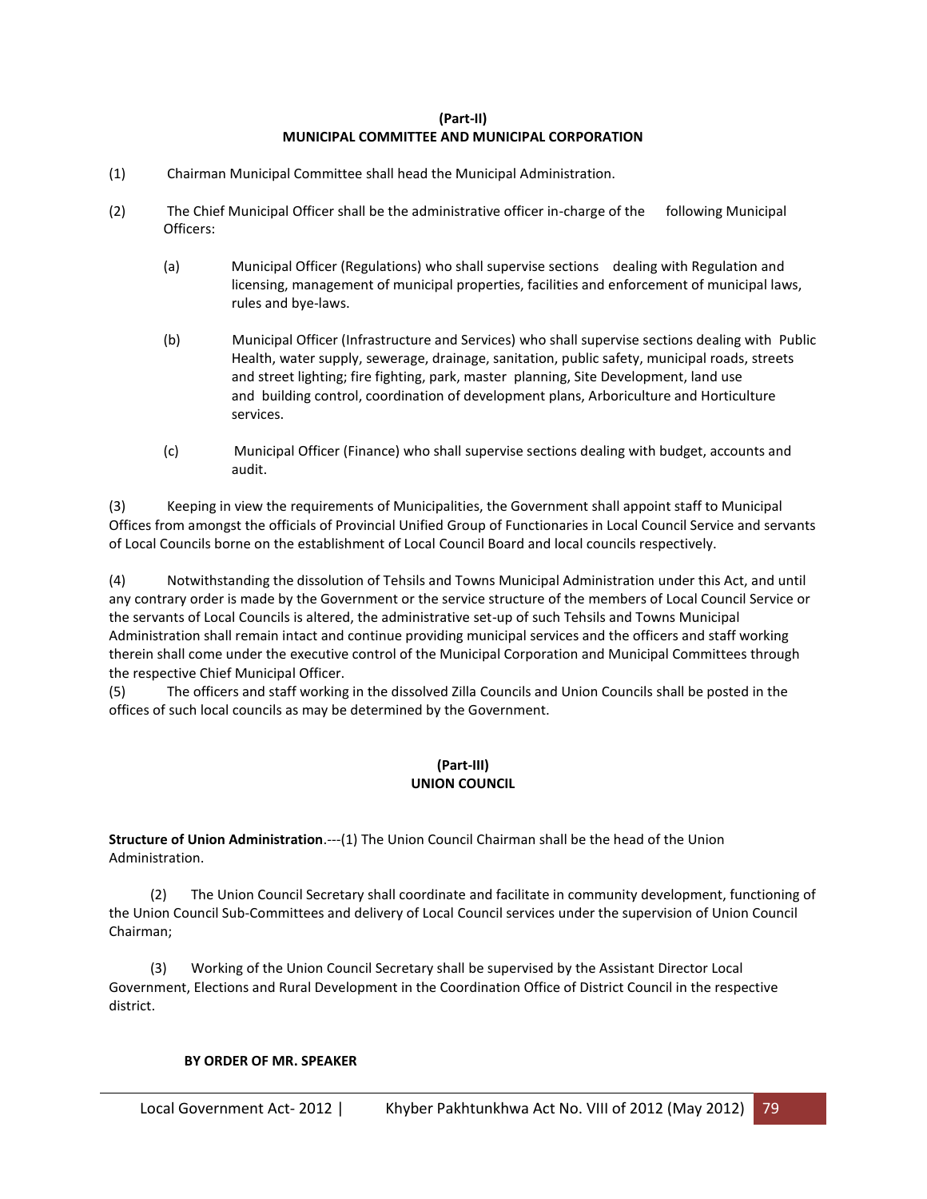**(Part-II)**
**MUNICIPAL COMMITTEE AND MUNICIPAL CORPORATION**

(1) Chairman Municipal Committee shall head the Municipal Administration.

(2) The Chief Municipal Officer shall be the administrative officer in-charge of the following Municipal Officers:

(a) Municipal Officer (Regulations) who shall supervise sections dealing with Regulation and licensing, management of municipal properties, facilities and enforcement of municipal laws, rules and bye-laws.

(b) Municipal Officer (Infrastructure and Services) who shall supervise sections dealing with Public Health, water supply, sewerage, drainage, sanitation, public safety, municipal roads, streets and street lighting; fire fighting, park, master planning, Site Development, land use and building control, coordination of development plans, Arboriculture and Horticulture services.

(c) Municipal Officer (Finance) who shall supervise sections dealing with budget, accounts and audit.

(3) Keeping in view the requirements of Municipalities, the Government shall appoint staff to Municipal Offices from amongst the officials of Provincial Unified Group of Functionaries in Local Council Service and servants of Local Councils borne on the establishment of Local Council Board and local councils respectively.

(4) Notwithstanding the dissolution of Tehsils and Towns Municipal Administration under this Act, and until any contrary order is made by the Government or the service structure of the members of Local Council Service or the servants of Local Councils is altered, the administrative set-up of such Tehsils and Towns Municipal Administration shall remain intact and continue providing municipal services and the officers and staff working therein shall come under the executive control of the Municipal Corporation and Municipal Committees through the respective Chief Municipal Officer.

(5) The officers and staff working in the dissolved Zilla Councils and Union Councils shall be posted in the offices of such local councils as may be determined by the Government.

**(Part-III)**
**UNION COUNCIL**

**Structure of Union Administration**.---(1) The Union Council Chairman shall be the head of the Union Administration.

(2) The Union Council Secretary shall coordinate and facilitate in community development, functioning of the Union Council Sub-Committees and delivery of Local Council services under the supervision of Union Council Chairman;

(3) Working of the Union Council Secretary shall be supervised by the Assistant Director Local Government, Elections and Rural Development in the Coordination Office of District Council in the respective district.

**BY ORDER OF MR. SPEAKER**